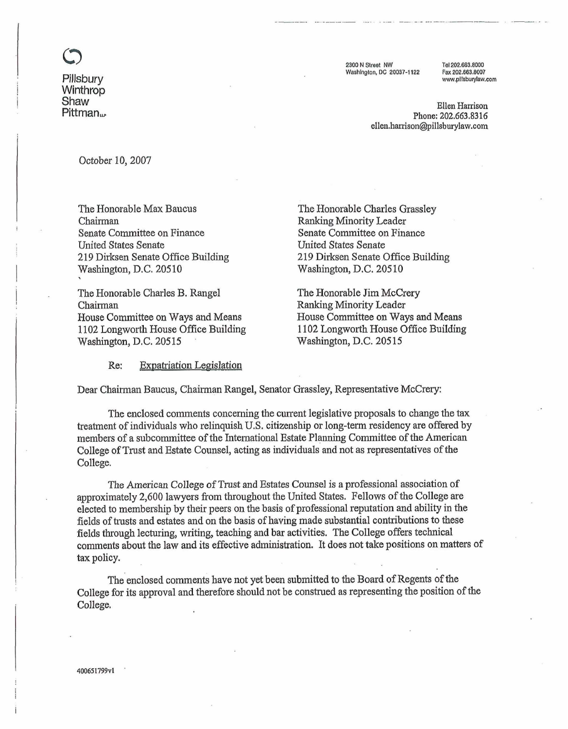Pillsbury
Winthrop
Shaw
Pittman LLP

2300 N Street NW
Washington, DC 20037-1122

Tel 202.663.8000
Fax 202.663.8007
www.pillsburylaw.com

Ellen Harrison
Phone: 202.663.8316
ellen.harrison@pillsburylaw.com

October 10, 2007

The Honorable Max Baucus
Chairman
Senate Committee on Finance
United States Senate
219 Dirksen Senate Office Building
Washington, D.C. 20510

The Honorable Charles Grassley
Ranking Minority Leader
Senate Committee on Finance
United States Senate
219 Dirksen Senate Office Building
Washington, D.C. 20510

The Honorable Charles B. Rangel
Chairman
House Committee on Ways and Means
1102 Longworth House Office Building
Washington, D.C. 20515

The Honorable Jim McCrery
Ranking Minority Leader
House Committee on Ways and Means
1102 Longworth House Office Building
Washington, D.C. 20515

Re: Expatriation Legislation

Dear Chairman Baucus, Chairman Rangel, Senator Grassley, Representative McCrery:

The enclosed comments concerning the current legislative proposals to change the tax treatment of individuals who relinquish U.S. citizenship or long-term residency are offered by members of a subcommittee of the International Estate Planning Committee of the American College of Trust and Estate Counsel, acting as individuals and not as representatives of the College.

The American College of Trust and Estates Counsel is a professional association of approximately 2,600 lawyers from throughout the United States. Fellows of the College are elected to membership by their peers on the basis of professional reputation and ability in the fields of trusts and estates and on the basis of having made substantial contributions to these fields through lecturing, writing, teaching and bar activities. The College offers technical comments about the law and its effective administration. It does not take positions on matters of tax policy.

The enclosed comments have not yet been submitted to the Board of Regents of the College for its approval and therefore should not be construed as representing the position of the College.

400651799v1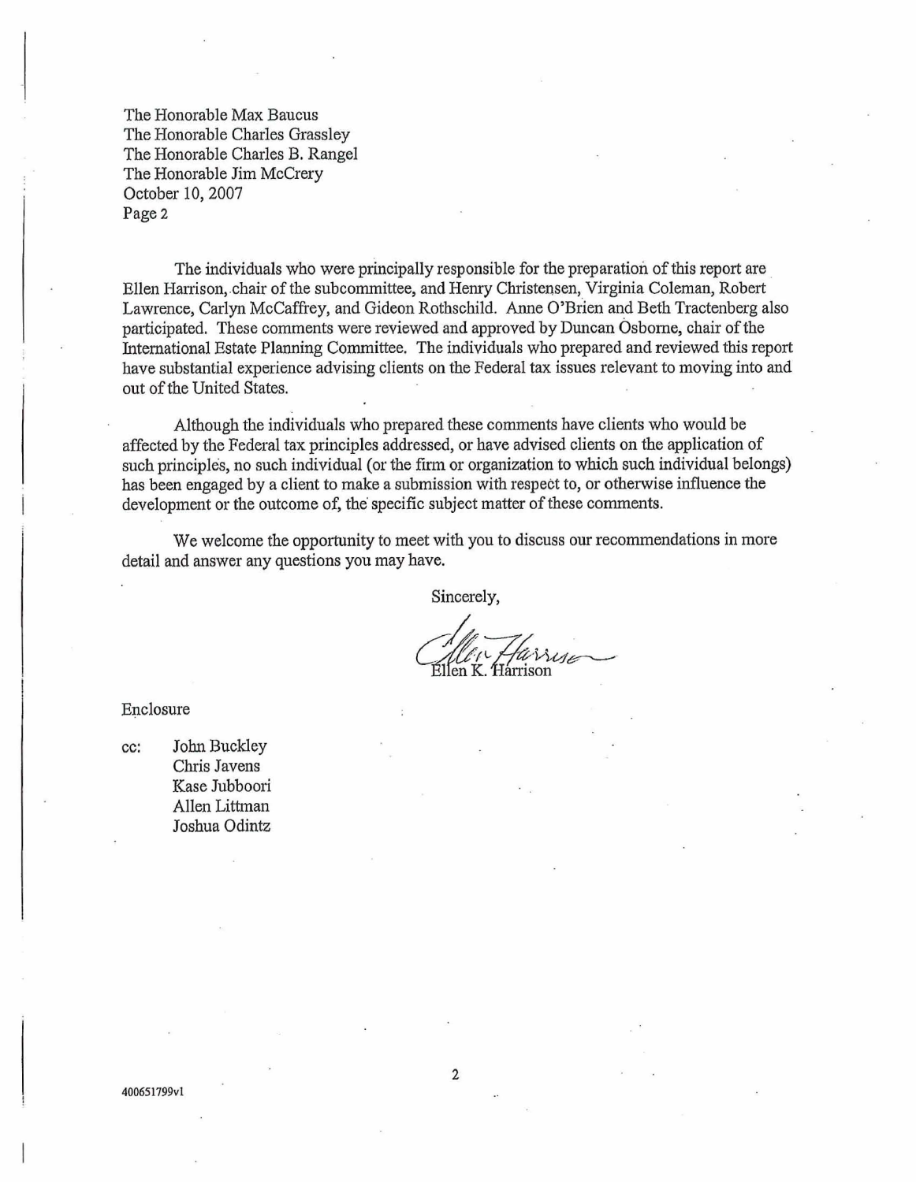The Honorable Max Baucus
The Honorable Charles Grassley
The Honorable Charles B. Rangel
The Honorable Jim McCrery
October 10, 2007
Page 2

The individuals who were principally responsible for the preparation of this report are Ellen Harrison, chair of the subcommittee, and Henry Christensen, Virginia Coleman, Robert Lawrence, Carlyn McCaffrey, and Gideon Rothschild. Anne O'Brien and Beth Tractenberg also participated. These comments were reviewed and approved by Duncan Osborne, chair of the International Estate Planning Committee. The individuals who prepared and reviewed this report have substantial experience advising clients on the Federal tax issues relevant to moving into and out of the United States.

Although the individuals who prepared these comments have clients who would be affected by the Federal tax principles addressed, or have advised clients on the application of such principles, no such individual (or the firm or organization to which such individual belongs) has been engaged by a client to make a submission with respect to, or otherwise influence the development or the outcome of, the specific subject matter of these comments.

We welcome the opportunity to meet with you to discuss our recommendations in more detail and answer any questions you may have.

Sincerely,

Ellen K. Harrison

Enclosure

cc: John Buckley
Chris Javens
Kase Jubboori
Allen Littman
Joshua Odintz

400651799v1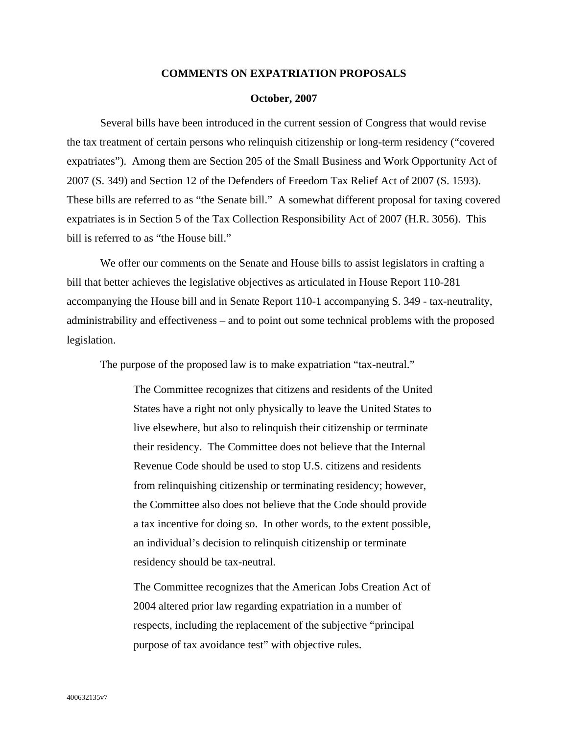**COMMENTS ON EXPATRIATION PROPOSALS**

**October, 2007**

Several bills have been introduced in the current session of Congress that would revise the tax treatment of certain persons who relinquish citizenship or long-term residency ("covered expatriates"). Among them are Section 205 of the Small Business and Work Opportunity Act of 2007 (S. 349) and Section 12 of the Defenders of Freedom Tax Relief Act of 2007 (S. 1593). These bills are referred to as "the Senate bill." A somewhat different proposal for taxing covered expatriates is in Section 5 of the Tax Collection Responsibility Act of 2007 (H.R. 3056). This bill is referred to as "the House bill."

We offer our comments on the Senate and House bills to assist legislators in crafting a bill that better achieves the legislative objectives as articulated in House Report 110-281 accompanying the House bill and in Senate Report 110-1 accompanying S. 349 - tax-neutrality, administrability and effectiveness – and to point out some technical problems with the proposed legislation.

The purpose of the proposed law is to make expatriation "tax-neutral."

> The Committee recognizes that citizens and residents of the United States have a right not only physically to leave the United States to live elsewhere, but also to relinquish their citizenship or terminate their residency. The Committee does not believe that the Internal Revenue Code should be used to stop U.S. citizens and residents from relinquishing citizenship or terminating residency; however, the Committee also does not believe that the Code should provide a tax incentive for doing so. In other words, to the extent possible, an individual's decision to relinquish citizenship or terminate residency should be tax-neutral.
>
> The Committee recognizes that the American Jobs Creation Act of 2004 altered prior law regarding expatriation in a number of respects, including the replacement of the subjective "principal purpose of tax avoidance test" with objective rules.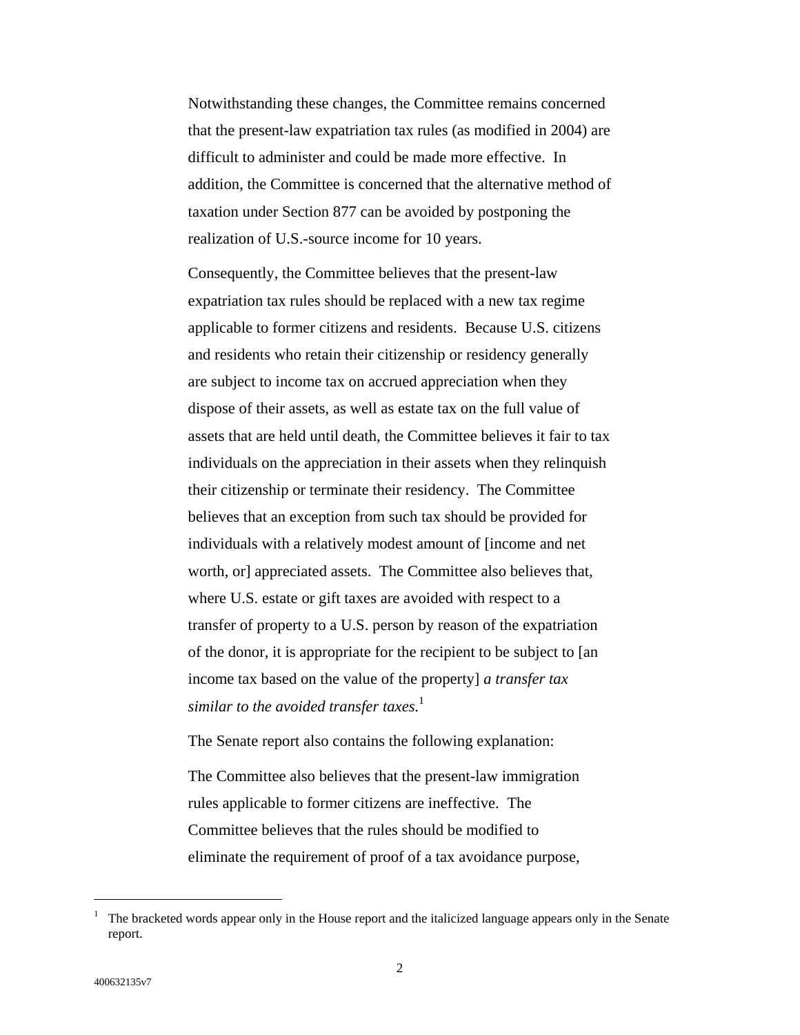Notwithstanding these changes, the Committee remains concerned that the present-law expatriation tax rules (as modified in 2004) are difficult to administer and could be made more effective. In addition, the Committee is concerned that the alternative method of taxation under Section 877 can be avoided by postponing the realization of U.S.-source income for 10 years.

Consequently, the Committee believes that the present-law expatriation tax rules should be replaced with a new tax regime applicable to former citizens and residents. Because U.S. citizens and residents who retain their citizenship or residency generally are subject to income tax on accrued appreciation when they dispose of their assets, as well as estate tax on the full value of assets that are held until death, the Committee believes it fair to tax individuals on the appreciation in their assets when they relinquish their citizenship or terminate their residency. The Committee believes that an exception from such tax should be provided for individuals with a relatively modest amount of [income and net worth, or] appreciated assets. The Committee also believes that, where U.S. estate or gift taxes are avoided with respect to a transfer of property to a U.S. person by reason of the expatriation of the donor, it is appropriate for the recipient to be subject to [an income tax based on the value of the property] *a transfer tax similar to the avoided transfer taxes.*[1]

The Senate report also contains the following explanation:

The Committee also believes that the present-law immigration rules applicable to former citizens are ineffective. The Committee believes that the rules should be modified to eliminate the requirement of proof of a tax avoidance purpose,

---

[1] The bracketed words appear only in the House report and the italicized language appears only in the Senate report.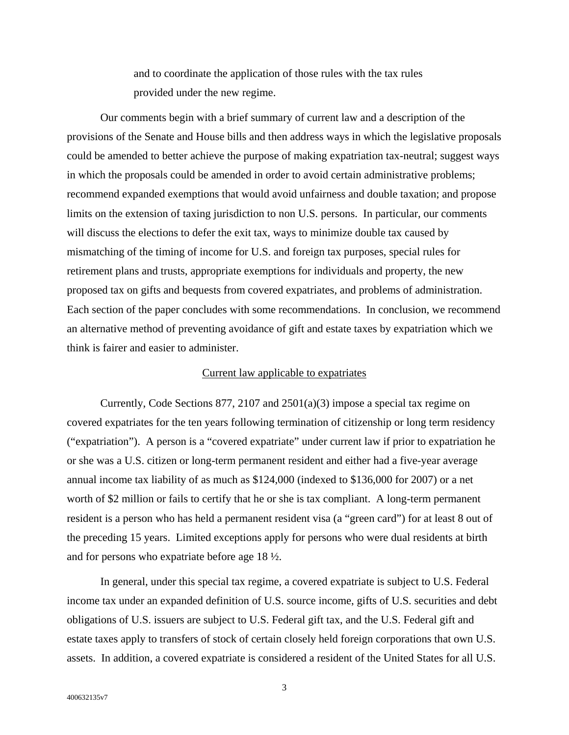and to coordinate the application of those rules with the tax rules provided under the new regime.

Our comments begin with a brief summary of current law and a description of the provisions of the Senate and House bills and then address ways in which the legislative proposals could be amended to better achieve the purpose of making expatriation tax-neutral; suggest ways in which the proposals could be amended in order to avoid certain administrative problems; recommend expanded exemptions that would avoid unfairness and double taxation; and propose limits on the extension of taxing jurisdiction to non U.S. persons. In particular, our comments will discuss the elections to defer the exit tax, ways to minimize double tax caused by mismatching of the timing of income for U.S. and foreign tax purposes, special rules for retirement plans and trusts, appropriate exemptions for individuals and property, the new proposed tax on gifts and bequests from covered expatriates, and problems of administration. Each section of the paper concludes with some recommendations. In conclusion, we recommend an alternative method of preventing avoidance of gift and estate taxes by expatriation which we think is fairer and easier to administer.

## Current law applicable to expatriates

Currently, Code Sections 877, 2107 and 2501(a)(3) impose a special tax regime on covered expatriates for the ten years following termination of citizenship or long term residency ("expatriation"). A person is a "covered expatriate" under current law if prior to expatriation he or she was a U.S. citizen or long-term permanent resident and either had a five-year average annual income tax liability of as much as $124,000 (indexed to $136,000 for 2007) or a net worth of $2 million or fails to certify that he or she is tax compliant. A long-term permanent resident is a person who has held a permanent resident visa (a "green card") for at least 8 out of the preceding 15 years. Limited exceptions apply for persons who were dual residents at birth and for persons who expatriate before age 18 ½.

In general, under this special tax regime, a covered expatriate is subject to U.S. Federal income tax under an expanded definition of U.S. source income, gifts of U.S. securities and debt obligations of U.S. issuers are subject to U.S. Federal gift tax, and the U.S. Federal gift and estate taxes apply to transfers of stock of certain closely held foreign corporations that own U.S. assets. In addition, a covered expatriate is considered a resident of the United States for all U.S.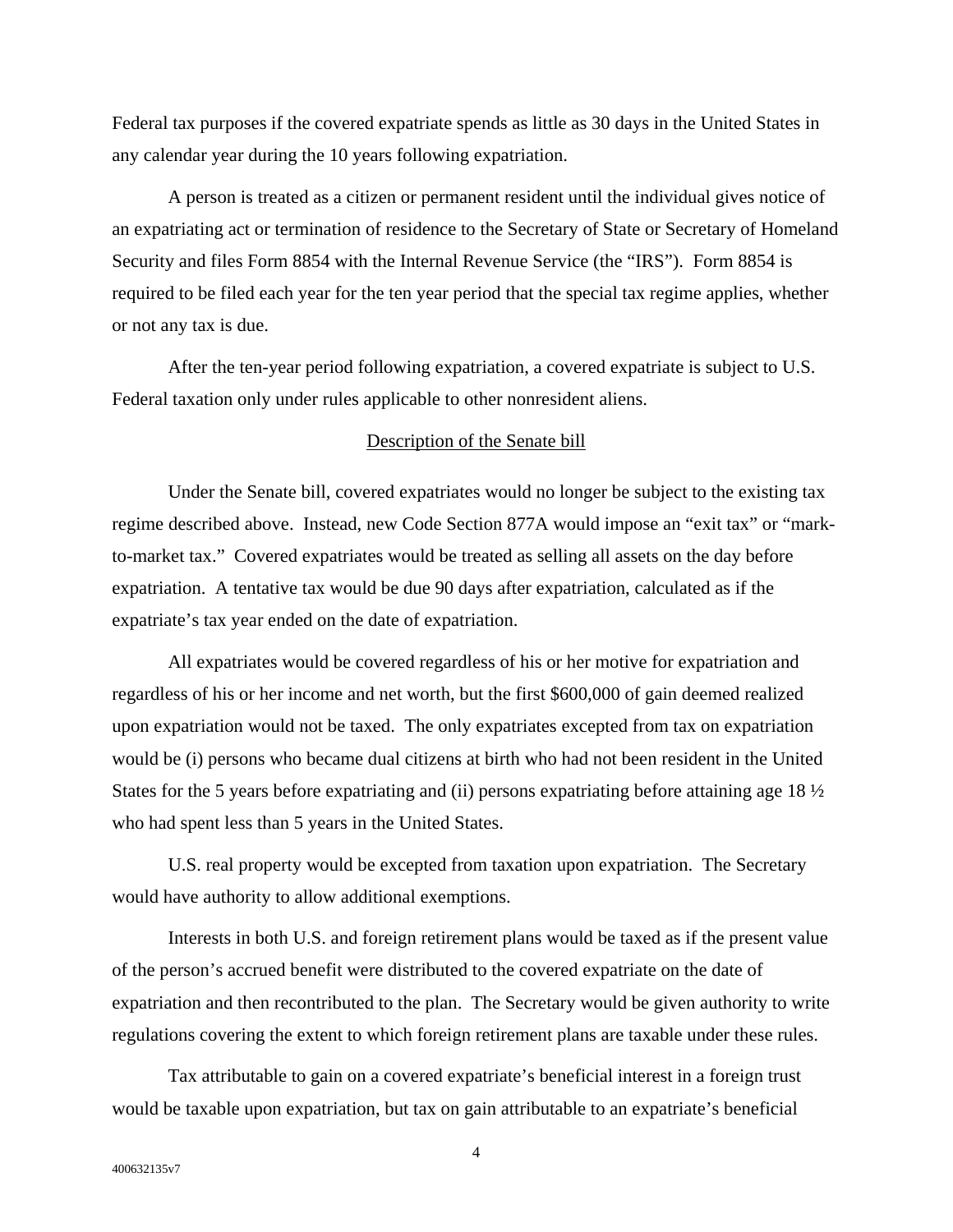Federal tax purposes if the covered expatriate spends as little as 30 days in the United States in any calendar year during the 10 years following expatriation.

A person is treated as a citizen or permanent resident until the individual gives notice of an expatriating act or termination of residence to the Secretary of State or Secretary of Homeland Security and files Form 8854 with the Internal Revenue Service (the "IRS"). Form 8854 is required to be filed each year for the ten year period that the special tax regime applies, whether or not any tax is due.

After the ten-year period following expatriation, a covered expatriate is subject to U.S. Federal taxation only under rules applicable to other nonresident aliens.

<u>Description of the Senate bill</u>

Under the Senate bill, covered expatriates would no longer be subject to the existing tax regime described above. Instead, new Code Section 877A would impose an "exit tax" or "mark-to-market tax." Covered expatriates would be treated as selling all assets on the day before expatriation. A tentative tax would be due 90 days after expatriation, calculated as if the expatriate's tax year ended on the date of expatriation.

All expatriates would be covered regardless of his or her motive for expatriation and regardless of his or her income and net worth, but the first $600,000 of gain deemed realized upon expatriation would not be taxed. The only expatriates excepted from tax on expatriation would be (i) persons who became dual citizens at birth who had not been resident in the United States for the 5 years before expatriating and (ii) persons expatriating before attaining age 18 ½ who had spent less than 5 years in the United States.

U.S. real property would be excepted from taxation upon expatriation. The Secretary would have authority to allow additional exemptions.

Interests in both U.S. and foreign retirement plans would be taxed as if the present value of the person's accrued benefit were distributed to the covered expatriate on the date of expatriation and then recontributed to the plan. The Secretary would be given authority to write regulations covering the extent to which foreign retirement plans are taxable under these rules.

Tax attributable to gain on a covered expatriate's beneficial interest in a foreign trust would be taxable upon expatriation, but tax on gain attributable to an expatriate's beneficial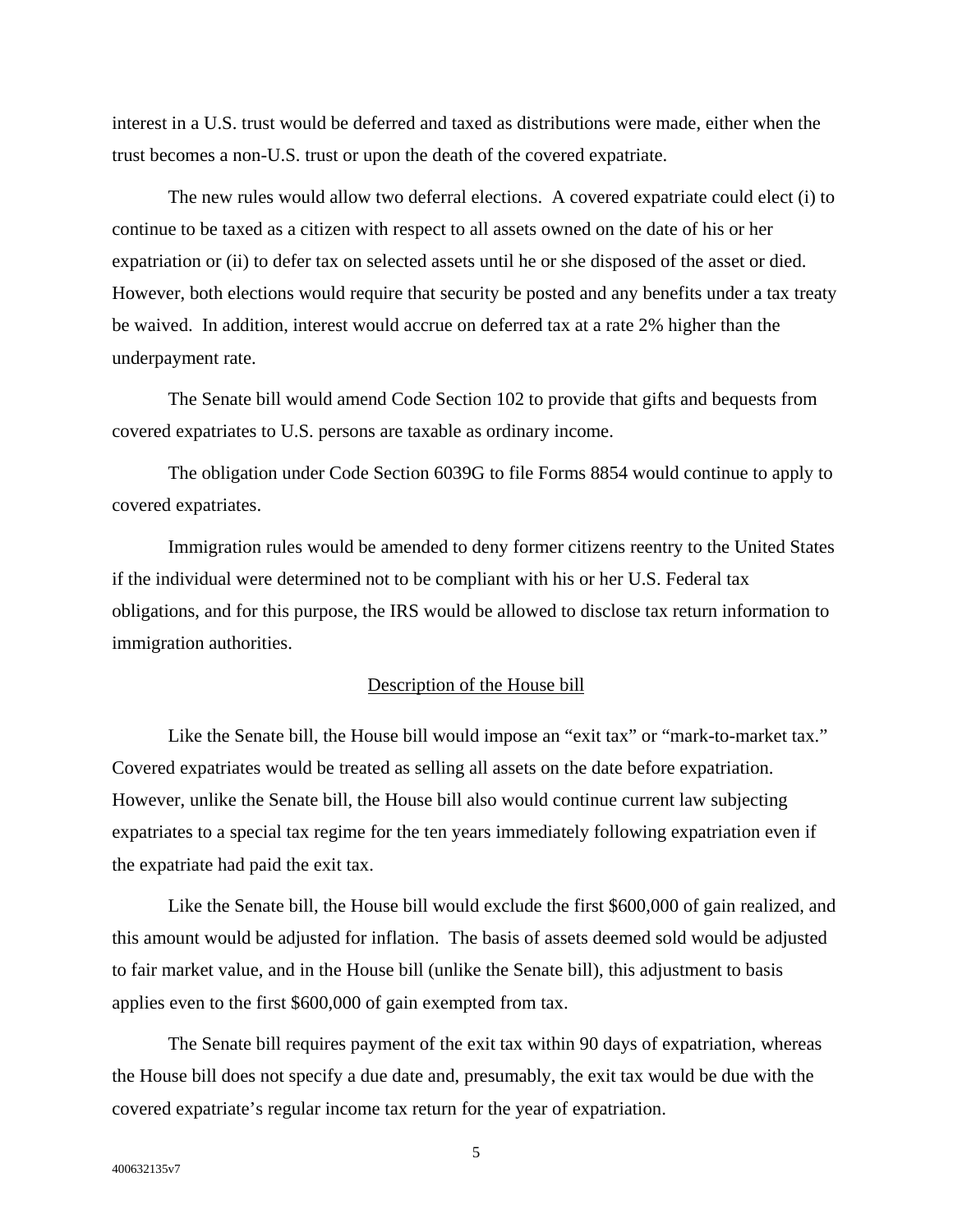interest in a U.S. trust would be deferred and taxed as distributions were made, either when the trust becomes a non-U.S. trust or upon the death of the covered expatriate.

The new rules would allow two deferral elections. A covered expatriate could elect (i) to continue to be taxed as a citizen with respect to all assets owned on the date of his or her expatriation or (ii) to defer tax on selected assets until he or she disposed of the asset or died. However, both elections would require that security be posted and any benefits under a tax treaty be waived. In addition, interest would accrue on deferred tax at a rate 2% higher than the underpayment rate.

The Senate bill would amend Code Section 102 to provide that gifts and bequests from covered expatriates to U.S. persons are taxable as ordinary income.

The obligation under Code Section 6039G to file Forms 8854 would continue to apply to covered expatriates.

Immigration rules would be amended to deny former citizens reentry to the United States if the individual were determined not to be compliant with his or her U.S. Federal tax obligations, and for this purpose, the IRS would be allowed to disclose tax return information to immigration authorities.

## Description of the House bill

Like the Senate bill, the House bill would impose an "exit tax" or "mark-to-market tax." Covered expatriates would be treated as selling all assets on the date before expatriation. However, unlike the Senate bill, the House bill also would continue current law subjecting expatriates to a special tax regime for the ten years immediately following expatriation even if the expatriate had paid the exit tax.

Like the Senate bill, the House bill would exclude the first $600,000 of gain realized, and this amount would be adjusted for inflation. The basis of assets deemed sold would be adjusted to fair market value, and in the House bill (unlike the Senate bill), this adjustment to basis applies even to the first $600,000 of gain exempted from tax.

The Senate bill requires payment of the exit tax within 90 days of expatriation, whereas the House bill does not specify a due date and, presumably, the exit tax would be due with the covered expatriate's regular income tax return for the year of expatriation.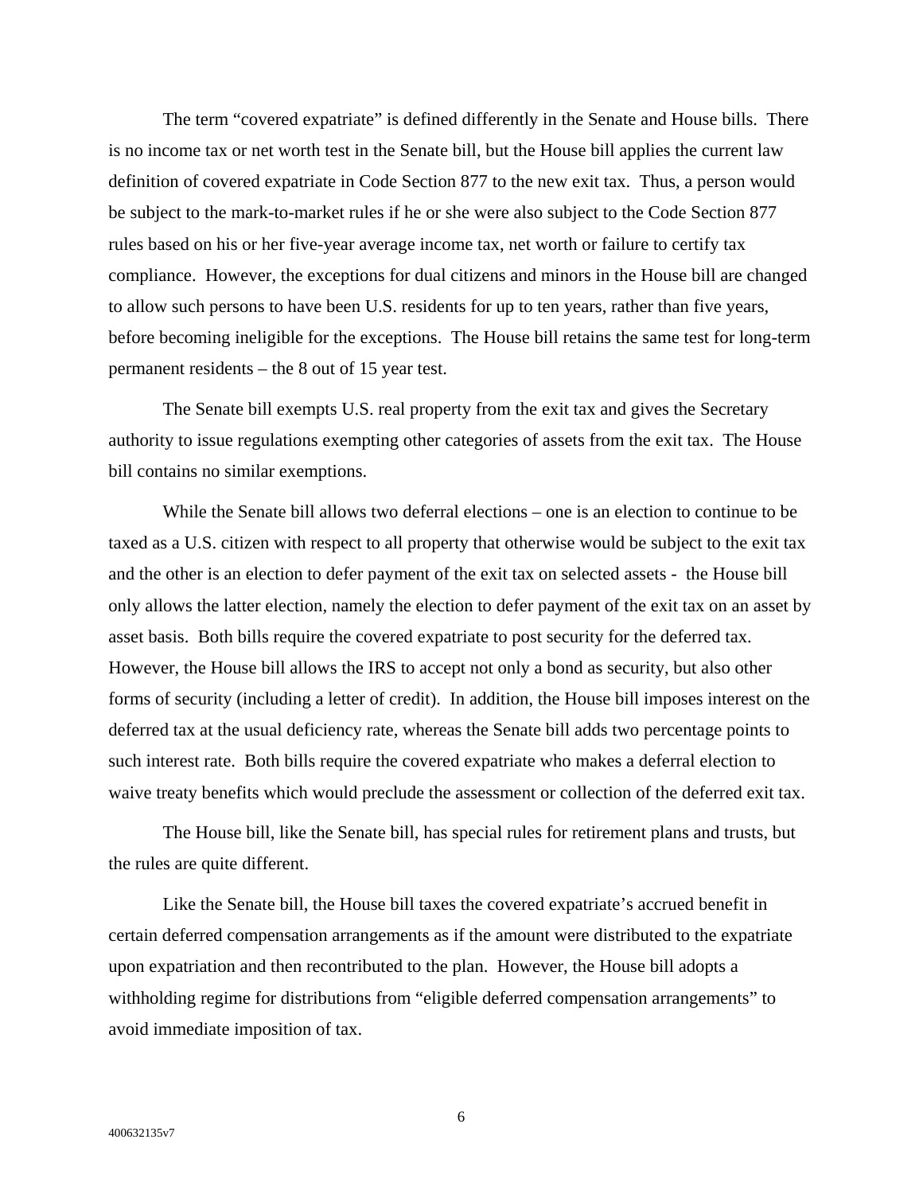The term "covered expatriate" is defined differently in the Senate and House bills. There is no income tax or net worth test in the Senate bill, but the House bill applies the current law definition of covered expatriate in Code Section 877 to the new exit tax. Thus, a person would be subject to the mark-to-market rules if he or she were also subject to the Code Section 877 rules based on his or her five-year average income tax, net worth or failure to certify tax compliance. However, the exceptions for dual citizens and minors in the House bill are changed to allow such persons to have been U.S. residents for up to ten years, rather than five years, before becoming ineligible for the exceptions. The House bill retains the same test for long-term permanent residents – the 8 out of 15 year test.

The Senate bill exempts U.S. real property from the exit tax and gives the Secretary authority to issue regulations exempting other categories of assets from the exit tax. The House bill contains no similar exemptions.

While the Senate bill allows two deferral elections – one is an election to continue to be taxed as a U.S. citizen with respect to all property that otherwise would be subject to the exit tax and the other is an election to defer payment of the exit tax on selected assets - the House bill only allows the latter election, namely the election to defer payment of the exit tax on an asset by asset basis. Both bills require the covered expatriate to post security for the deferred tax. However, the House bill allows the IRS to accept not only a bond as security, but also other forms of security (including a letter of credit). In addition, the House bill imposes interest on the deferred tax at the usual deficiency rate, whereas the Senate bill adds two percentage points to such interest rate. Both bills require the covered expatriate who makes a deferral election to waive treaty benefits which would preclude the assessment or collection of the deferred exit tax.

The House bill, like the Senate bill, has special rules for retirement plans and trusts, but the rules are quite different.

Like the Senate bill, the House bill taxes the covered expatriate's accrued benefit in certain deferred compensation arrangements as if the amount were distributed to the expatriate upon expatriation and then recontributed to the plan. However, the House bill adopts a withholding regime for distributions from "eligible deferred compensation arrangements" to avoid immediate imposition of tax.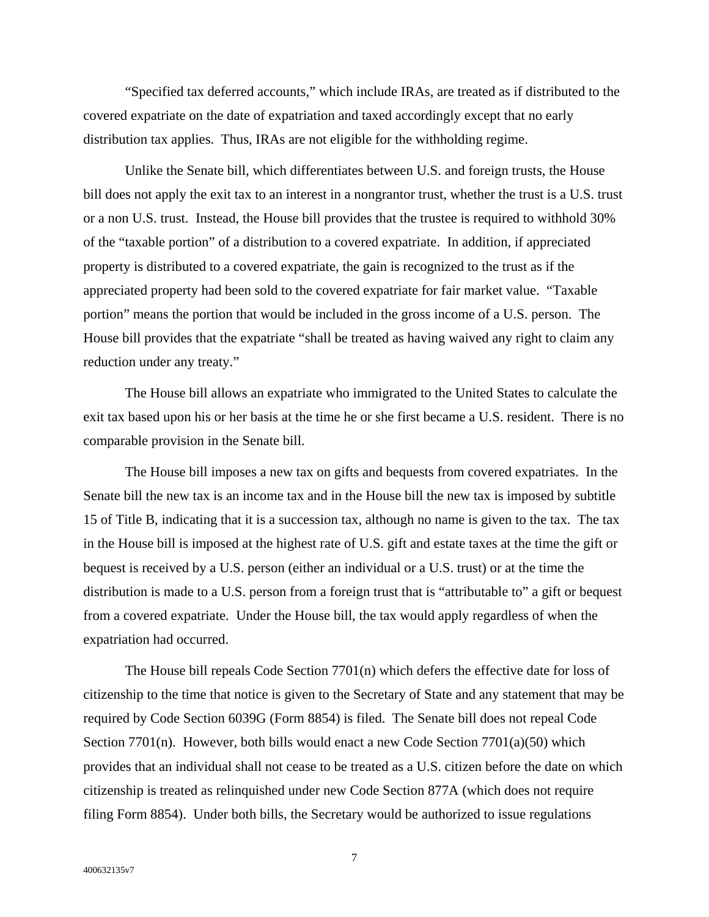“Specified tax deferred accounts,” which include IRAs, are treated as if distributed to the covered expatriate on the date of expatriation and taxed accordingly except that no early distribution tax applies. Thus, IRAs are not eligible for the withholding regime.

Unlike the Senate bill, which differentiates between U.S. and foreign trusts, the House bill does not apply the exit tax to an interest in a nongrantor trust, whether the trust is a U.S. trust or a non U.S. trust. Instead, the House bill provides that the trustee is required to withhold 30% of the “taxable portion” of a distribution to a covered expatriate. In addition, if appreciated property is distributed to a covered expatriate, the gain is recognized to the trust as if the appreciated property had been sold to the covered expatriate for fair market value. “Taxable portion” means the portion that would be included in the gross income of a U.S. person. The House bill provides that the expatriate “shall be treated as having waived any right to claim any reduction under any treaty.”

The House bill allows an expatriate who immigrated to the United States to calculate the exit tax based upon his or her basis at the time he or she first became a U.S. resident. There is no comparable provision in the Senate bill.

The House bill imposes a new tax on gifts and bequests from covered expatriates. In the Senate bill the new tax is an income tax and in the House bill the new tax is imposed by subtitle 15 of Title B, indicating that it is a succession tax, although no name is given to the tax. The tax in the House bill is imposed at the highest rate of U.S. gift and estate taxes at the time the gift or bequest is received by a U.S. person (either an individual or a U.S. trust) or at the time the distribution is made to a U.S. person from a foreign trust that is “attributable to” a gift or bequest from a covered expatriate. Under the House bill, the tax would apply regardless of when the expatriation had occurred.

The House bill repeals Code Section 7701(n) which defers the effective date for loss of citizenship to the time that notice is given to the Secretary of State and any statement that may be required by Code Section 6039G (Form 8854) is filed. The Senate bill does not repeal Code Section 7701(n). However, both bills would enact a new Code Section 7701(a)(50) which provides that an individual shall not cease to be treated as a U.S. citizen before the date on which citizenship is treated as relinquished under new Code Section 877A (which does not require filing Form 8854). Under both bills, the Secretary would be authorized to issue regulations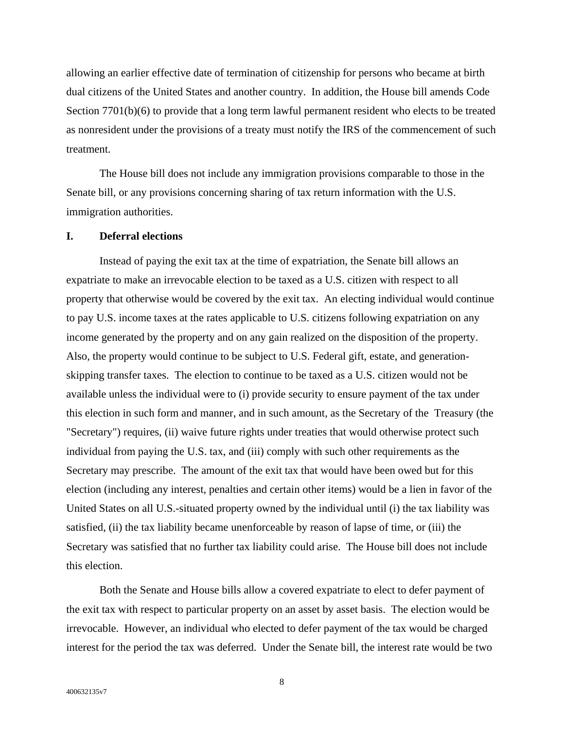allowing an earlier effective date of termination of citizenship for persons who became at birth dual citizens of the United States and another country. In addition, the House bill amends Code Section 7701(b)(6) to provide that a long term lawful permanent resident who elects to be treated as nonresident under the provisions of a treaty must notify the IRS of the commencement of such treatment.

The House bill does not include any immigration provisions comparable to those in the Senate bill, or any provisions concerning sharing of tax return information with the U.S. immigration authorities.

## I. Deferral elections

Instead of paying the exit tax at the time of expatriation, the Senate bill allows an expatriate to make an irrevocable election to be taxed as a U.S. citizen with respect to all property that otherwise would be covered by the exit tax. An electing individual would continue to pay U.S. income taxes at the rates applicable to U.S. citizens following expatriation on any income generated by the property and on any gain realized on the disposition of the property. Also, the property would continue to be subject to U.S. Federal gift, estate, and generation-skipping transfer taxes. The election to continue to be taxed as a U.S. citizen would not be available unless the individual were to (i) provide security to ensure payment of the tax under this election in such form and manner, and in such amount, as the Secretary of the Treasury (the "Secretary") requires, (ii) waive future rights under treaties that would otherwise protect such individual from paying the U.S. tax, and (iii) comply with such other requirements as the Secretary may prescribe. The amount of the exit tax that would have been owed but for this election (including any interest, penalties and certain other items) would be a lien in favor of the United States on all U.S.-situated property owned by the individual until (i) the tax liability was satisfied, (ii) the tax liability became unenforceable by reason of lapse of time, or (iii) the Secretary was satisfied that no further tax liability could arise. The House bill does not include this election.

Both the Senate and House bills allow a covered expatriate to elect to defer payment of the exit tax with respect to particular property on an asset by asset basis. The election would be irrevocable. However, an individual who elected to defer payment of the tax would be charged interest for the period the tax was deferred. Under the Senate bill, the interest rate would be two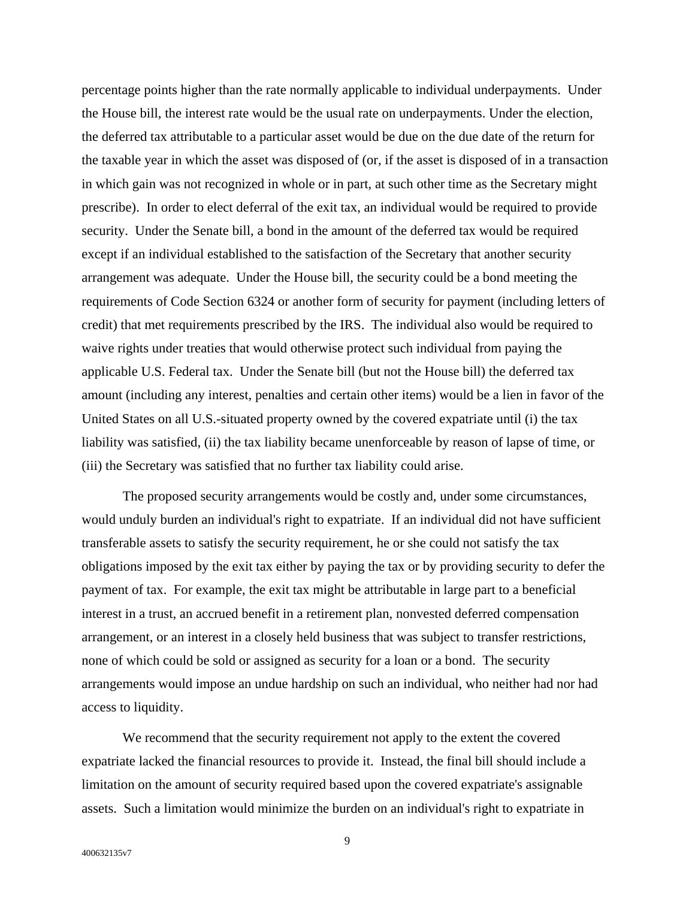percentage points higher than the rate normally applicable to individual underpayments. Under the House bill, the interest rate would be the usual rate on underpayments. Under the election, the deferred tax attributable to a particular asset would be due on the due date of the return for the taxable year in which the asset was disposed of (or, if the asset is disposed of in a transaction in which gain was not recognized in whole or in part, at such other time as the Secretary might prescribe). In order to elect deferral of the exit tax, an individual would be required to provide security. Under the Senate bill, a bond in the amount of the deferred tax would be required except if an individual established to the satisfaction of the Secretary that another security arrangement was adequate. Under the House bill, the security could be a bond meeting the requirements of Code Section 6324 or another form of security for payment (including letters of credit) that met requirements prescribed by the IRS. The individual also would be required to waive rights under treaties that would otherwise protect such individual from paying the applicable U.S. Federal tax. Under the Senate bill (but not the House bill) the deferred tax amount (including any interest, penalties and certain other items) would be a lien in favor of the United States on all U.S.-situated property owned by the covered expatriate until (i) the tax liability was satisfied, (ii) the tax liability became unenforceable by reason of lapse of time, or (iii) the Secretary was satisfied that no further tax liability could arise.

The proposed security arrangements would be costly and, under some circumstances, would unduly burden an individual's right to expatriate. If an individual did not have sufficient transferable assets to satisfy the security requirement, he or she could not satisfy the tax obligations imposed by the exit tax either by paying the tax or by providing security to defer the payment of tax. For example, the exit tax might be attributable in large part to a beneficial interest in a trust, an accrued benefit in a retirement plan, nonvested deferred compensation arrangement, or an interest in a closely held business that was subject to transfer restrictions, none of which could be sold or assigned as security for a loan or a bond. The security arrangements would impose an undue hardship on such an individual, who neither had nor had access to liquidity.

We recommend that the security requirement not apply to the extent the covered expatriate lacked the financial resources to provide it. Instead, the final bill should include a limitation on the amount of security required based upon the covered expatriate's assignable assets. Such a limitation would minimize the burden on an individual's right to expatriate in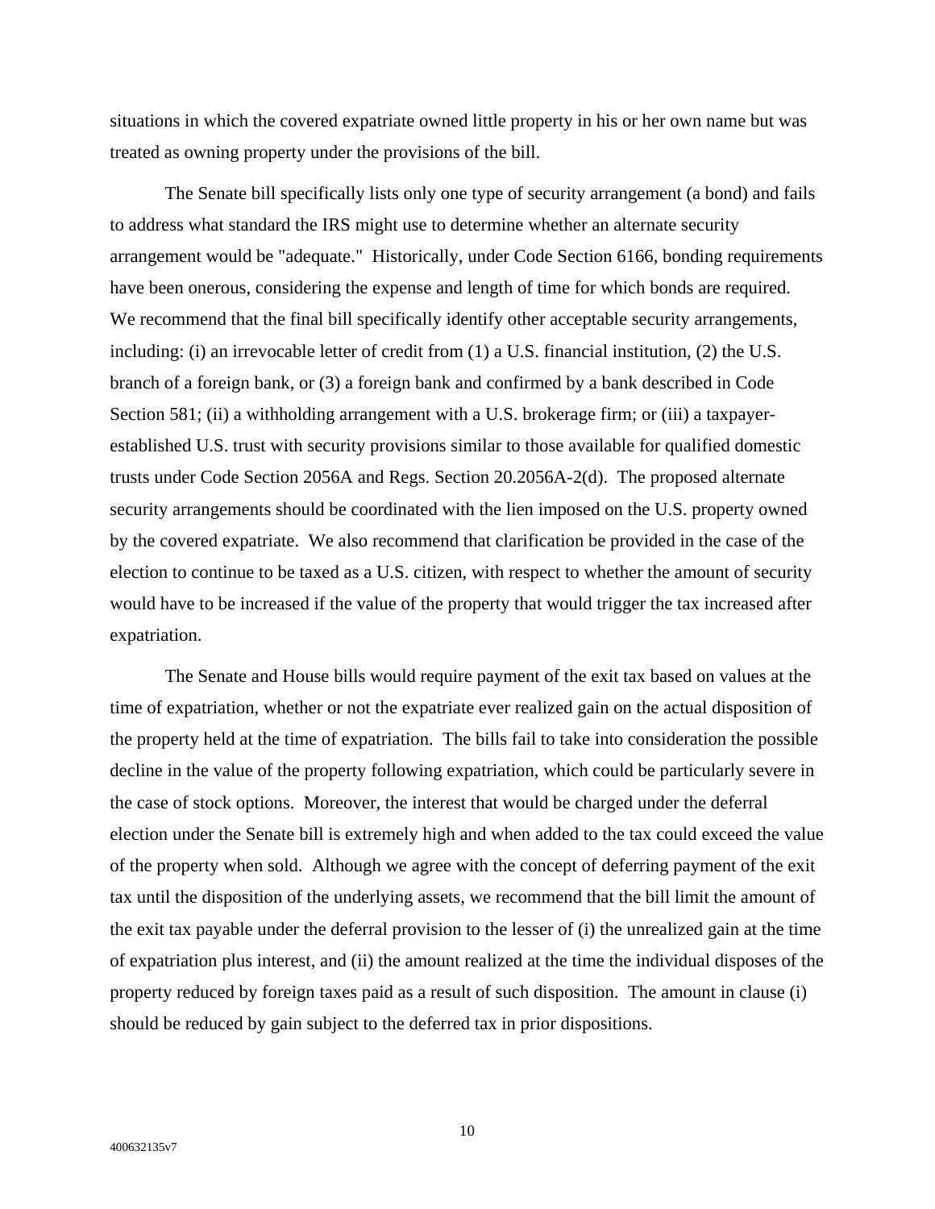situations in which the covered expatriate owned little property in his or her own name but was treated as owning property under the provisions of the bill.

The Senate bill specifically lists only one type of security arrangement (a bond) and fails to address what standard the IRS might use to determine whether an alternate security arrangement would be "adequate." Historically, under Code Section 6166, bonding requirements have been onerous, considering the expense and length of time for which bonds are required. We recommend that the final bill specifically identify other acceptable security arrangements, including: (i) an irrevocable letter of credit from (1) a U.S. financial institution, (2) the U.S. branch of a foreign bank, or (3) a foreign bank and confirmed by a bank described in Code Section 581; (ii) a withholding arrangement with a U.S. brokerage firm; or (iii) a taxpayer-established U.S. trust with security provisions similar to those available for qualified domestic trusts under Code Section 2056A and Regs. Section 20.2056A-2(d). The proposed alternate security arrangements should be coordinated with the lien imposed on the U.S. property owned by the covered expatriate. We also recommend that clarification be provided in the case of the election to continue to be taxed as a U.S. citizen, with respect to whether the amount of security would have to be increased if the value of the property that would trigger the tax increased after expatriation.

The Senate and House bills would require payment of the exit tax based on values at the time of expatriation, whether or not the expatriate ever realized gain on the actual disposition of the property held at the time of expatriation. The bills fail to take into consideration the possible decline in the value of the property following expatriation, which could be particularly severe in the case of stock options. Moreover, the interest that would be charged under the deferral election under the Senate bill is extremely high and when added to the tax could exceed the value of the property when sold. Although we agree with the concept of deferring payment of the exit tax until the disposition of the underlying assets, we recommend that the bill limit the amount of the exit tax payable under the deferral provision to the lesser of (i) the unrealized gain at the time of expatriation plus interest, and (ii) the amount realized at the time the individual disposes of the property reduced by foreign taxes paid as a result of such disposition. The amount in clause (i) should be reduced by gain subject to the deferred tax in prior dispositions.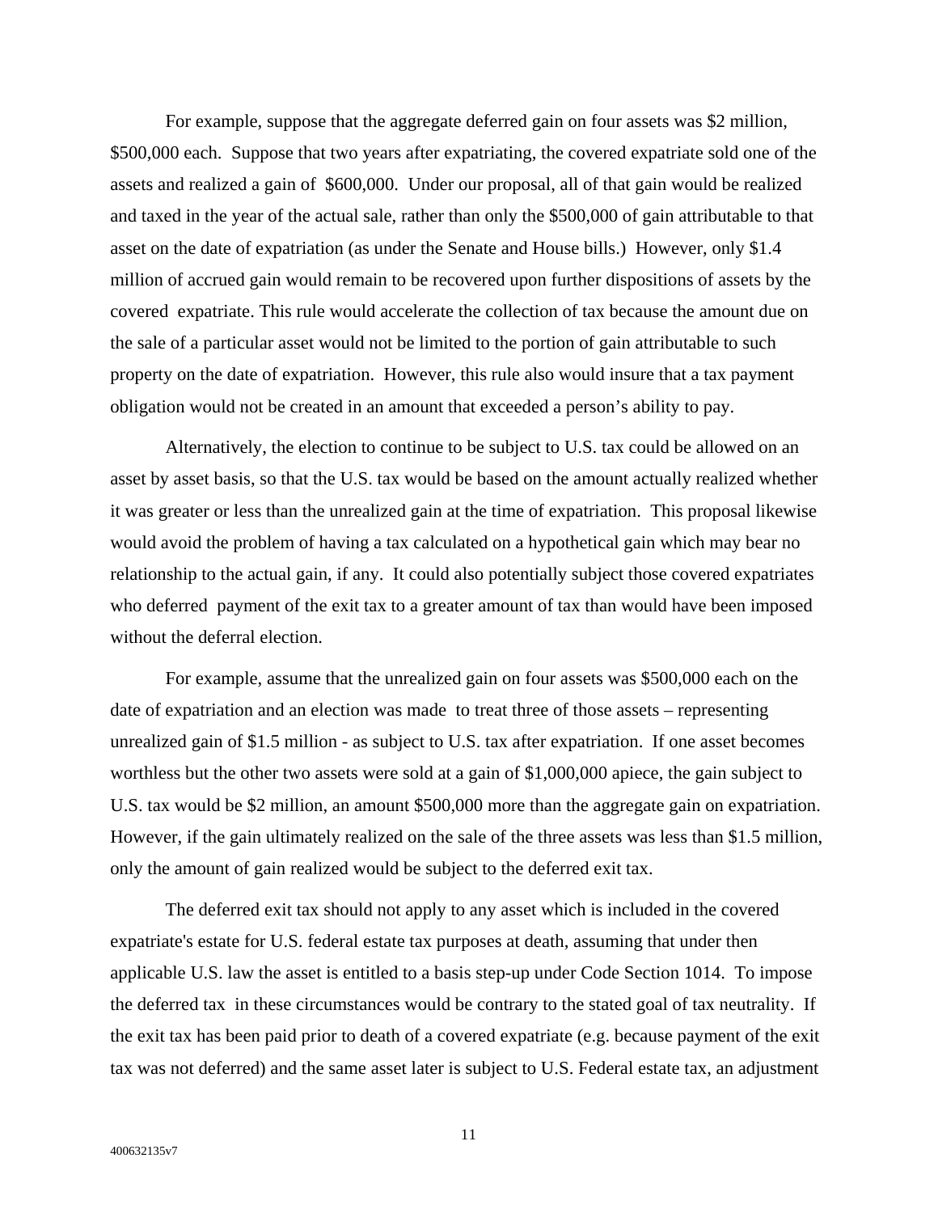For example, suppose that the aggregate deferred gain on four assets was $2 million, $500,000 each. Suppose that two years after expatriating, the covered expatriate sold one of the assets and realized a gain of $600,000. Under our proposal, all of that gain would be realized and taxed in the year of the actual sale, rather than only the $500,000 of gain attributable to that asset on the date of expatriation (as under the Senate and House bills.) However, only $1.4 million of accrued gain would remain to be recovered upon further dispositions of assets by the covered expatriate. This rule would accelerate the collection of tax because the amount due on the sale of a particular asset would not be limited to the portion of gain attributable to such property on the date of expatriation. However, this rule also would insure that a tax payment obligation would not be created in an amount that exceeded a person's ability to pay.

Alternatively, the election to continue to be subject to U.S. tax could be allowed on an asset by asset basis, so that the U.S. tax would be based on the amount actually realized whether it was greater or less than the unrealized gain at the time of expatriation. This proposal likewise would avoid the problem of having a tax calculated on a hypothetical gain which may bear no relationship to the actual gain, if any. It could also potentially subject those covered expatriates who deferred payment of the exit tax to a greater amount of tax than would have been imposed without the deferral election.

For example, assume that the unrealized gain on four assets was $500,000 each on the date of expatriation and an election was made to treat three of those assets – representing unrealized gain of $1.5 million - as subject to U.S. tax after expatriation. If one asset becomes worthless but the other two assets were sold at a gain of $1,000,000 apiece, the gain subject to U.S. tax would be $2 million, an amount $500,000 more than the aggregate gain on expatriation. However, if the gain ultimately realized on the sale of the three assets was less than $1.5 million, only the amount of gain realized would be subject to the deferred exit tax.

The deferred exit tax should not apply to any asset which is included in the covered expatriate's estate for U.S. federal estate tax purposes at death, assuming that under then applicable U.S. law the asset is entitled to a basis step-up under Code Section 1014. To impose the deferred tax in these circumstances would be contrary to the stated goal of tax neutrality. If the exit tax has been paid prior to death of a covered expatriate (e.g. because payment of the exit tax was not deferred) and the same asset later is subject to U.S. Federal estate tax, an adjustment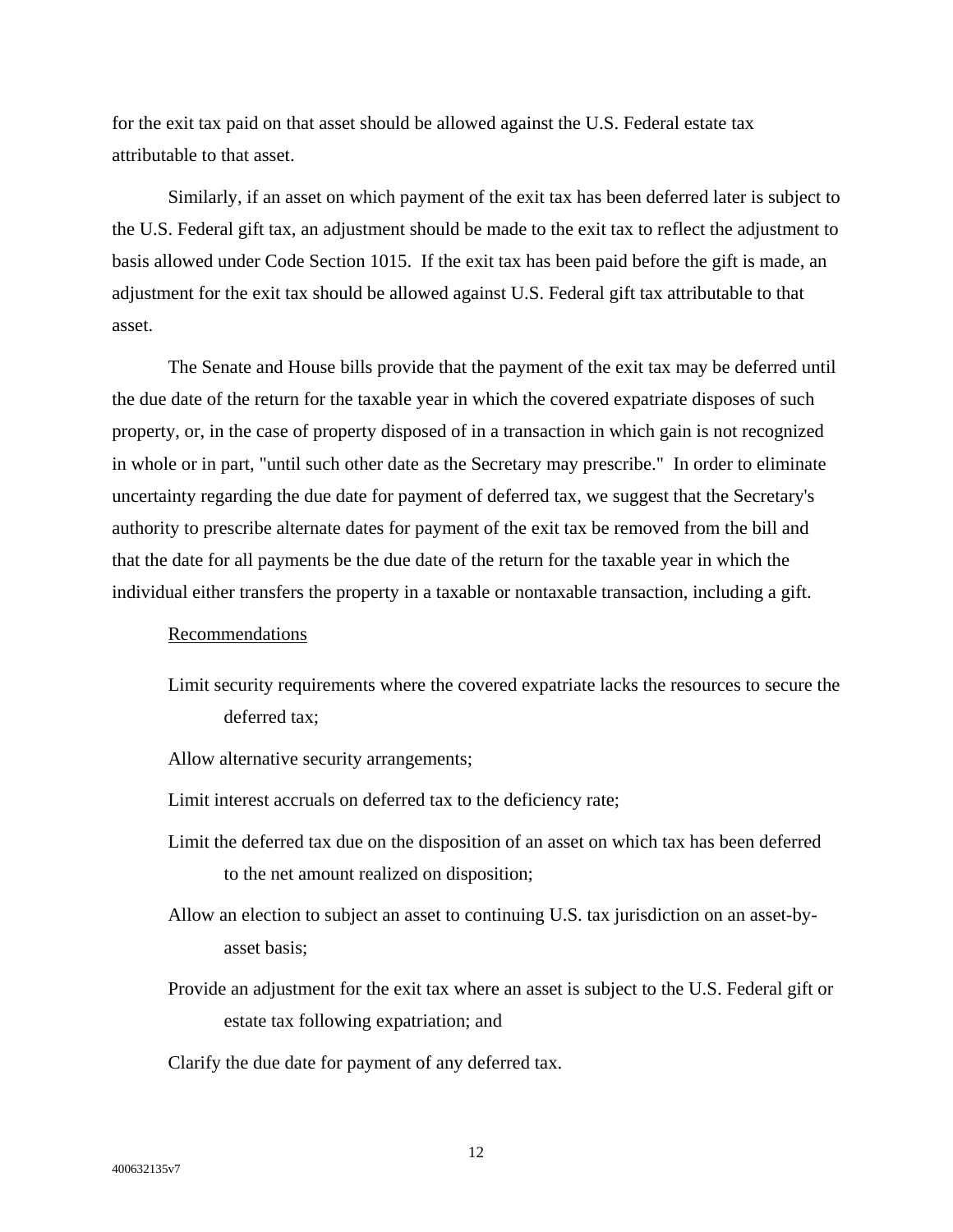for the exit tax paid on that asset should be allowed against the U.S. Federal estate tax attributable to that asset.

Similarly, if an asset on which payment of the exit tax has been deferred later is subject to the U.S. Federal gift tax, an adjustment should be made to the exit tax to reflect the adjustment to basis allowed under Code Section 1015. If the exit tax has been paid before the gift is made, an adjustment for the exit tax should be allowed against U.S. Federal gift tax attributable to that asset.

The Senate and House bills provide that the payment of the exit tax may be deferred until the due date of the return for the taxable year in which the covered expatriate disposes of such property, or, in the case of property disposed of in a transaction in which gain is not recognized in whole or in part, "until such other date as the Secretary may prescribe." In order to eliminate uncertainty regarding the due date for payment of deferred tax, we suggest that the Secretary's authority to prescribe alternate dates for payment of the exit tax be removed from the bill and that the date for all payments be the due date of the return for the taxable year in which the individual either transfers the property in a taxable or nontaxable transaction, including a gift.

Recommendations

Limit security requirements where the covered expatriate lacks the resources to secure the deferred tax;

Allow alternative security arrangements;

Limit interest accruals on deferred tax to the deficiency rate;

Limit the deferred tax due on the disposition of an asset on which tax has been deferred to the net amount realized on disposition;

Allow an election to subject an asset to continuing U.S. tax jurisdiction on an asset-by-asset basis;

Provide an adjustment for the exit tax where an asset is subject to the U.S. Federal gift or estate tax following expatriation; and

Clarify the due date for payment of any deferred tax.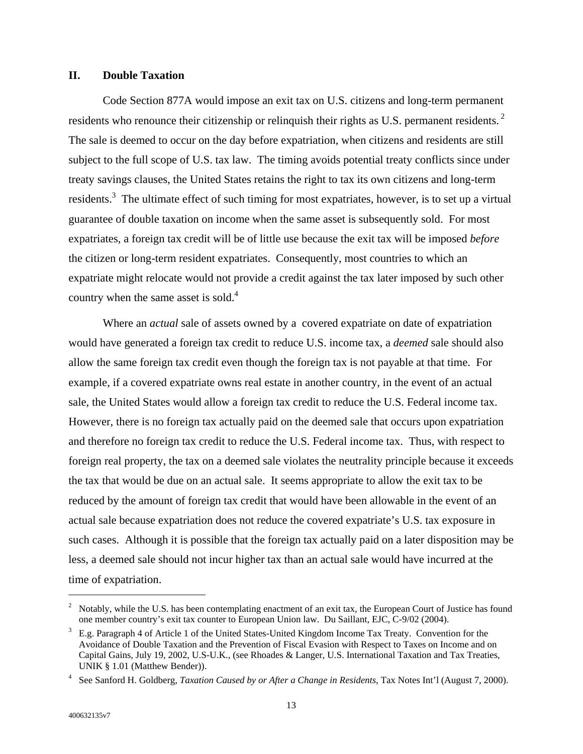## II. Double Taxation

Code Section 877A would impose an exit tax on U.S. citizens and long-term permanent residents who renounce their citizenship or relinquish their rights as U.S. permanent residents.[2] The sale is deemed to occur on the day before expatriation, when citizens and residents are still subject to the full scope of U.S. tax law. The timing avoids potential treaty conflicts since under treaty savings clauses, the United States retains the right to tax its own citizens and long-term residents.[3] The ultimate effect of such timing for most expatriates, however, is to set up a virtual guarantee of double taxation on income when the same asset is subsequently sold. For most expatriates, a foreign tax credit will be of little use because the exit tax will be imposed *before* the citizen or long-term resident expatriates. Consequently, most countries to which an expatriate might relocate would not provide a credit against the tax later imposed by such other country when the same asset is sold.[4]

Where an *actual* sale of assets owned by a covered expatriate on date of expatriation would have generated a foreign tax credit to reduce U.S. income tax, a *deemed* sale should also allow the same foreign tax credit even though the foreign tax is not payable at that time. For example, if a covered expatriate owns real estate in another country, in the event of an actual sale, the United States would allow a foreign tax credit to reduce the U.S. Federal income tax. However, there is no foreign tax actually paid on the deemed sale that occurs upon expatriation and therefore no foreign tax credit to reduce the U.S. Federal income tax. Thus, with respect to foreign real property, the tax on a deemed sale violates the neutrality principle because it exceeds the tax that would be due on an actual sale. It seems appropriate to allow the exit tax to be reduced by the amount of foreign tax credit that would have been allowable in the event of an actual sale because expatriation does not reduce the covered expatriate's U.S. tax exposure in such cases. Although it is possible that the foreign tax actually paid on a later disposition may be less, a deemed sale should not incur higher tax than an actual sale would have incurred at the time of expatriation.

---

[2] Notably, while the U.S. has been contemplating enactment of an exit tax, the European Court of Justice has found one member country's exit tax counter to European Union law. Du Saillant, EJC, C-9/02 (2004).

[3] E.g. Paragraph 4 of Article 1 of the United States-United Kingdom Income Tax Treaty. Convention for the Avoidance of Double Taxation and the Prevention of Fiscal Evasion with Respect to Taxes on Income and on Capital Gains, July 19, 2002, U.S-U.K., (see Rhoades & Langer, U.S. International Taxation and Tax Treaties, UNIK § 1.01 (Matthew Bender)).

[4] See Sanford H. Goldberg, *Taxation Caused by or After a Change in Residents*, Tax Notes Int'l (August 7, 2000).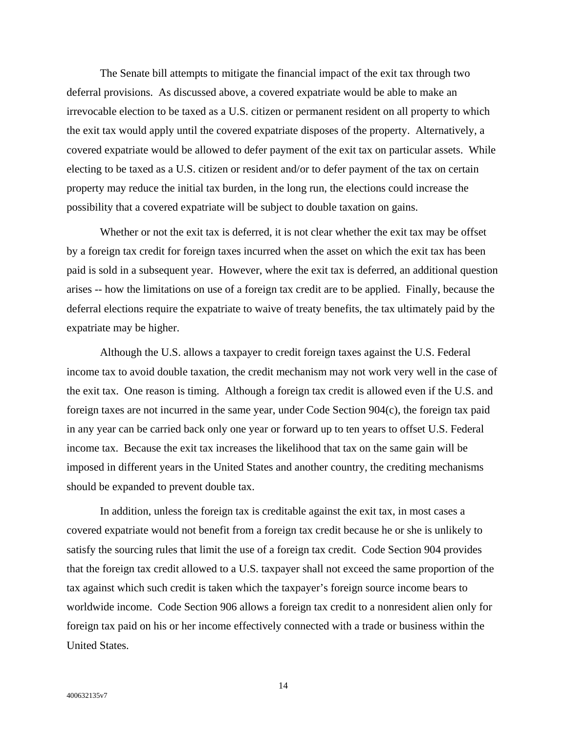The Senate bill attempts to mitigate the financial impact of the exit tax through two deferral provisions. As discussed above, a covered expatriate would be able to make an irrevocable election to be taxed as a U.S. citizen or permanent resident on all property to which the exit tax would apply until the covered expatriate disposes of the property. Alternatively, a covered expatriate would be allowed to defer payment of the exit tax on particular assets. While electing to be taxed as a U.S. citizen or resident and/or to defer payment of the tax on certain property may reduce the initial tax burden, in the long run, the elections could increase the possibility that a covered expatriate will be subject to double taxation on gains.

Whether or not the exit tax is deferred, it is not clear whether the exit tax may be offset by a foreign tax credit for foreign taxes incurred when the asset on which the exit tax has been paid is sold in a subsequent year. However, where the exit tax is deferred, an additional question arises -- how the limitations on use of a foreign tax credit are to be applied. Finally, because the deferral elections require the expatriate to waive of treaty benefits, the tax ultimately paid by the expatriate may be higher.

Although the U.S. allows a taxpayer to credit foreign taxes against the U.S. Federal income tax to avoid double taxation, the credit mechanism may not work very well in the case of the exit tax. One reason is timing. Although a foreign tax credit is allowed even if the U.S. and foreign taxes are not incurred in the same year, under Code Section 904(c), the foreign tax paid in any year can be carried back only one year or forward up to ten years to offset U.S. Federal income tax. Because the exit tax increases the likelihood that tax on the same gain will be imposed in different years in the United States and another country, the crediting mechanisms should be expanded to prevent double tax.

In addition, unless the foreign tax is creditable against the exit tax, in most cases a covered expatriate would not benefit from a foreign tax credit because he or she is unlikely to satisfy the sourcing rules that limit the use of a foreign tax credit. Code Section 904 provides that the foreign tax credit allowed to a U.S. taxpayer shall not exceed the same proportion of the tax against which such credit is taken which the taxpayer's foreign source income bears to worldwide income. Code Section 906 allows a foreign tax credit to a nonresident alien only for foreign tax paid on his or her income effectively connected with a trade or business within the United States.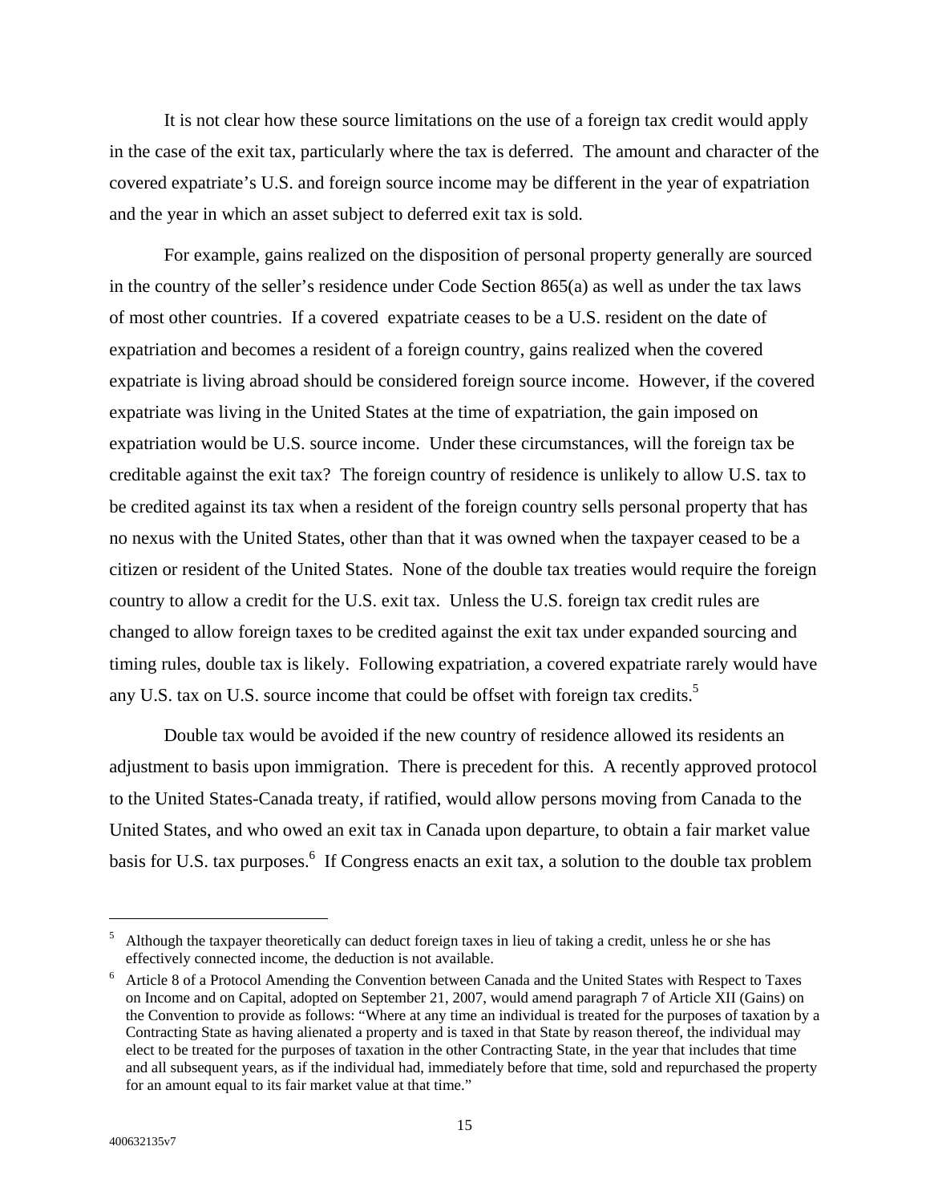It is not clear how these source limitations on the use of a foreign tax credit would apply in the case of the exit tax, particularly where the tax is deferred. The amount and character of the covered expatriate's U.S. and foreign source income may be different in the year of expatriation and the year in which an asset subject to deferred exit tax is sold.

For example, gains realized on the disposition of personal property generally are sourced in the country of the seller's residence under Code Section 865(a) as well as under the tax laws of most other countries. If a covered expatriate ceases to be a U.S. resident on the date of expatriation and becomes a resident of a foreign country, gains realized when the covered expatriate is living abroad should be considered foreign source income. However, if the covered expatriate was living in the United States at the time of expatriation, the gain imposed on expatriation would be U.S. source income. Under these circumstances, will the foreign tax be creditable against the exit tax? The foreign country of residence is unlikely to allow U.S. tax to be credited against its tax when a resident of the foreign country sells personal property that has no nexus with the United States, other than that it was owned when the taxpayer ceased to be a citizen or resident of the United States. None of the double tax treaties would require the foreign country to allow a credit for the U.S. exit tax. Unless the U.S. foreign tax credit rules are changed to allow foreign taxes to be credited against the exit tax under expanded sourcing and timing rules, double tax is likely. Following expatriation, a covered expatriate rarely would have any U.S. tax on U.S. source income that could be offset with foreign tax credits.[5]

Double tax would be avoided if the new country of residence allowed its residents an adjustment to basis upon immigration. There is precedent for this. A recently approved protocol to the United States-Canada treaty, if ratified, would allow persons moving from Canada to the United States, and who owed an exit tax in Canada upon departure, to obtain a fair market value basis for U.S. tax purposes.[6] If Congress enacts an exit tax, a solution to the double tax problem

---

[5] Although the taxpayer theoretically can deduct foreign taxes in lieu of taking a credit, unless he or she has effectively connected income, the deduction is not available.

[6] Article 8 of a Protocol Amending the Convention between Canada and the United States with Respect to Taxes on Income and on Capital, adopted on September 21, 2007, would amend paragraph 7 of Article XII (Gains) on the Convention to provide as follows: "Where at any time an individual is treated for the purposes of taxation by a Contracting State as having alienated a property and is taxed in that State by reason thereof, the individual may elect to be treated for the purposes of taxation in the other Contracting State, in the year that includes that time and all subsequent years, as if the individual had, immediately before that time, sold and repurchased the property for an amount equal to its fair market value at that time."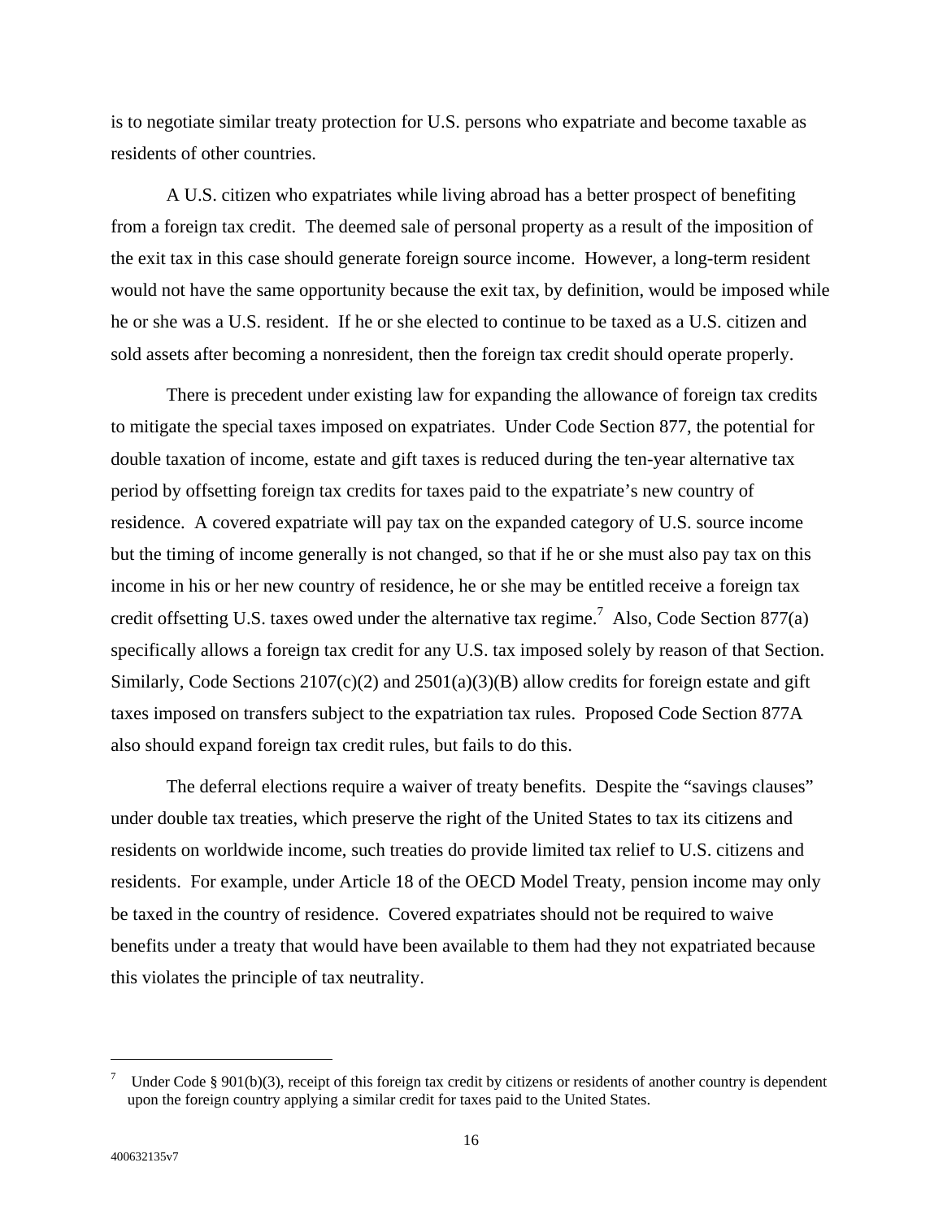is to negotiate similar treaty protection for U.S. persons who expatriate and become taxable as residents of other countries.

A U.S. citizen who expatriates while living abroad has a better prospect of benefiting from a foreign tax credit. The deemed sale of personal property as a result of the imposition of the exit tax in this case should generate foreign source income. However, a long-term resident would not have the same opportunity because the exit tax, by definition, would be imposed while he or she was a U.S. resident. If he or she elected to continue to be taxed as a U.S. citizen and sold assets after becoming a nonresident, then the foreign tax credit should operate properly.

There is precedent under existing law for expanding the allowance of foreign tax credits to mitigate the special taxes imposed on expatriates. Under Code Section 877, the potential for double taxation of income, estate and gift taxes is reduced during the ten-year alternative tax period by offsetting foreign tax credits for taxes paid to the expatriate's new country of residence. A covered expatriate will pay tax on the expanded category of U.S. source income but the timing of income generally is not changed, so that if he or she must also pay tax on this income in his or her new country of residence, he or she may be entitled receive a foreign tax credit offsetting U.S. taxes owed under the alternative tax regime.[7] Also, Code Section 877(a) specifically allows a foreign tax credit for any U.S. tax imposed solely by reason of that Section. Similarly, Code Sections 2107(c)(2) and 2501(a)(3)(B) allow credits for foreign estate and gift taxes imposed on transfers subject to the expatriation tax rules. Proposed Code Section 877A also should expand foreign tax credit rules, but fails to do this.

The deferral elections require a waiver of treaty benefits. Despite the "savings clauses" under double tax treaties, which preserve the right of the United States to tax its citizens and residents on worldwide income, such treaties do provide limited tax relief to U.S. citizens and residents. For example, under Article 18 of the OECD Model Treaty, pension income may only be taxed in the country of residence. Covered expatriates should not be required to waive benefits under a treaty that would have been available to them had they not expatriated because this violates the principle of tax neutrality.

---

[7] Under Code § 901(b)(3), receipt of this foreign tax credit by citizens or residents of another country is dependent upon the foreign country applying a similar credit for taxes paid to the United States.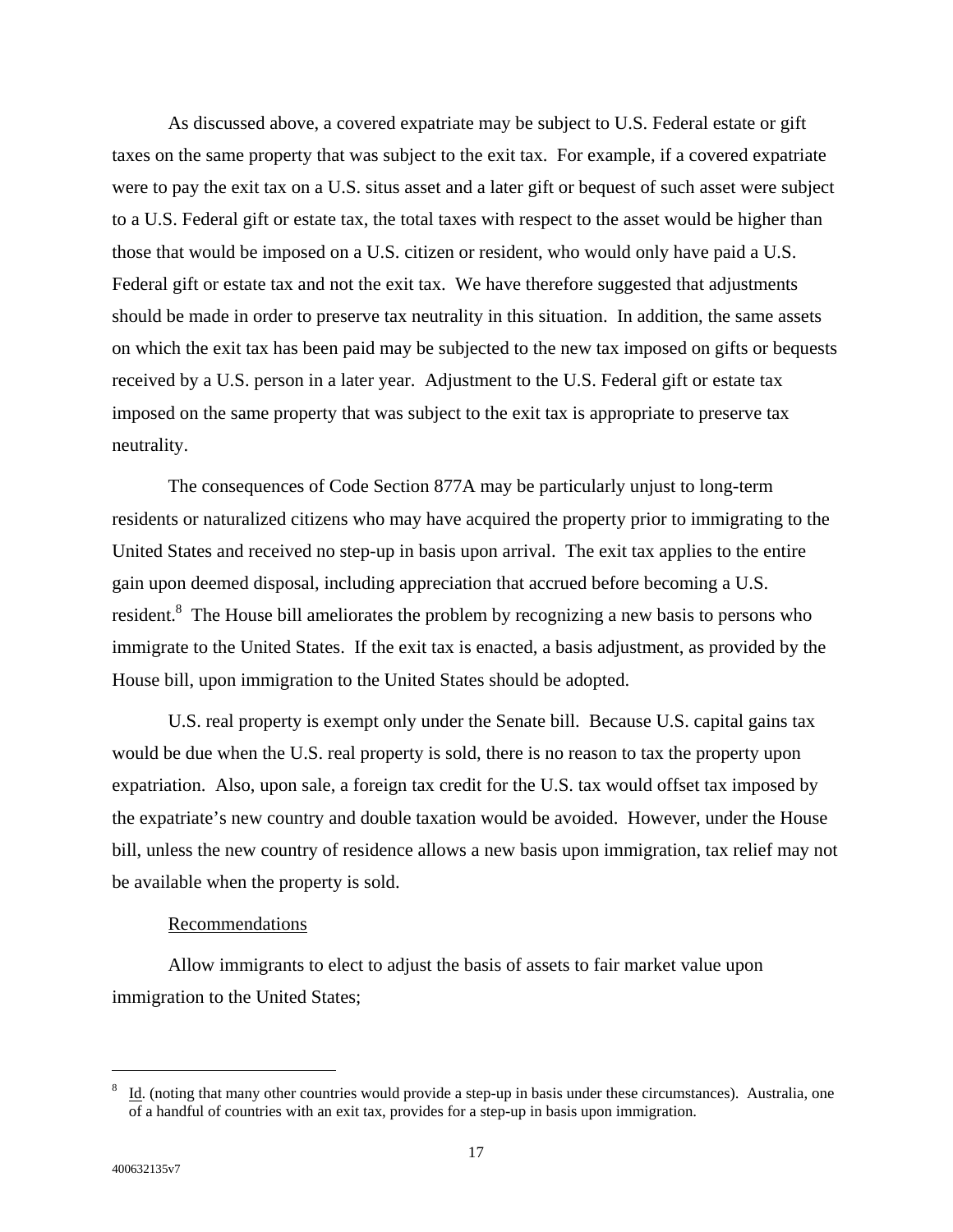As discussed above, a covered expatriate may be subject to U.S. Federal estate or gift taxes on the same property that was subject to the exit tax. For example, if a covered expatriate were to pay the exit tax on a U.S. situs asset and a later gift or bequest of such asset were subject to a U.S. Federal gift or estate tax, the total taxes with respect to the asset would be higher than those that would be imposed on a U.S. citizen or resident, who would only have paid a U.S. Federal gift or estate tax and not the exit tax. We have therefore suggested that adjustments should be made in order to preserve tax neutrality in this situation. In addition, the same assets on which the exit tax has been paid may be subjected to the new tax imposed on gifts or bequests received by a U.S. person in a later year. Adjustment to the U.S. Federal gift or estate tax imposed on the same property that was subject to the exit tax is appropriate to preserve tax neutrality.

The consequences of Code Section 877A may be particularly unjust to long-term residents or naturalized citizens who may have acquired the property prior to immigrating to the United States and received no step-up in basis upon arrival. The exit tax applies to the entire gain upon deemed disposal, including appreciation that accrued before becoming a U.S. resident.[8] The House bill ameliorates the problem by recognizing a new basis to persons who immigrate to the United States. If the exit tax is enacted, a basis adjustment, as provided by the House bill, upon immigration to the United States should be adopted.

U.S. real property is exempt only under the Senate bill. Because U.S. capital gains tax would be due when the U.S. real property is sold, there is no reason to tax the property upon expatriation. Also, upon sale, a foreign tax credit for the U.S. tax would offset tax imposed by the expatriate's new country and double taxation would be avoided. However, under the House bill, unless the new country of residence allows a new basis upon immigration, tax relief may not be available when the property is sold.

Recommendations

Allow immigrants to elect to adjust the basis of assets to fair market value upon immigration to the United States;

---

[8] Id. (noting that many other countries would provide a step-up in basis under these circumstances). Australia, one of a handful of countries with an exit tax, provides for a step-up in basis upon immigration.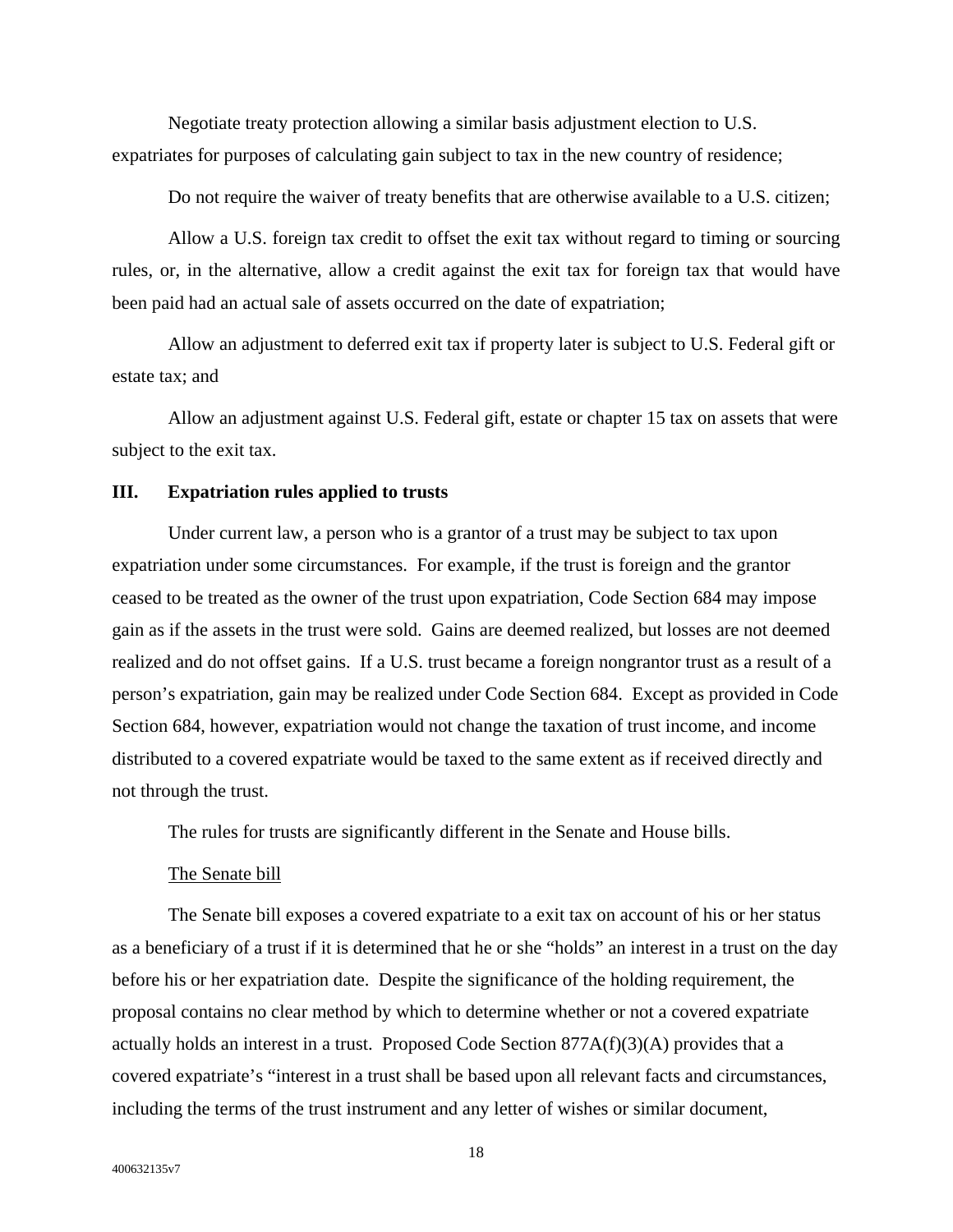Negotiate treaty protection allowing a similar basis adjustment election to U.S. expatriates for purposes of calculating gain subject to tax in the new country of residence;

Do not require the waiver of treaty benefits that are otherwise available to a U.S. citizen;

Allow a U.S. foreign tax credit to offset the exit tax without regard to timing or sourcing rules, or, in the alternative, allow a credit against the exit tax for foreign tax that would have been paid had an actual sale of assets occurred on the date of expatriation;

Allow an adjustment to deferred exit tax if property later is subject to U.S. Federal gift or estate tax; and

Allow an adjustment against U.S. Federal gift, estate or chapter 15 tax on assets that were subject to the exit tax.

## III. Expatriation rules applied to trusts

Under current law, a person who is a grantor of a trust may be subject to tax upon expatriation under some circumstances. For example, if the trust is foreign and the grantor ceased to be treated as the owner of the trust upon expatriation, Code Section 684 may impose gain as if the assets in the trust were sold. Gains are deemed realized, but losses are not deemed realized and do not offset gains. If a U.S. trust became a foreign nongrantor trust as a result of a person's expatriation, gain may be realized under Code Section 684. Except as provided in Code Section 684, however, expatriation would not change the taxation of trust income, and income distributed to a covered expatriate would be taxed to the same extent as if received directly and not through the trust.

The rules for trusts are significantly different in the Senate and House bills.

The Senate bill

The Senate bill exposes a covered expatriate to a exit tax on account of his or her status as a beneficiary of a trust if it is determined that he or she "holds" an interest in a trust on the day before his or her expatriation date. Despite the significance of the holding requirement, the proposal contains no clear method by which to determine whether or not a covered expatriate actually holds an interest in a trust. Proposed Code Section 877A(f)(3)(A) provides that a covered expatriate's "interest in a trust shall be based upon all relevant facts and circumstances, including the terms of the trust instrument and any letter of wishes or similar document,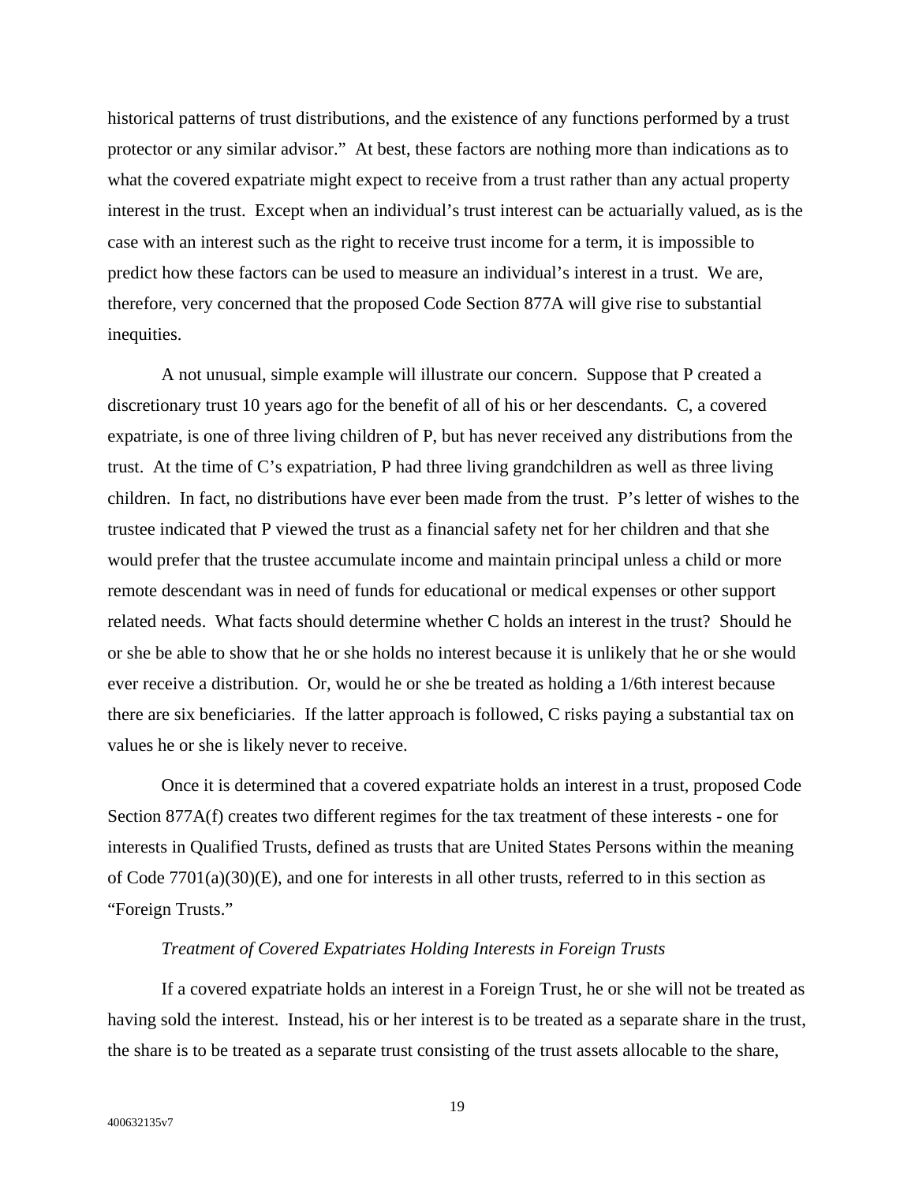historical patterns of trust distributions, and the existence of any functions performed by a trust protector or any similar advisor." At best, these factors are nothing more than indications as to what the covered expatriate might expect to receive from a trust rather than any actual property interest in the trust. Except when an individual's trust interest can be actuarially valued, as is the case with an interest such as the right to receive trust income for a term, it is impossible to predict how these factors can be used to measure an individual's interest in a trust. We are, therefore, very concerned that the proposed Code Section 877A will give rise to substantial inequities.

A not unusual, simple example will illustrate our concern. Suppose that P created a discretionary trust 10 years ago for the benefit of all of his or her descendants. C, a covered expatriate, is one of three living children of P, but has never received any distributions from the trust. At the time of C's expatriation, P had three living grandchildren as well as three living children. In fact, no distributions have ever been made from the trust. P's letter of wishes to the trustee indicated that P viewed the trust as a financial safety net for her children and that she would prefer that the trustee accumulate income and maintain principal unless a child or more remote descendant was in need of funds for educational or medical expenses or other support related needs. What facts should determine whether C holds an interest in the trust? Should he or she be able to show that he or she holds no interest because it is unlikely that he or she would ever receive a distribution. Or, would he or she be treated as holding a 1/6th interest because there are six beneficiaries. If the latter approach is followed, C risks paying a substantial tax on values he or she is likely never to receive.

Once it is determined that a covered expatriate holds an interest in a trust, proposed Code Section 877A(f) creates two different regimes for the tax treatment of these interests - one for interests in Qualified Trusts, defined as trusts that are United States Persons within the meaning of Code 7701(a)(30)(E), and one for interests in all other trusts, referred to in this section as "Foreign Trusts."

*Treatment of Covered Expatriates Holding Interests in Foreign Trusts*

If a covered expatriate holds an interest in a Foreign Trust, he or she will not be treated as having sold the interest. Instead, his or her interest is to be treated as a separate share in the trust, the share is to be treated as a separate trust consisting of the trust assets allocable to the share,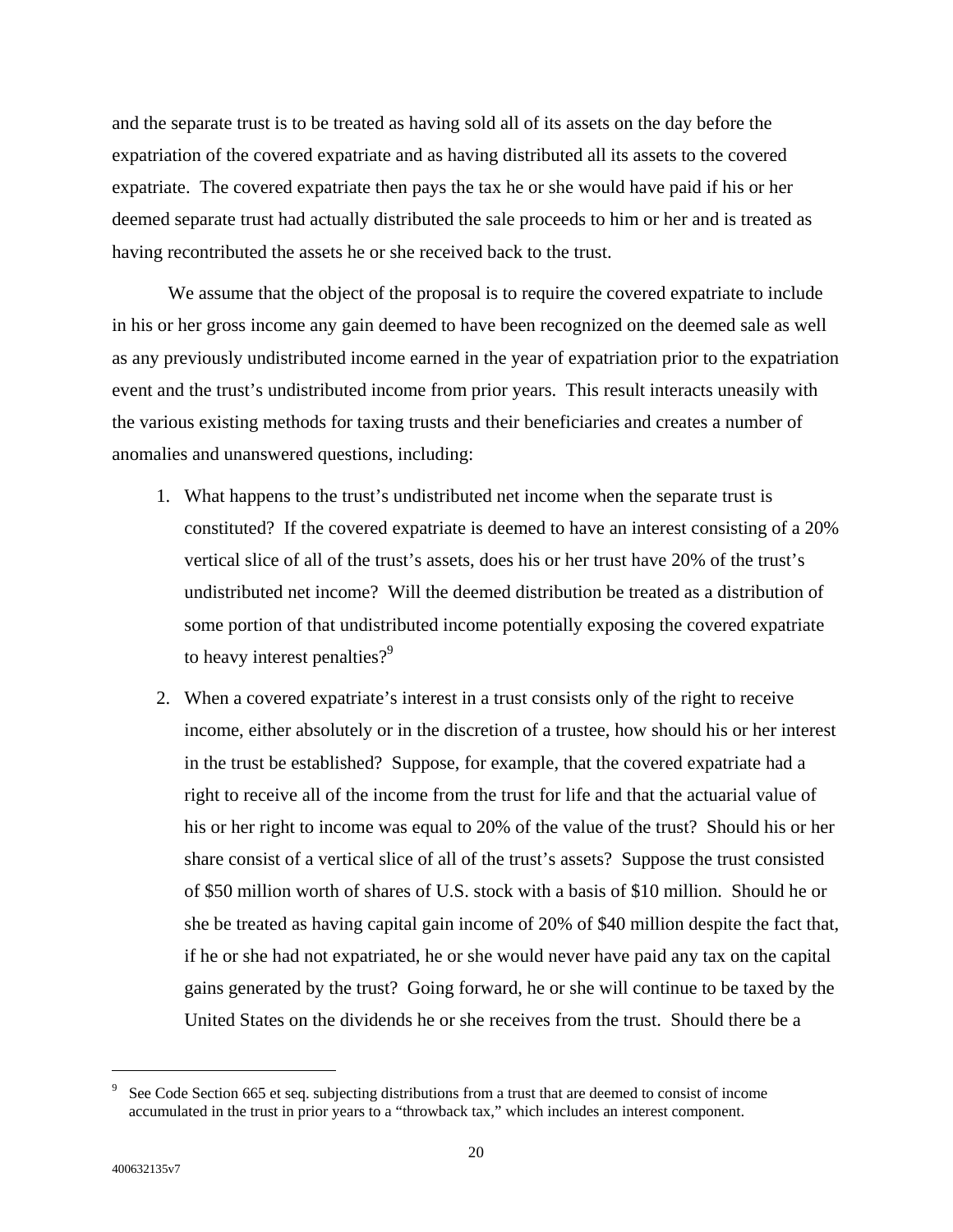and the separate trust is to be treated as having sold all of its assets on the day before the expatriation of the covered expatriate and as having distributed all its assets to the covered expatriate. The covered expatriate then pays the tax he or she would have paid if his or her deemed separate trust had actually distributed the sale proceeds to him or her and is treated as having recontributed the assets he or she received back to the trust.

We assume that the object of the proposal is to require the covered expatriate to include in his or her gross income any gain deemed to have been recognized on the deemed sale as well as any previously undistributed income earned in the year of expatriation prior to the expatriation event and the trust's undistributed income from prior years. This result interacts uneasily with the various existing methods for taxing trusts and their beneficiaries and creates a number of anomalies and unanswered questions, including:

1. What happens to the trust's undistributed net income when the separate trust is constituted? If the covered expatriate is deemed to have an interest consisting of a 20% vertical slice of all of the trust's assets, does his or her trust have 20% of the trust's undistributed net income? Will the deemed distribution be treated as a distribution of some portion of that undistributed income potentially exposing the covered expatriate to heavy interest penalties?[9]

2. When a covered expatriate's interest in a trust consists only of the right to receive income, either absolutely or in the discretion of a trustee, how should his or her interest in the trust be established? Suppose, for example, that the covered expatriate had a right to receive all of the income from the trust for life and that the actuarial value of his or her right to income was equal to 20% of the value of the trust? Should his or her share consist of a vertical slice of all of the trust's assets? Suppose the trust consisted of $50 million worth of shares of U.S. stock with a basis of $10 million. Should he or she be treated as having capital gain income of 20% of $40 million despite the fact that, if he or she had not expatriated, he or she would never have paid any tax on the capital gains generated by the trust? Going forward, he or she will continue to be taxed by the United States on the dividends he or she receives from the trust. Should there be a

[9] See Code Section 665 et seq. subjecting distributions from a trust that are deemed to consist of income accumulated in the trust in prior years to a "throwback tax," which includes an interest component.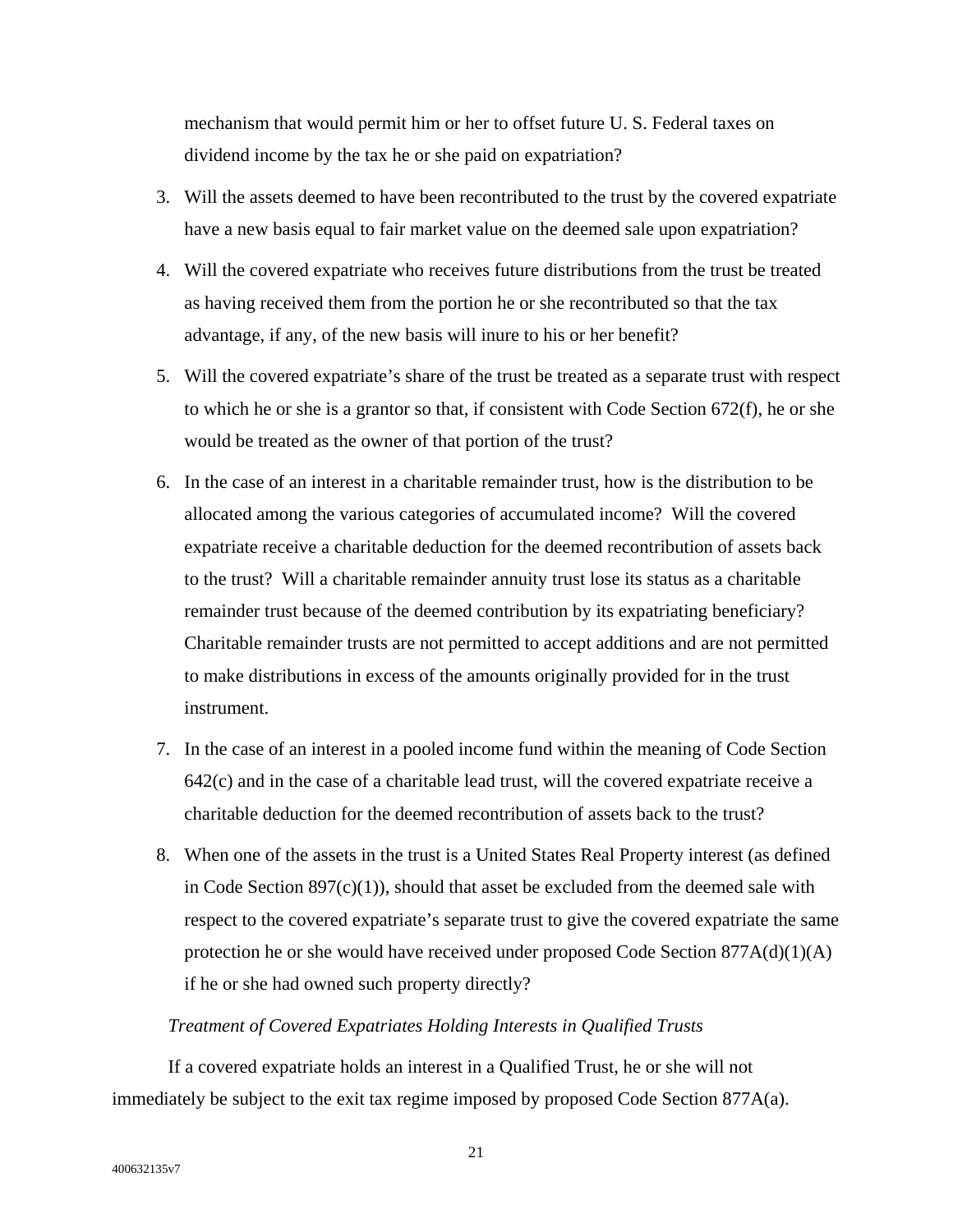mechanism that would permit him or her to offset future U. S. Federal taxes on dividend income by the tax he or she paid on expatriation?

3. Will the assets deemed to have been recontributed to the trust by the covered expatriate have a new basis equal to fair market value on the deemed sale upon expatriation?
4. Will the covered expatriate who receives future distributions from the trust be treated as having received them from the portion he or she recontributed so that the tax advantage, if any, of the new basis will inure to his or her benefit?
5. Will the covered expatriate's share of the trust be treated as a separate trust with respect to which he or she is a grantor so that, if consistent with Code Section 672(f), he or she would be treated as the owner of that portion of the trust?
6. In the case of an interest in a charitable remainder trust, how is the distribution to be allocated among the various categories of accumulated income? Will the covered expatriate receive a charitable deduction for the deemed recontribution of assets back to the trust? Will a charitable remainder annuity trust lose its status as a charitable remainder trust because of the deemed contribution by its expatriating beneficiary? Charitable remainder trusts are not permitted to accept additions and are not permitted to make distributions in excess of the amounts originally provided for in the trust instrument.
7. In the case of an interest in a pooled income fund within the meaning of Code Section 642(c) and in the case of a charitable lead trust, will the covered expatriate receive a charitable deduction for the deemed recontribution of assets back to the trust?
8. When one of the assets in the trust is a United States Real Property interest (as defined in Code Section 897(c)(1)), should that asset be excluded from the deemed sale with respect to the covered expatriate's separate trust to give the covered expatriate the same protection he or she would have received under proposed Code Section 877A(d)(1)(A) if he or she had owned such property directly?

*Treatment of Covered Expatriates Holding Interests in Qualified Trusts*

If a covered expatriate holds an interest in a Qualified Trust, he or she will not immediately be subject to the exit tax regime imposed by proposed Code Section 877A(a).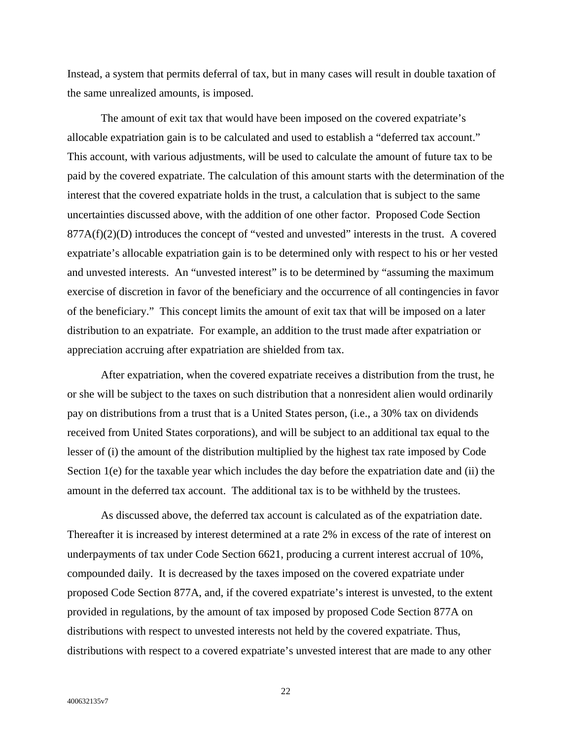Instead, a system that permits deferral of tax, but in many cases will result in double taxation of the same unrealized amounts, is imposed.

The amount of exit tax that would have been imposed on the covered expatriate's allocable expatriation gain is to be calculated and used to establish a "deferred tax account." This account, with various adjustments, will be used to calculate the amount of future tax to be paid by the covered expatriate. The calculation of this amount starts with the determination of the interest that the covered expatriate holds in the trust, a calculation that is subject to the same uncertainties discussed above, with the addition of one other factor. Proposed Code Section 877A(f)(2)(D) introduces the concept of "vested and unvested" interests in the trust. A covered expatriate's allocable expatriation gain is to be determined only with respect to his or her vested and unvested interests. An "unvested interest" is to be determined by "assuming the maximum exercise of discretion in favor of the beneficiary and the occurrence of all contingencies in favor of the beneficiary." This concept limits the amount of exit tax that will be imposed on a later distribution to an expatriate. For example, an addition to the trust made after expatriation or appreciation accruing after expatriation are shielded from tax.

After expatriation, when the covered expatriate receives a distribution from the trust, he or she will be subject to the taxes on such distribution that a nonresident alien would ordinarily pay on distributions from a trust that is a United States person, (i.e., a 30% tax on dividends received from United States corporations), and will be subject to an additional tax equal to the lesser of (i) the amount of the distribution multiplied by the highest tax rate imposed by Code Section 1(e) for the taxable year which includes the day before the expatriation date and (ii) the amount in the deferred tax account. The additional tax is to be withheld by the trustees.

As discussed above, the deferred tax account is calculated as of the expatriation date. Thereafter it is increased by interest determined at a rate 2% in excess of the rate of interest on underpayments of tax under Code Section 6621, producing a current interest accrual of 10%, compounded daily. It is decreased by the taxes imposed on the covered expatriate under proposed Code Section 877A, and, if the covered expatriate's interest is unvested, to the extent provided in regulations, by the amount of tax imposed by proposed Code Section 877A on distributions with respect to unvested interests not held by the covered expatriate. Thus, distributions with respect to a covered expatriate's unvested interest that are made to any other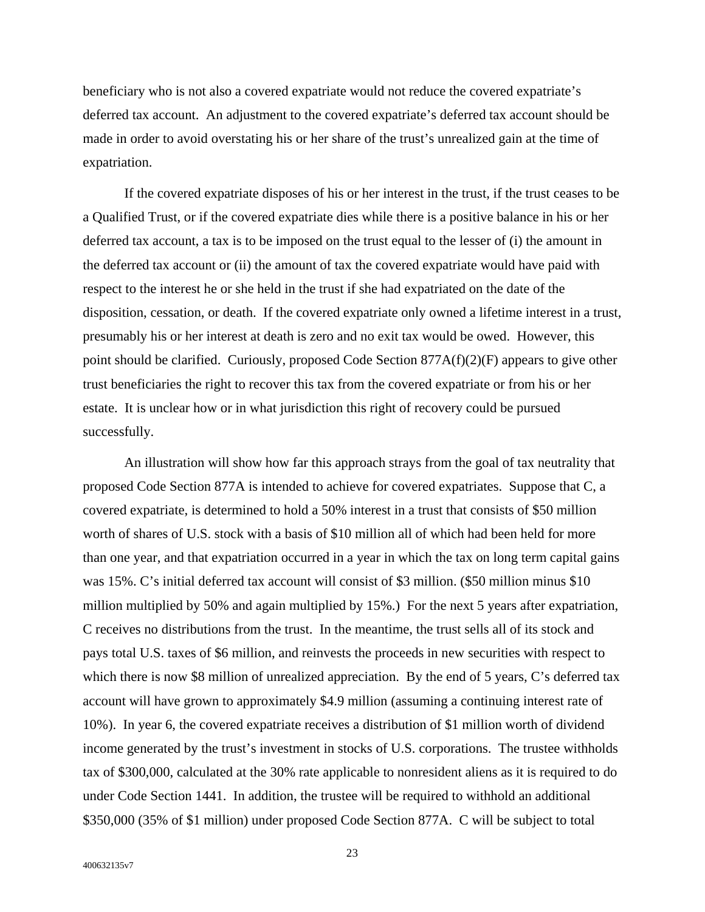beneficiary who is not also a covered expatriate would not reduce the covered expatriate's deferred tax account. An adjustment to the covered expatriate's deferred tax account should be made in order to avoid overstating his or her share of the trust's unrealized gain at the time of expatriation.

If the covered expatriate disposes of his or her interest in the trust, if the trust ceases to be a Qualified Trust, or if the covered expatriate dies while there is a positive balance in his or her deferred tax account, a tax is to be imposed on the trust equal to the lesser of (i) the amount in the deferred tax account or (ii) the amount of tax the covered expatriate would have paid with respect to the interest he or she held in the trust if she had expatriated on the date of the disposition, cessation, or death. If the covered expatriate only owned a lifetime interest in a trust, presumably his or her interest at death is zero and no exit tax would be owed. However, this point should be clarified. Curiously, proposed Code Section 877A(f)(2)(F) appears to give other trust beneficiaries the right to recover this tax from the covered expatriate or from his or her estate. It is unclear how or in what jurisdiction this right of recovery could be pursued successfully.

An illustration will show how far this approach strays from the goal of tax neutrality that proposed Code Section 877A is intended to achieve for covered expatriates. Suppose that C, a covered expatriate, is determined to hold a 50% interest in a trust that consists of $50 million worth of shares of U.S. stock with a basis of $10 million all of which had been held for more than one year, and that expatriation occurred in a year in which the tax on long term capital gains was 15%. C's initial deferred tax account will consist of $3 million. ($50 million minus $10 million multiplied by 50% and again multiplied by 15%.) For the next 5 years after expatriation, C receives no distributions from the trust. In the meantime, the trust sells all of its stock and pays total U.S. taxes of $6 million, and reinvests the proceeds in new securities with respect to which there is now $8 million of unrealized appreciation. By the end of 5 years, C's deferred tax account will have grown to approximately $4.9 million (assuming a continuing interest rate of 10%). In year 6, the covered expatriate receives a distribution of $1 million worth of dividend income generated by the trust's investment in stocks of U.S. corporations. The trustee withholds tax of $300,000, calculated at the 30% rate applicable to nonresident aliens as it is required to do under Code Section 1441. In addition, the trustee will be required to withhold an additional $350,000 (35% of $1 million) under proposed Code Section 877A. C will be subject to total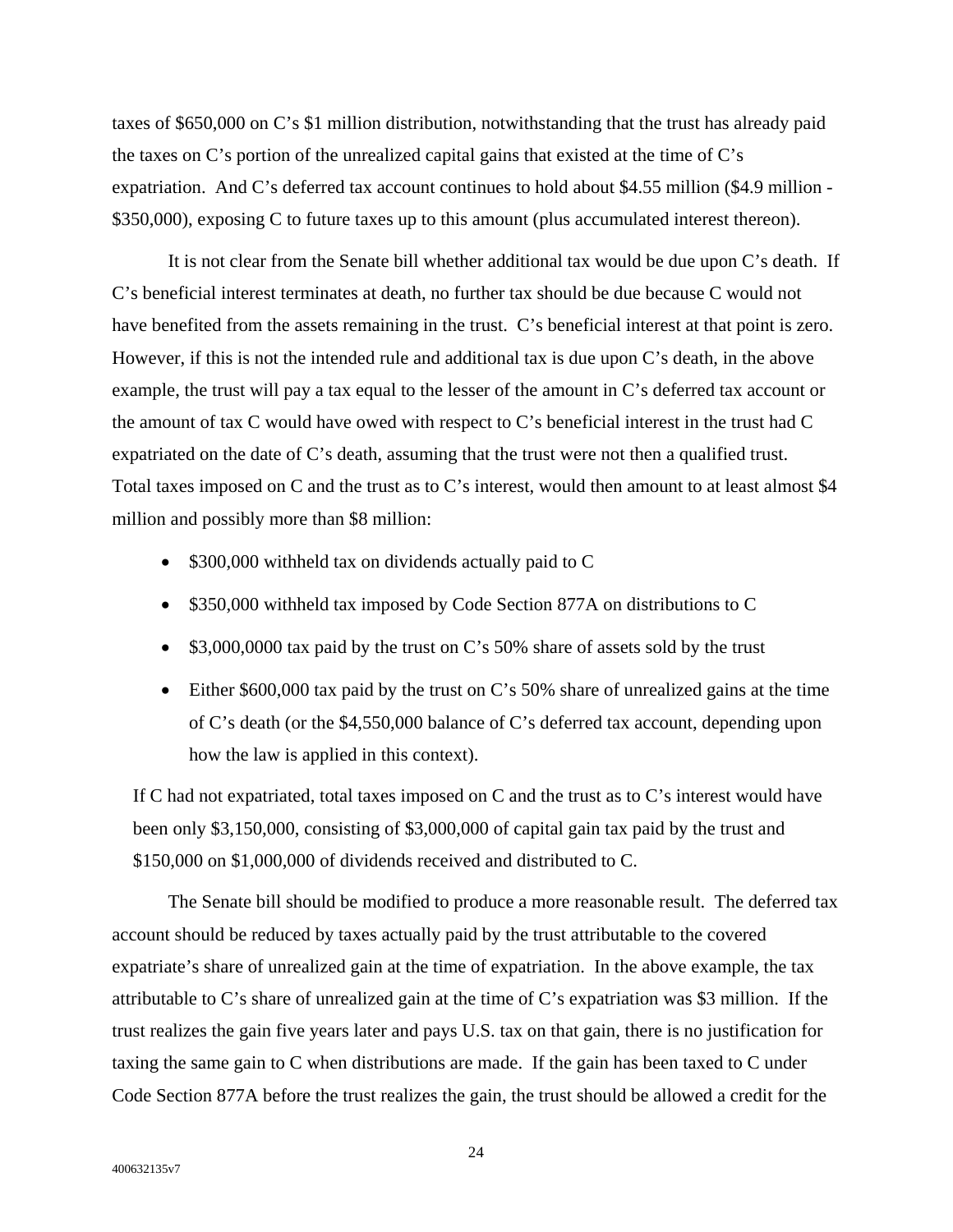taxes of $650,000 on C's $1 million distribution, notwithstanding that the trust has already paid the taxes on C's portion of the unrealized capital gains that existed at the time of C's expatriation. And C's deferred tax account continues to hold about $4.55 million ($4.9 million - $350,000), exposing C to future taxes up to this amount (plus accumulated interest thereon).

It is not clear from the Senate bill whether additional tax would be due upon C's death. If C's beneficial interest terminates at death, no further tax should be due because C would not have benefited from the assets remaining in the trust. C's beneficial interest at that point is zero. However, if this is not the intended rule and additional tax is due upon C's death, in the above example, the trust will pay a tax equal to the lesser of the amount in C's deferred tax account or the amount of tax C would have owed with respect to C's beneficial interest in the trust had C expatriated on the date of C's death, assuming that the trust were not then a qualified trust. Total taxes imposed on C and the trust as to C's interest, would then amount to at least almost $4 million and possibly more than $8 million:

- $300,000 withheld tax on dividends actually paid to C
- $350,000 withheld tax imposed by Code Section 877A on distributions to C
- $3,000,0000 tax paid by the trust on C's 50% share of assets sold by the trust
- Either $600,000 tax paid by the trust on C's 50% share of unrealized gains at the time of C's death (or the $4,550,000 balance of C's deferred tax account, depending upon how the law is applied in this context).

If C had not expatriated, total taxes imposed on C and the trust as to C's interest would have been only $3,150,000, consisting of $3,000,000 of capital gain tax paid by the trust and $150,000 on $1,000,000 of dividends received and distributed to C.

The Senate bill should be modified to produce a more reasonable result. The deferred tax account should be reduced by taxes actually paid by the trust attributable to the covered expatriate's share of unrealized gain at the time of expatriation. In the above example, the tax attributable to C's share of unrealized gain at the time of C's expatriation was $3 million. If the trust realizes the gain five years later and pays U.S. tax on that gain, there is no justification for taxing the same gain to C when distributions are made. If the gain has been taxed to C under Code Section 877A before the trust realizes the gain, the trust should be allowed a credit for the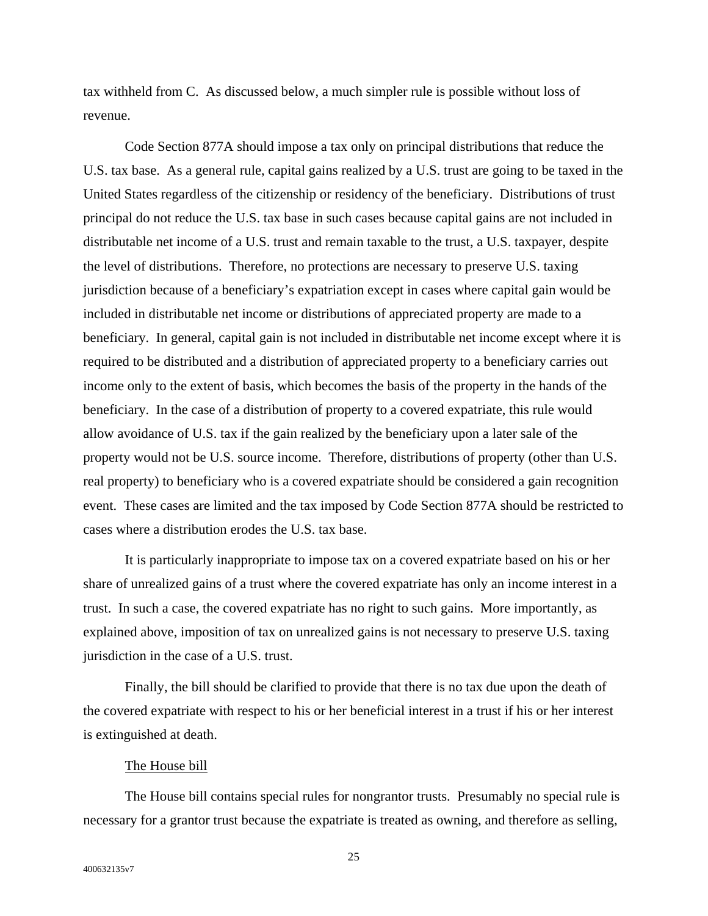tax withheld from C. As discussed below, a much simpler rule is possible without loss of revenue.

Code Section 877A should impose a tax only on principal distributions that reduce the U.S. tax base. As a general rule, capital gains realized by a U.S. trust are going to be taxed in the United States regardless of the citizenship or residency of the beneficiary. Distributions of trust principal do not reduce the U.S. tax base in such cases because capital gains are not included in distributable net income of a U.S. trust and remain taxable to the trust, a U.S. taxpayer, despite the level of distributions. Therefore, no protections are necessary to preserve U.S. taxing jurisdiction because of a beneficiary's expatriation except in cases where capital gain would be included in distributable net income or distributions of appreciated property are made to a beneficiary. In general, capital gain is not included in distributable net income except where it is required to be distributed and a distribution of appreciated property to a beneficiary carries out income only to the extent of basis, which becomes the basis of the property in the hands of the beneficiary. In the case of a distribution of property to a covered expatriate, this rule would allow avoidance of U.S. tax if the gain realized by the beneficiary upon a later sale of the property would not be U.S. source income. Therefore, distributions of property (other than U.S. real property) to beneficiary who is a covered expatriate should be considered a gain recognition event. These cases are limited and the tax imposed by Code Section 877A should be restricted to cases where a distribution erodes the U.S. tax base.

It is particularly inappropriate to impose tax on a covered expatriate based on his or her share of unrealized gains of a trust where the covered expatriate has only an income interest in a trust. In such a case, the covered expatriate has no right to such gains. More importantly, as explained above, imposition of tax on unrealized gains is not necessary to preserve U.S. taxing jurisdiction in the case of a U.S. trust.

Finally, the bill should be clarified to provide that there is no tax due upon the death of the covered expatriate with respect to his or her beneficial interest in a trust if his or her interest is extinguished at death.

The House bill

The House bill contains special rules for nongrantor trusts. Presumably no special rule is necessary for a grantor trust because the expatriate is treated as owning, and therefore as selling,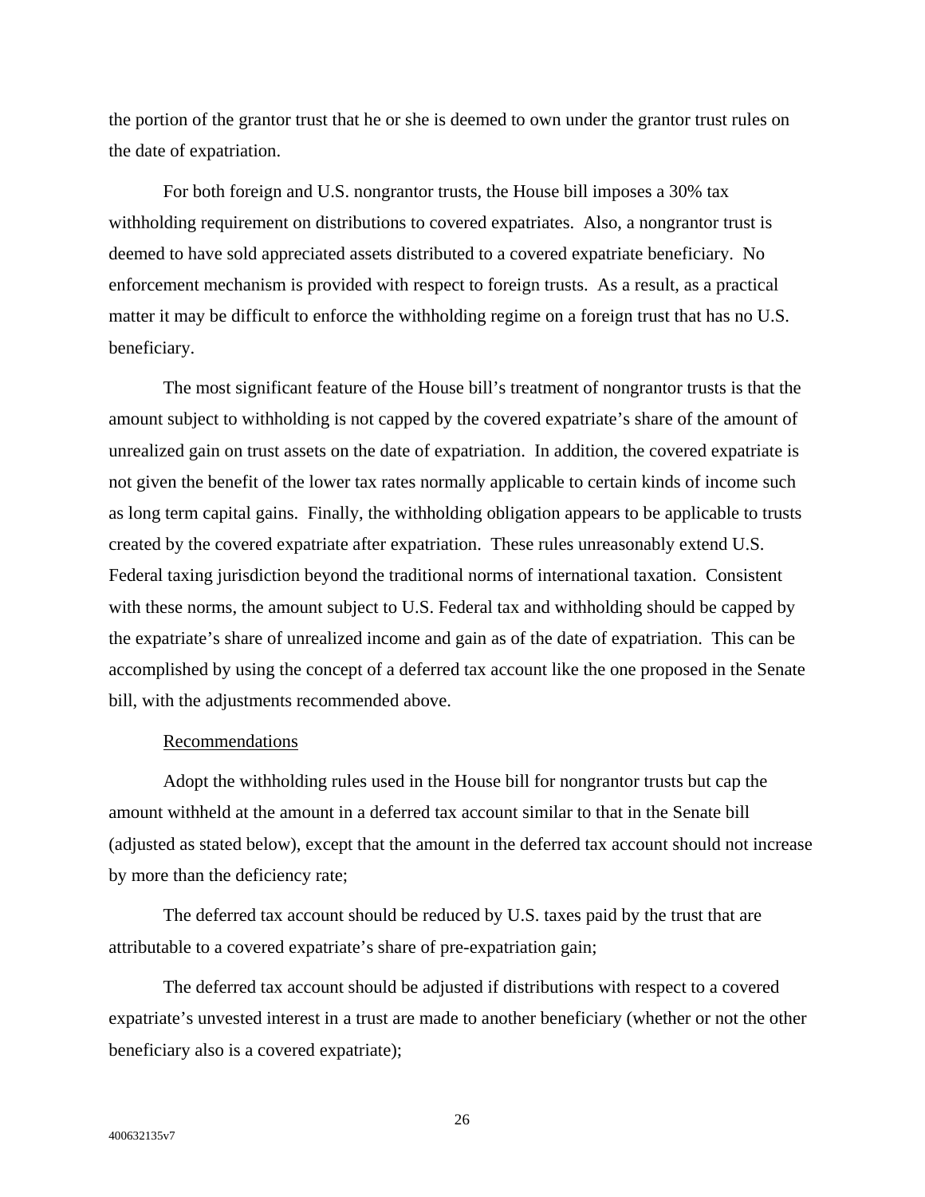the portion of the grantor trust that he or she is deemed to own under the grantor trust rules on the date of expatriation.

For both foreign and U.S. nongrantor trusts, the House bill imposes a 30% tax withholding requirement on distributions to covered expatriates. Also, a nongrantor trust is deemed to have sold appreciated assets distributed to a covered expatriate beneficiary. No enforcement mechanism is provided with respect to foreign trusts. As a result, as a practical matter it may be difficult to enforce the withholding regime on a foreign trust that has no U.S. beneficiary.

The most significant feature of the House bill's treatment of nongrantor trusts is that the amount subject to withholding is not capped by the covered expatriate's share of the amount of unrealized gain on trust assets on the date of expatriation. In addition, the covered expatriate is not given the benefit of the lower tax rates normally applicable to certain kinds of income such as long term capital gains. Finally, the withholding obligation appears to be applicable to trusts created by the covered expatriate after expatriation. These rules unreasonably extend U.S. Federal taxing jurisdiction beyond the traditional norms of international taxation. Consistent with these norms, the amount subject to U.S. Federal tax and withholding should be capped by the expatriate's share of unrealized income and gain as of the date of expatriation. This can be accomplished by using the concept of a deferred tax account like the one proposed in the Senate bill, with the adjustments recommended above.

<u>Recommendations</u>

Adopt the withholding rules used in the House bill for nongrantor trusts but cap the amount withheld at the amount in a deferred tax account similar to that in the Senate bill (adjusted as stated below), except that the amount in the deferred tax account should not increase by more than the deficiency rate;

The deferred tax account should be reduced by U.S. taxes paid by the trust that are attributable to a covered expatriate's share of pre-expatriation gain;

The deferred tax account should be adjusted if distributions with respect to a covered expatriate's unvested interest in a trust are made to another beneficiary (whether or not the other beneficiary also is a covered expatriate);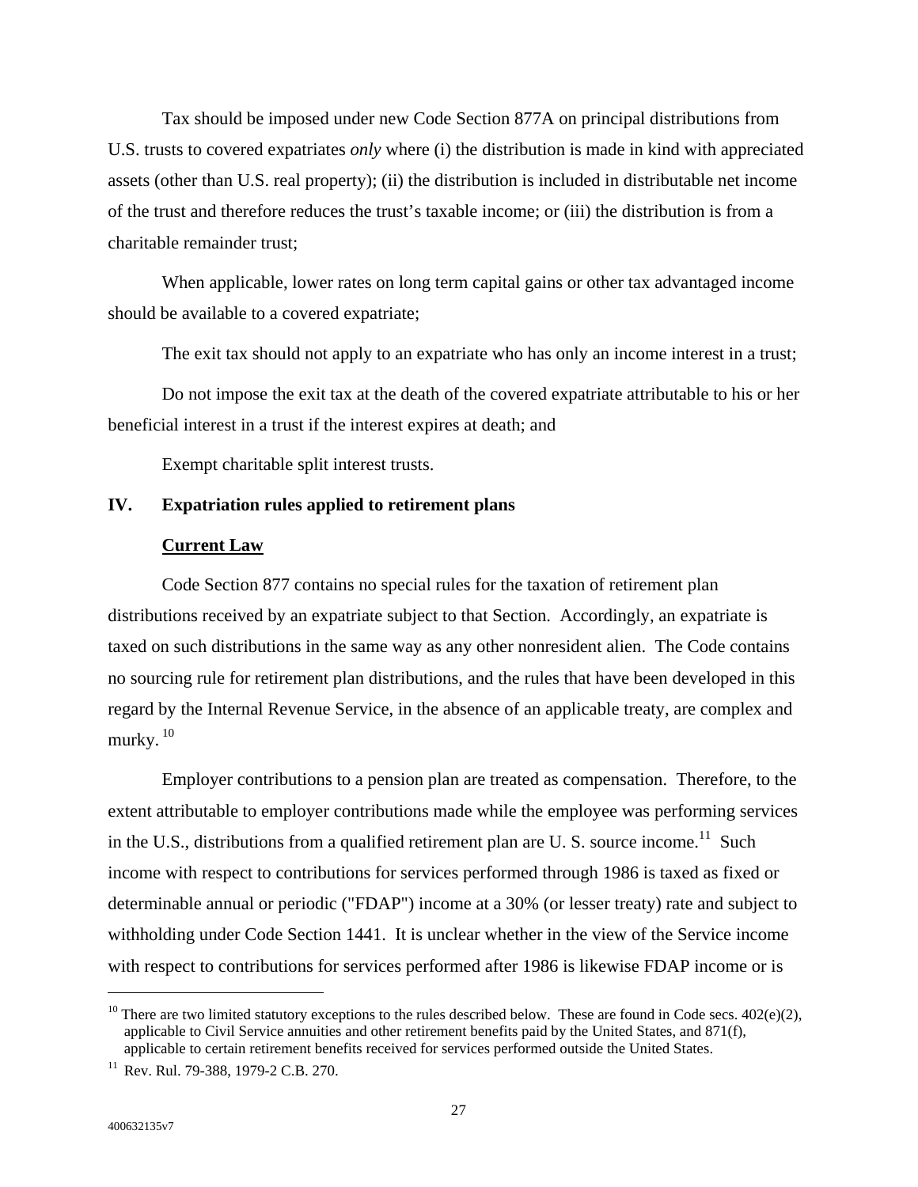Tax should be imposed under new Code Section 877A on principal distributions from U.S. trusts to covered expatriates *only* where (i) the distribution is made in kind with appreciated assets (other than U.S. real property); (ii) the distribution is included in distributable net income of the trust and therefore reduces the trust's taxable income; or (iii) the distribution is from a charitable remainder trust;

When applicable, lower rates on long term capital gains or other tax advantaged income should be available to a covered expatriate;

The exit tax should not apply to an expatriate who has only an income interest in a trust;

Do not impose the exit tax at the death of the covered expatriate attributable to his or her beneficial interest in a trust if the interest expires at death; and

Exempt charitable split interest trusts.

## IV. Expatriation rules applied to retirement plans

### Current Law

Code Section 877 contains no special rules for the taxation of retirement plan distributions received by an expatriate subject to that Section. Accordingly, an expatriate is taxed on such distributions in the same way as any other nonresident alien. The Code contains no sourcing rule for retirement plan distributions, and the rules that have been developed in this regard by the Internal Revenue Service, in the absence of an applicable treaty, are complex and murky.[10]

Employer contributions to a pension plan are treated as compensation. Therefore, to the extent attributable to employer contributions made while the employee was performing services in the U.S., distributions from a qualified retirement plan are U. S. source income.[11] Such income with respect to contributions for services performed through 1986 is taxed as fixed or determinable annual or periodic ("FDAP") income at a 30% (or lesser treaty) rate and subject to withholding under Code Section 1441. It is unclear whether in the view of the Service income with respect to contributions for services performed after 1986 is likewise FDAP income or is

---

[10] There are two limited statutory exceptions to the rules described below. These are found in Code secs. 402(e)(2), applicable to Civil Service annuities and other retirement benefits paid by the United States, and 871(f), applicable to certain retirement benefits received for services performed outside the United States.

[11] Rev. Rul. 79-388, 1979-2 C.B. 270.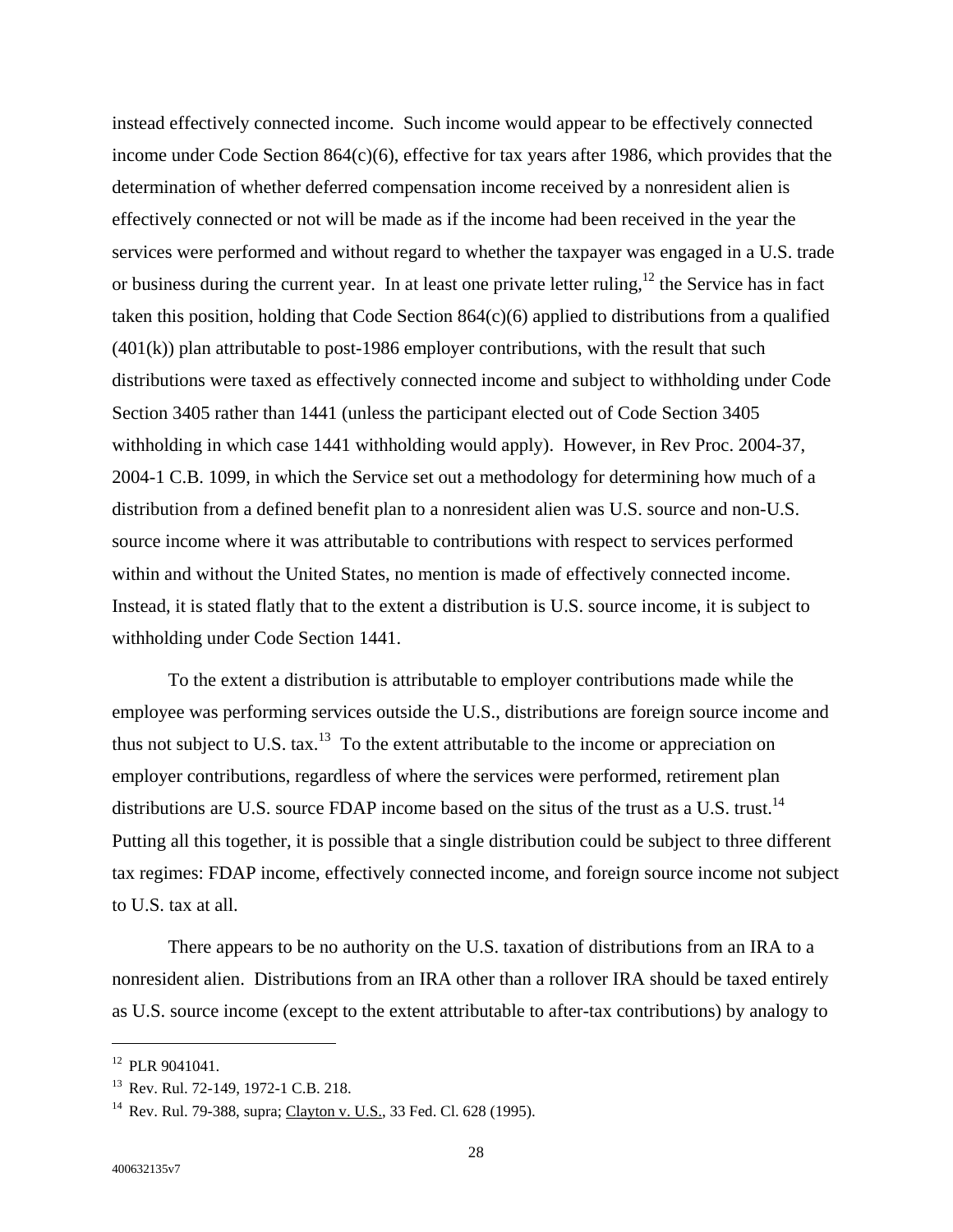instead effectively connected income. Such income would appear to be effectively connected income under Code Section 864(c)(6), effective for tax years after 1986, which provides that the determination of whether deferred compensation income received by a nonresident alien is effectively connected or not will be made as if the income had been received in the year the services were performed and without regard to whether the taxpayer was engaged in a U.S. trade or business during the current year. In at least one private letter ruling,[12] the Service has in fact taken this position, holding that Code Section 864(c)(6) applied to distributions from a qualified (401(k)) plan attributable to post-1986 employer contributions, with the result that such distributions were taxed as effectively connected income and subject to withholding under Code Section 3405 rather than 1441 (unless the participant elected out of Code Section 3405 withholding in which case 1441 withholding would apply). However, in Rev Proc. 2004-37, 2004-1 C.B. 1099, in which the Service set out a methodology for determining how much of a distribution from a defined benefit plan to a nonresident alien was U.S. source and non-U.S. source income where it was attributable to contributions with respect to services performed within and without the United States, no mention is made of effectively connected income. Instead, it is stated flatly that to the extent a distribution is U.S. source income, it is subject to withholding under Code Section 1441.

To the extent a distribution is attributable to employer contributions made while the employee was performing services outside the U.S., distributions are foreign source income and thus not subject to U.S. tax.[13] To the extent attributable to the income or appreciation on employer contributions, regardless of where the services were performed, retirement plan distributions are U.S. source FDAP income based on the situs of the trust as a U.S. trust.[14] Putting all this together, it is possible that a single distribution could be subject to three different tax regimes: FDAP income, effectively connected income, and foreign source income not subject to U.S. tax at all.

There appears to be no authority on the U.S. taxation of distributions from an IRA to a nonresident alien. Distributions from an IRA other than a rollover IRA should be taxed entirely as U.S. source income (except to the extent attributable to after-tax contributions) by analogy to

---

[12] PLR 9041041.

[13] Rev. Rul. 72-149, 1972-1 C.B. 218.

[14] Rev. Rul. 79-388, supra; Clayton v. U.S., 33 Fed. Cl. 628 (1995).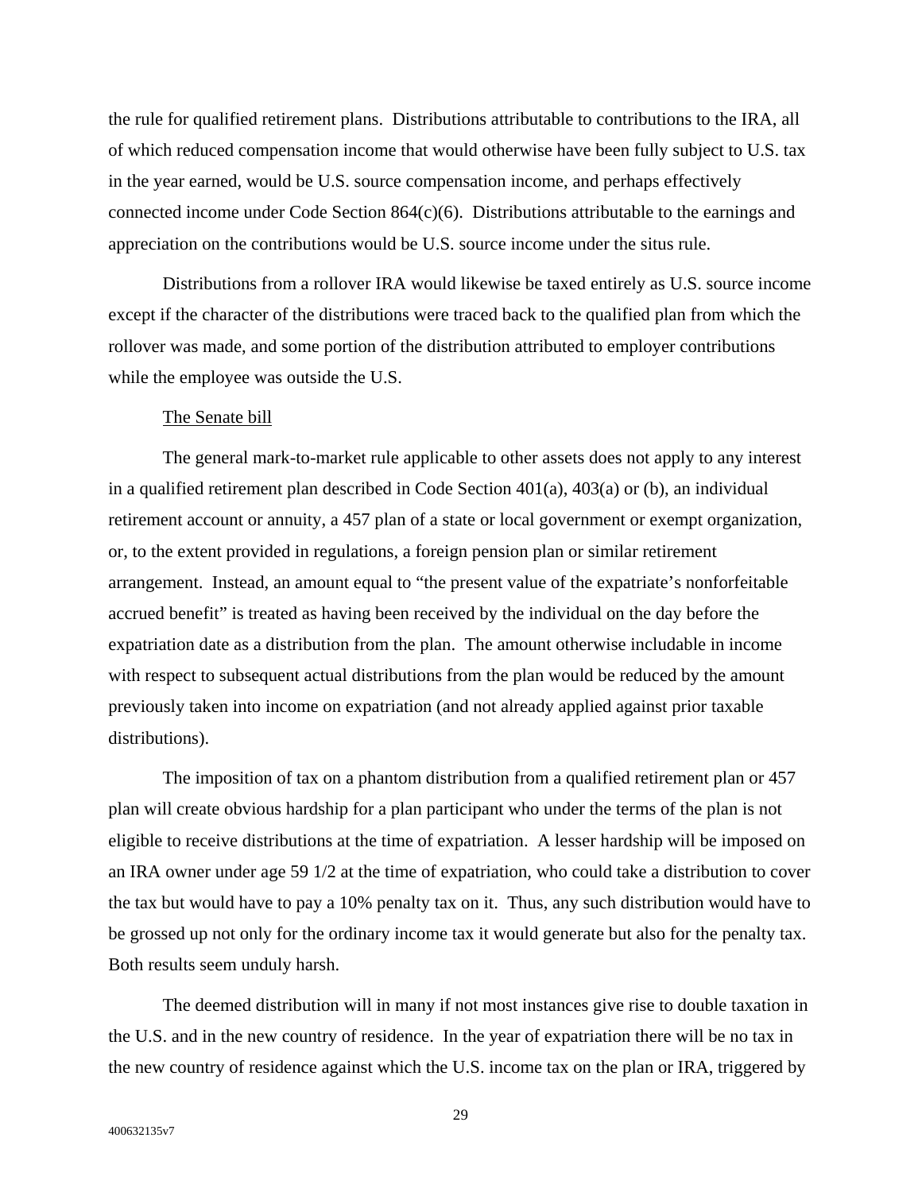the rule for qualified retirement plans. Distributions attributable to contributions to the IRA, all of which reduced compensation income that would otherwise have been fully subject to U.S. tax in the year earned, would be U.S. source compensation income, and perhaps effectively connected income under Code Section 864(c)(6). Distributions attributable to the earnings and appreciation on the contributions would be U.S. source income under the situs rule.

Distributions from a rollover IRA would likewise be taxed entirely as U.S. source income except if the character of the distributions were traced back to the qualified plan from which the rollover was made, and some portion of the distribution attributed to employer contributions while the employee was outside the U.S.

The Senate bill

The general mark-to-market rule applicable to other assets does not apply to any interest in a qualified retirement plan described in Code Section 401(a), 403(a) or (b), an individual retirement account or annuity, a 457 plan of a state or local government or exempt organization, or, to the extent provided in regulations, a foreign pension plan or similar retirement arrangement. Instead, an amount equal to "the present value of the expatriate's nonforfeitable accrued benefit" is treated as having been received by the individual on the day before the expatriation date as a distribution from the plan. The amount otherwise includable in income with respect to subsequent actual distributions from the plan would be reduced by the amount previously taken into income on expatriation (and not already applied against prior taxable distributions).

The imposition of tax on a phantom distribution from a qualified retirement plan or 457 plan will create obvious hardship for a plan participant who under the terms of the plan is not eligible to receive distributions at the time of expatriation. A lesser hardship will be imposed on an IRA owner under age 59 1/2 at the time of expatriation, who could take a distribution to cover the tax but would have to pay a 10% penalty tax on it. Thus, any such distribution would have to be grossed up not only for the ordinary income tax it would generate but also for the penalty tax. Both results seem unduly harsh.

The deemed distribution will in many if not most instances give rise to double taxation in the U.S. and in the new country of residence. In the year of expatriation there will be no tax in the new country of residence against which the U.S. income tax on the plan or IRA, triggered by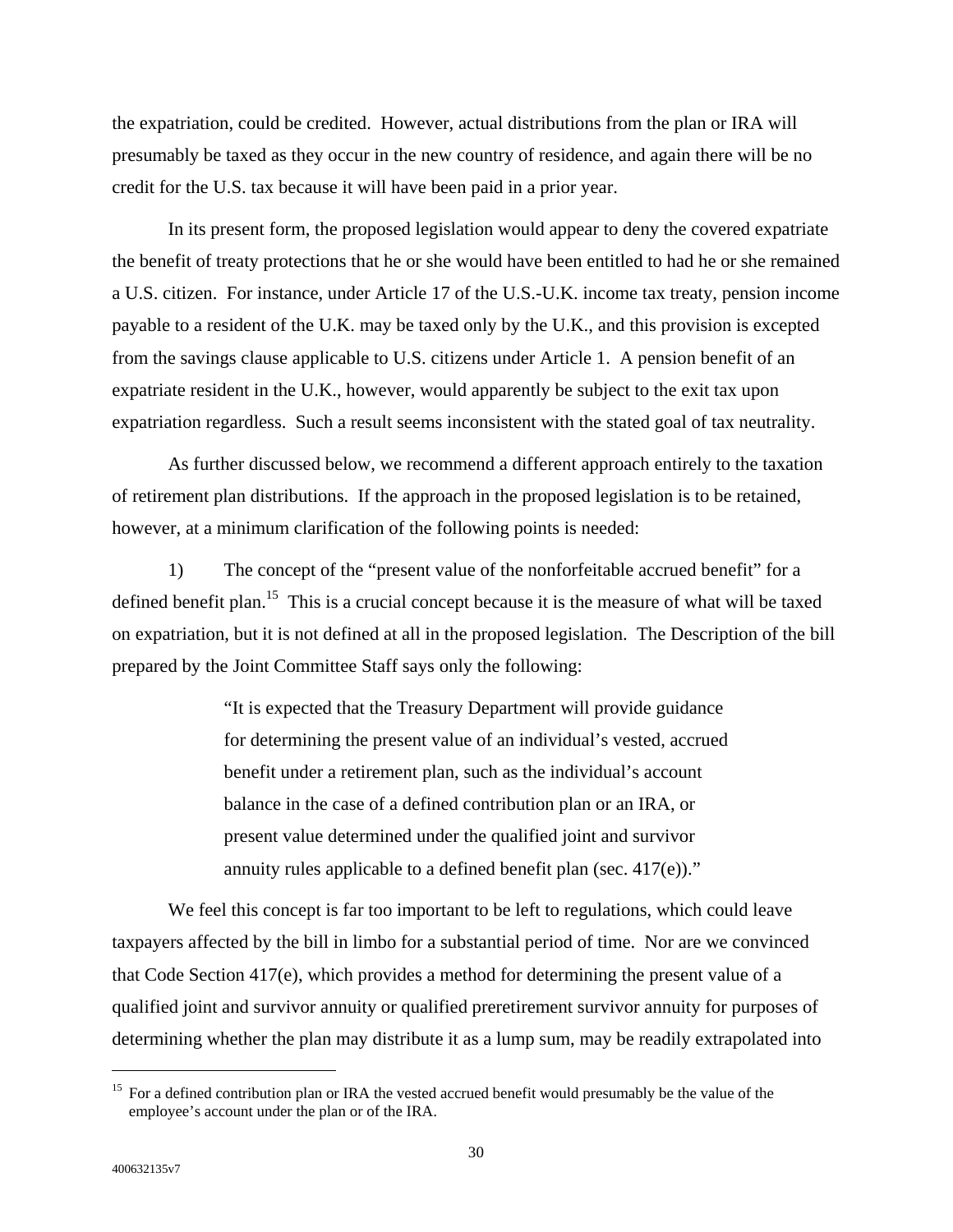the expatriation, could be credited. However, actual distributions from the plan or IRA will presumably be taxed as they occur in the new country of residence, and again there will be no credit for the U.S. tax because it will have been paid in a prior year.

In its present form, the proposed legislation would appear to deny the covered expatriate the benefit of treaty protections that he or she would have been entitled to had he or she remained a U.S. citizen. For instance, under Article 17 of the U.S.-U.K. income tax treaty, pension income payable to a resident of the U.K. may be taxed only by the U.K., and this provision is excepted from the savings clause applicable to U.S. citizens under Article 1. A pension benefit of an expatriate resident in the U.K., however, would apparently be subject to the exit tax upon expatriation regardless. Such a result seems inconsistent with the stated goal of tax neutrality.

As further discussed below, we recommend a different approach entirely to the taxation of retirement plan distributions. If the approach in the proposed legislation is to be retained, however, at a minimum clarification of the following points is needed:

1) The concept of the "present value of the nonforfeitable accrued benefit" for a defined benefit plan.[15] This is a crucial concept because it is the measure of what will be taxed on expatriation, but it is not defined at all in the proposed legislation. The Description of the bill prepared by the Joint Committee Staff says only the following:

> "It is expected that the Treasury Department will provide guidance for determining the present value of an individual's vested, accrued benefit under a retirement plan, such as the individual's account balance in the case of a defined contribution plan or an IRA, or present value determined under the qualified joint and survivor annuity rules applicable to a defined benefit plan (sec. 417(e))."

We feel this concept is far too important to be left to regulations, which could leave taxpayers affected by the bill in limbo for a substantial period of time. Nor are we convinced that Code Section 417(e), which provides a method for determining the present value of a qualified joint and survivor annuity or qualified preretirement survivor annuity for purposes of determining whether the plan may distribute it as a lump sum, may be readily extrapolated into

[15] For a defined contribution plan or IRA the vested accrued benefit would presumably be the value of the employee's account under the plan or of the IRA.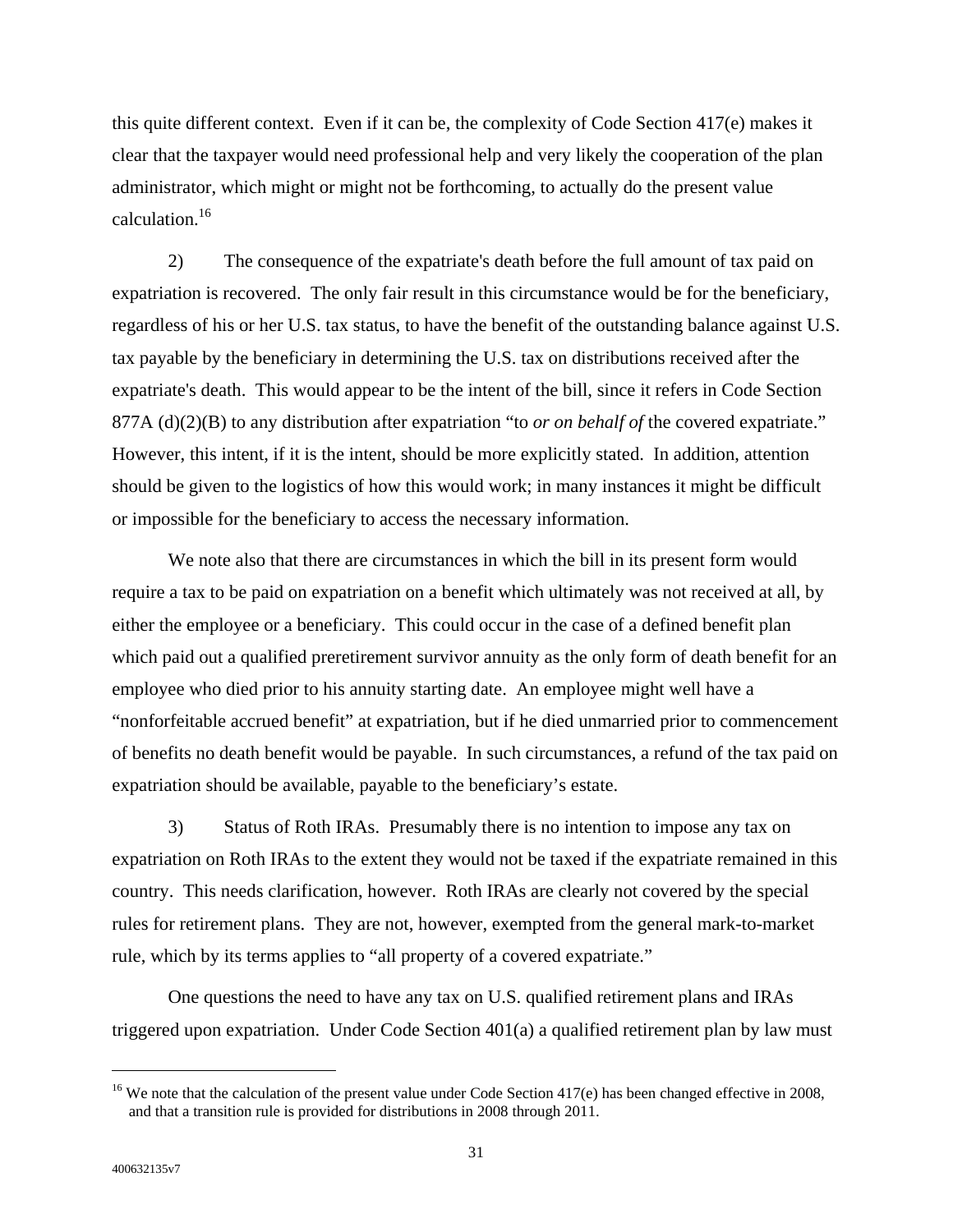this quite different context. Even if it can be, the complexity of Code Section 417(e) makes it clear that the taxpayer would need professional help and very likely the cooperation of the plan administrator, which might or might not be forthcoming, to actually do the present value calculation.[16]

2) The consequence of the expatriate's death before the full amount of tax paid on expatriation is recovered. The only fair result in this circumstance would be for the beneficiary, regardless of his or her U.S. tax status, to have the benefit of the outstanding balance against U.S. tax payable by the beneficiary in determining the U.S. tax on distributions received after the expatriate's death. This would appear to be the intent of the bill, since it refers in Code Section 877A (d)(2)(B) to any distribution after expatriation "to *or on behalf of* the covered expatriate." However, this intent, if it is the intent, should be more explicitly stated. In addition, attention should be given to the logistics of how this would work; in many instances it might be difficult or impossible for the beneficiary to access the necessary information.

We note also that there are circumstances in which the bill in its present form would require a tax to be paid on expatriation on a benefit which ultimately was not received at all, by either the employee or a beneficiary. This could occur in the case of a defined benefit plan which paid out a qualified preretirement survivor annuity as the only form of death benefit for an employee who died prior to his annuity starting date. An employee might well have a "nonforfeitable accrued benefit" at expatriation, but if he died unmarried prior to commencement of benefits no death benefit would be payable. In such circumstances, a refund of the tax paid on expatriation should be available, payable to the beneficiary's estate.

3) Status of Roth IRAs. Presumably there is no intention to impose any tax on expatriation on Roth IRAs to the extent they would not be taxed if the expatriate remained in this country. This needs clarification, however. Roth IRAs are clearly not covered by the special rules for retirement plans. They are not, however, exempted from the general mark-to-market rule, which by its terms applies to "all property of a covered expatriate."

One questions the need to have any tax on U.S. qualified retirement plans and IRAs triggered upon expatriation. Under Code Section 401(a) a qualified retirement plan by law must

[16] We note that the calculation of the present value under Code Section 417(e) has been changed effective in 2008, and that a transition rule is provided for distributions in 2008 through 2011.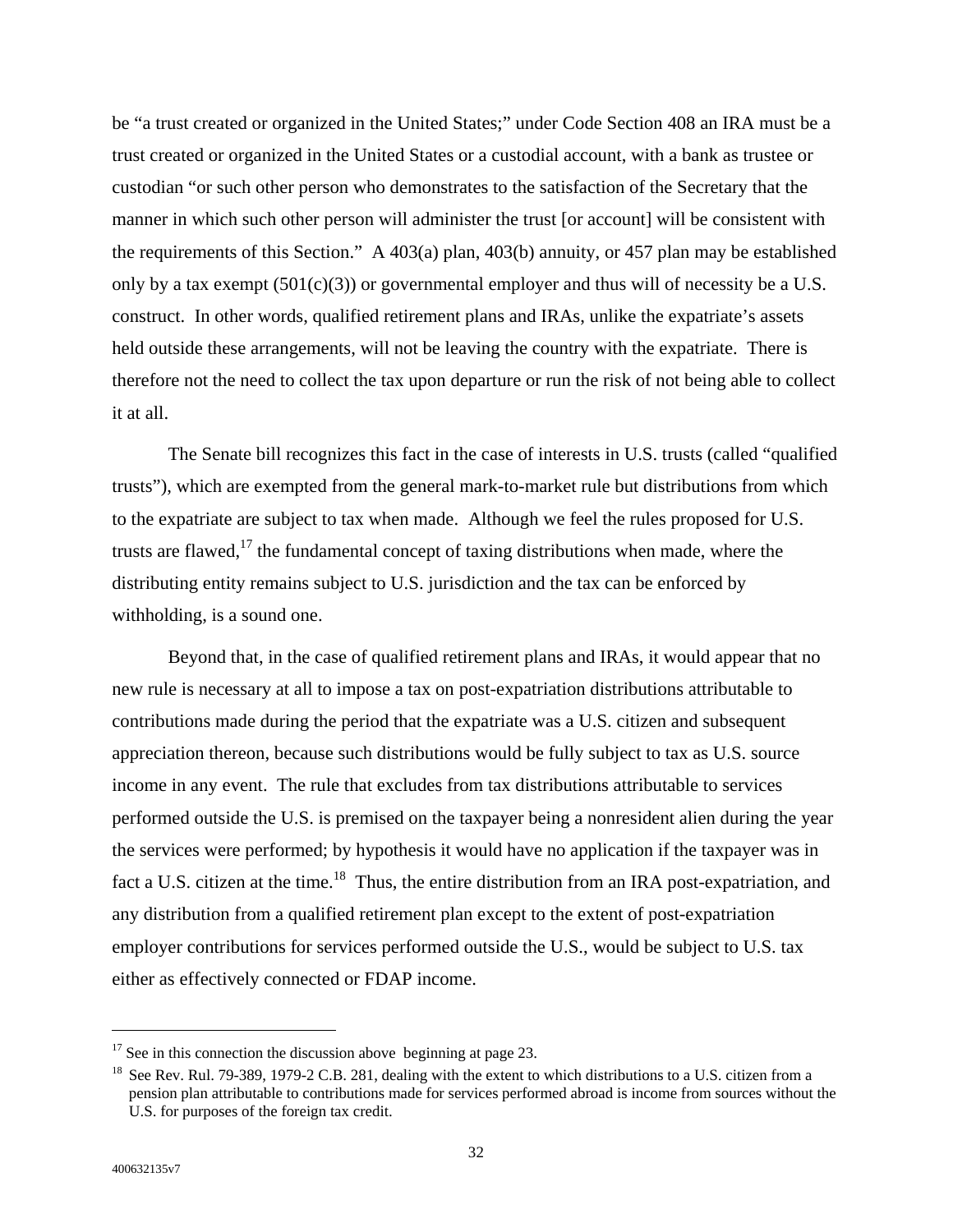be "a trust created or organized in the United States;" under Code Section 408 an IRA must be a trust created or organized in the United States or a custodial account, with a bank as trustee or custodian "or such other person who demonstrates to the satisfaction of the Secretary that the manner in which such other person will administer the trust [or account] will be consistent with the requirements of this Section." A 403(a) plan, 403(b) annuity, or 457 plan may be established only by a tax exempt (501(c)(3)) or governmental employer and thus will of necessity be a U.S. construct. In other words, qualified retirement plans and IRAs, unlike the expatriate's assets held outside these arrangements, will not be leaving the country with the expatriate. There is therefore not the need to collect the tax upon departure or run the risk of not being able to collect it at all.

The Senate bill recognizes this fact in the case of interests in U.S. trusts (called "qualified trusts"), which are exempted from the general mark-to-market rule but distributions from which to the expatriate are subject to tax when made. Although we feel the rules proposed for U.S. trusts are flawed,[17] the fundamental concept of taxing distributions when made, where the distributing entity remains subject to U.S. jurisdiction and the tax can be enforced by withholding, is a sound one.

Beyond that, in the case of qualified retirement plans and IRAs, it would appear that no new rule is necessary at all to impose a tax on post-expatriation distributions attributable to contributions made during the period that the expatriate was a U.S. citizen and subsequent appreciation thereon, because such distributions would be fully subject to tax as U.S. source income in any event. The rule that excludes from tax distributions attributable to services performed outside the U.S. is premised on the taxpayer being a nonresident alien during the year the services were performed; by hypothesis it would have no application if the taxpayer was in fact a U.S. citizen at the time.[18] Thus, the entire distribution from an IRA post-expatriation, and any distribution from a qualified retirement plan except to the extent of post-expatriation employer contributions for services performed outside the U.S., would be subject to U.S. tax either as effectively connected or FDAP income.

---

[17] See in this connection the discussion above beginning at page 23.

[18] See Rev. Rul. 79-389, 1979-2 C.B. 281, dealing with the extent to which distributions to a U.S. citizen from a pension plan attributable to contributions made for services performed abroad is income from sources without the U.S. for purposes of the foreign tax credit.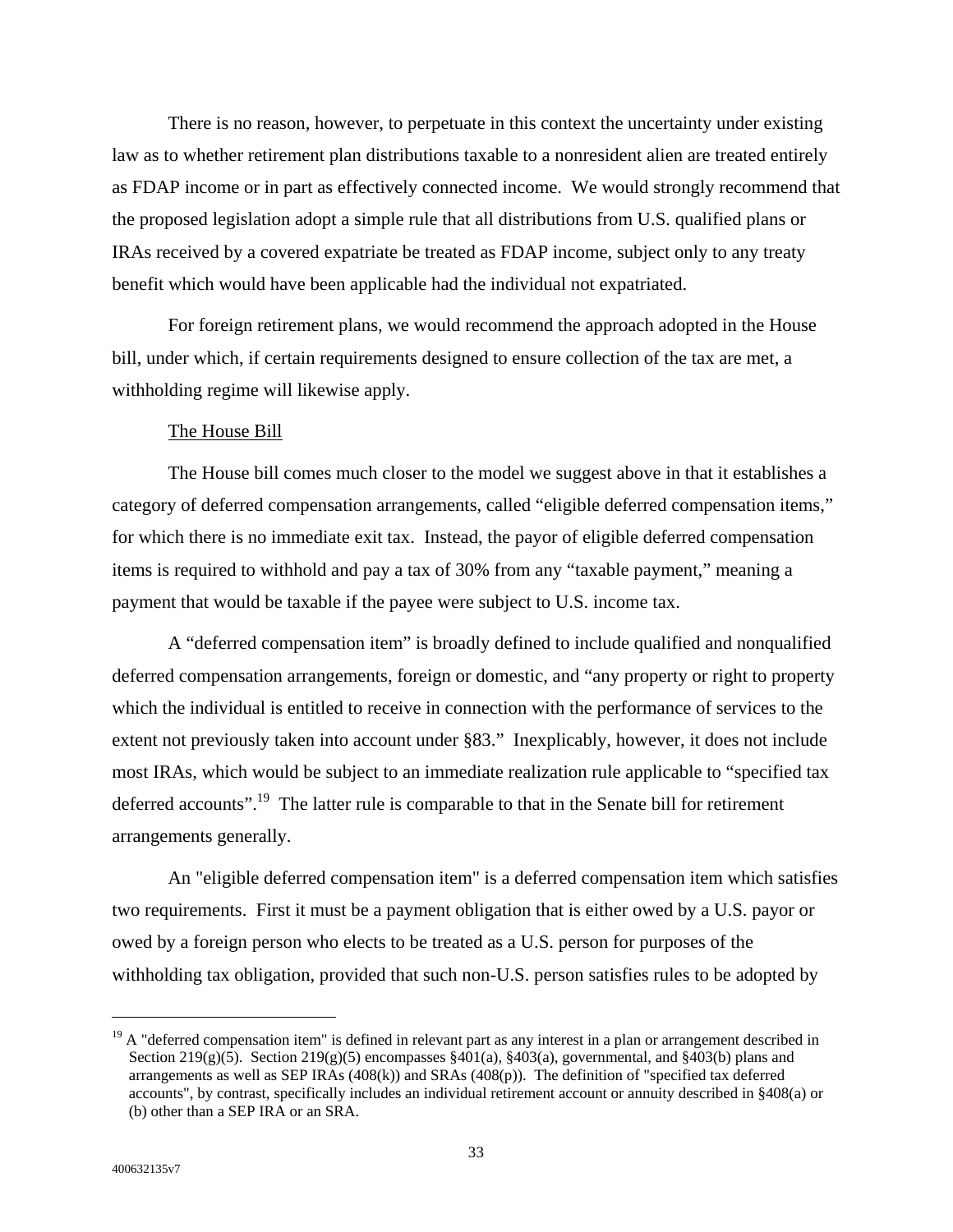There is no reason, however, to perpetuate in this context the uncertainty under existing law as to whether retirement plan distributions taxable to a nonresident alien are treated entirely as FDAP income or in part as effectively connected income. We would strongly recommend that the proposed legislation adopt a simple rule that all distributions from U.S. qualified plans or IRAs received by a covered expatriate be treated as FDAP income, subject only to any treaty benefit which would have been applicable had the individual not expatriated.

For foreign retirement plans, we would recommend the approach adopted in the House bill, under which, if certain requirements designed to ensure collection of the tax are met, a withholding regime will likewise apply.

The House Bill

The House bill comes much closer to the model we suggest above in that it establishes a category of deferred compensation arrangements, called "eligible deferred compensation items," for which there is no immediate exit tax. Instead, the payor of eligible deferred compensation items is required to withhold and pay a tax of 30% from any "taxable payment," meaning a payment that would be taxable if the payee were subject to U.S. income tax.

A "deferred compensation item" is broadly defined to include qualified and nonqualified deferred compensation arrangements, foreign or domestic, and "any property or right to property which the individual is entitled to receive in connection with the performance of services to the extent not previously taken into account under §83." Inexplicably, however, it does not include most IRAs, which would be subject to an immediate realization rule applicable to "specified tax deferred accounts".[19] The latter rule is comparable to that in the Senate bill for retirement arrangements generally.

An "eligible deferred compensation item" is a deferred compensation item which satisfies two requirements. First it must be a payment obligation that is either owed by a U.S. payor or owed by a foreign person who elects to be treated as a U.S. person for purposes of the withholding tax obligation, provided that such non-U.S. person satisfies rules to be adopted by

[19] A "deferred compensation item" is defined in relevant part as any interest in a plan or arrangement described in Section 219(g)(5). Section 219(g)(5) encompasses §401(a), §403(a), governmental, and §403(b) plans and arrangements as well as SEP IRAs (408(k)) and SRAs (408(p)). The definition of "specified tax deferred accounts", by contrast, specifically includes an individual retirement account or annuity described in §408(a) or (b) other than a SEP IRA or an SRA.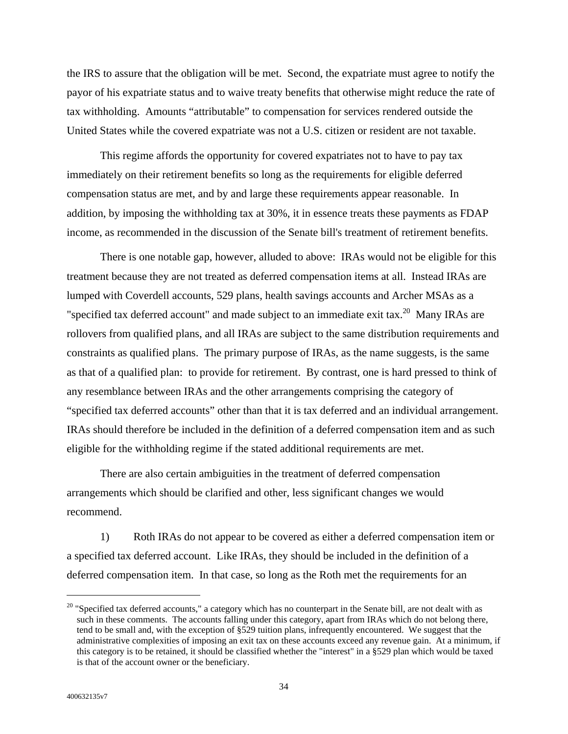the IRS to assure that the obligation will be met. Second, the expatriate must agree to notify the payor of his expatriate status and to waive treaty benefits that otherwise might reduce the rate of tax withholding. Amounts "attributable" to compensation for services rendered outside the United States while the covered expatriate was not a U.S. citizen or resident are not taxable.

This regime affords the opportunity for covered expatriates not to have to pay tax immediately on their retirement benefits so long as the requirements for eligible deferred compensation status are met, and by and large these requirements appear reasonable. In addition, by imposing the withholding tax at 30%, it in essence treats these payments as FDAP income, as recommended in the discussion of the Senate bill's treatment of retirement benefits.

There is one notable gap, however, alluded to above: IRAs would not be eligible for this treatment because they are not treated as deferred compensation items at all. Instead IRAs are lumped with Coverdell accounts, 529 plans, health savings accounts and Archer MSAs as a "specified tax deferred account" and made subject to an immediate exit tax.[20] Many IRAs are rollovers from qualified plans, and all IRAs are subject to the same distribution requirements and constraints as qualified plans. The primary purpose of IRAs, as the name suggests, is the same as that of a qualified plan: to provide for retirement. By contrast, one is hard pressed to think of any resemblance between IRAs and the other arrangements comprising the category of "specified tax deferred accounts" other than that it is tax deferred and an individual arrangement. IRAs should therefore be included in the definition of a deferred compensation item and as such eligible for the withholding regime if the stated additional requirements are met.

There are also certain ambiguities in the treatment of deferred compensation arrangements which should be clarified and other, less significant changes we would recommend.

1) Roth IRAs do not appear to be covered as either a deferred compensation item or a specified tax deferred account. Like IRAs, they should be included in the definition of a deferred compensation item. In that case, so long as the Roth met the requirements for an

---

[20] "Specified tax deferred accounts," a category which has no counterpart in the Senate bill, are not dealt with as such in these comments. The accounts falling under this category, apart from IRAs which do not belong there, tend to be small and, with the exception of §529 tuition plans, infrequently encountered. We suggest that the administrative complexities of imposing an exit tax on these accounts exceed any revenue gain. At a minimum, if this category is to be retained, it should be classified whether the "interest" in a §529 plan which would be taxed is that of the account owner or the beneficiary.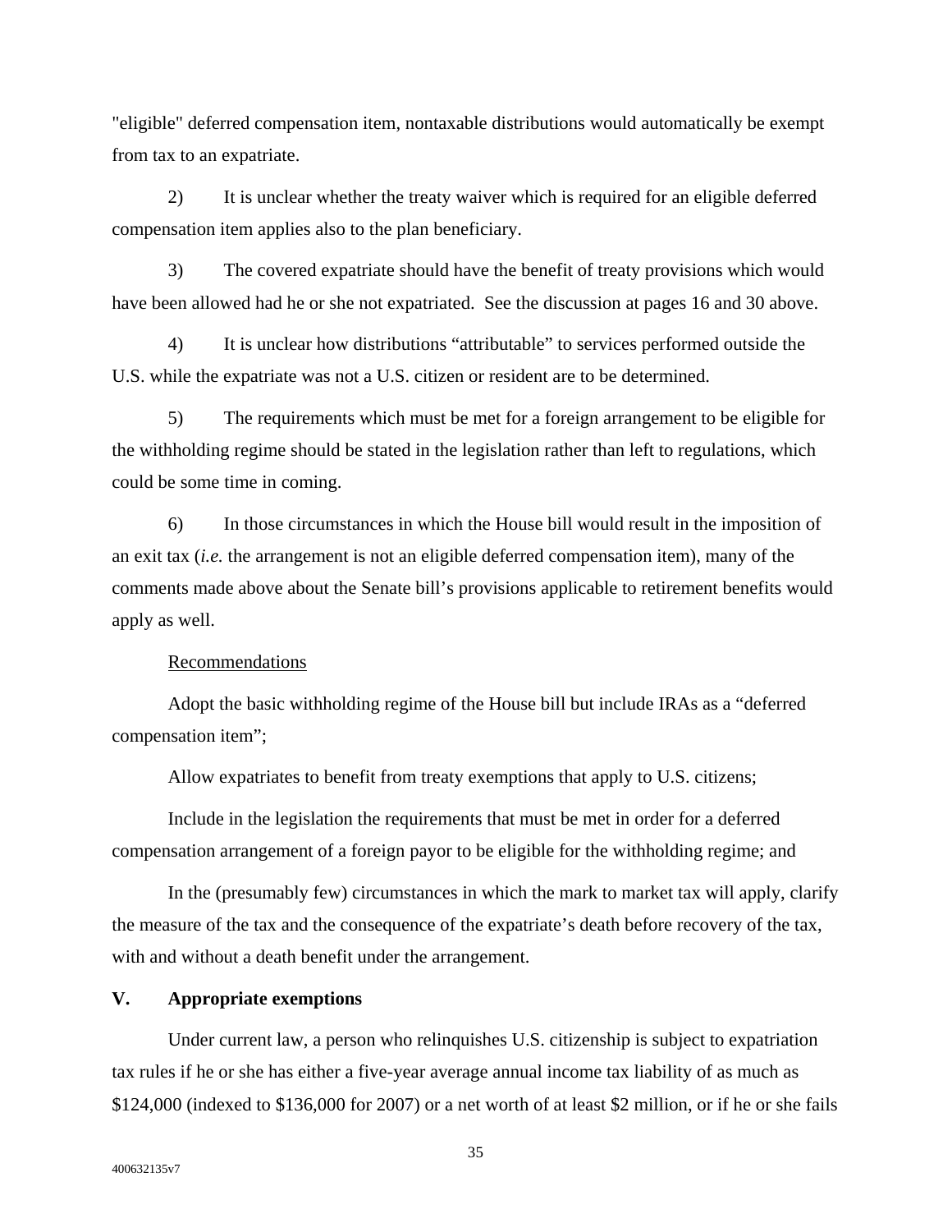"eligible" deferred compensation item, nontaxable distributions would automatically be exempt from tax to an expatriate.

2) It is unclear whether the treaty waiver which is required for an eligible deferred compensation item applies also to the plan beneficiary.

3) The covered expatriate should have the benefit of treaty provisions which would have been allowed had he or she not expatriated. See the discussion at pages 16 and 30 above.

4) It is unclear how distributions "attributable" to services performed outside the U.S. while the expatriate was not a U.S. citizen or resident are to be determined.

5) The requirements which must be met for a foreign arrangement to be eligible for the withholding regime should be stated in the legislation rather than left to regulations, which could be some time in coming.

6) In those circumstances in which the House bill would result in the imposition of an exit tax (*i.e.* the arrangement is not an eligible deferred compensation item), many of the comments made above about the Senate bill's provisions applicable to retirement benefits would apply as well.

Recommendations

Adopt the basic withholding regime of the House bill but include IRAs as a "deferred compensation item";

Allow expatriates to benefit from treaty exemptions that apply to U.S. citizens;

Include in the legislation the requirements that must be met in order for a deferred compensation arrangement of a foreign payor to be eligible for the withholding regime; and

In the (presumably few) circumstances in which the mark to market tax will apply, clarify the measure of the tax and the consequence of the expatriate's death before recovery of the tax, with and without a death benefit under the arrangement.

## V. Appropriate exemptions

Under current law, a person who relinquishes U.S. citizenship is subject to expatriation tax rules if he or she has either a five-year average annual income tax liability of as much as $124,000 (indexed to $136,000 for 2007) or a net worth of at least $2 million, or if he or she fails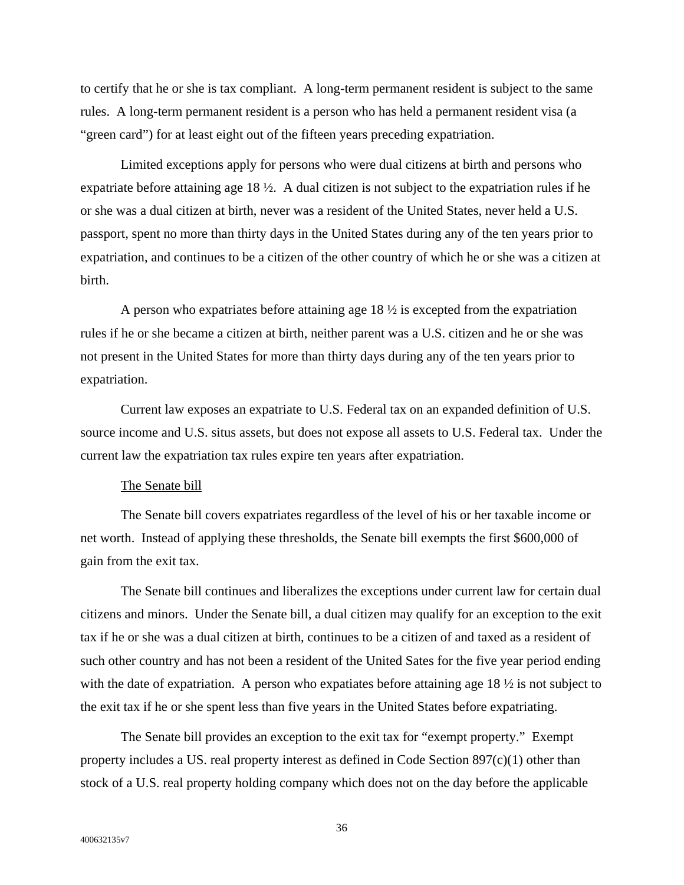to certify that he or she is tax compliant. A long-term permanent resident is subject to the same rules. A long-term permanent resident is a person who has held a permanent resident visa (a "green card") for at least eight out of the fifteen years preceding expatriation.

Limited exceptions apply for persons who were dual citizens at birth and persons who expatriate before attaining age 18 ½. A dual citizen is not subject to the expatriation rules if he or she was a dual citizen at birth, never was a resident of the United States, never held a U.S. passport, spent no more than thirty days in the United States during any of the ten years prior to expatriation, and continues to be a citizen of the other country of which he or she was a citizen at birth.

A person who expatriates before attaining age 18 ½ is excepted from the expatriation rules if he or she became a citizen at birth, neither parent was a U.S. citizen and he or she was not present in the United States for more than thirty days during any of the ten years prior to expatriation.

Current law exposes an expatriate to U.S. Federal tax on an expanded definition of U.S. source income and U.S. situs assets, but does not expose all assets to U.S. Federal tax. Under the current law the expatriation tax rules expire ten years after expatriation.

<u>The Senate bill</u>

The Senate bill covers expatriates regardless of the level of his or her taxable income or net worth. Instead of applying these thresholds, the Senate bill exempts the first $600,000 of gain from the exit tax.

The Senate bill continues and liberalizes the exceptions under current law for certain dual citizens and minors. Under the Senate bill, a dual citizen may qualify for an exception to the exit tax if he or she was a dual citizen at birth, continues to be a citizen of and taxed as a resident of such other country and has not been a resident of the United Sates for the five year period ending with the date of expatriation. A person who expatiates before attaining age 18 ½ is not subject to the exit tax if he or she spent less than five years in the United States before expatriating.

The Senate bill provides an exception to the exit tax for "exempt property." Exempt property includes a US. real property interest as defined in Code Section 897(c)(1) other than stock of a U.S. real property holding company which does not on the day before the applicable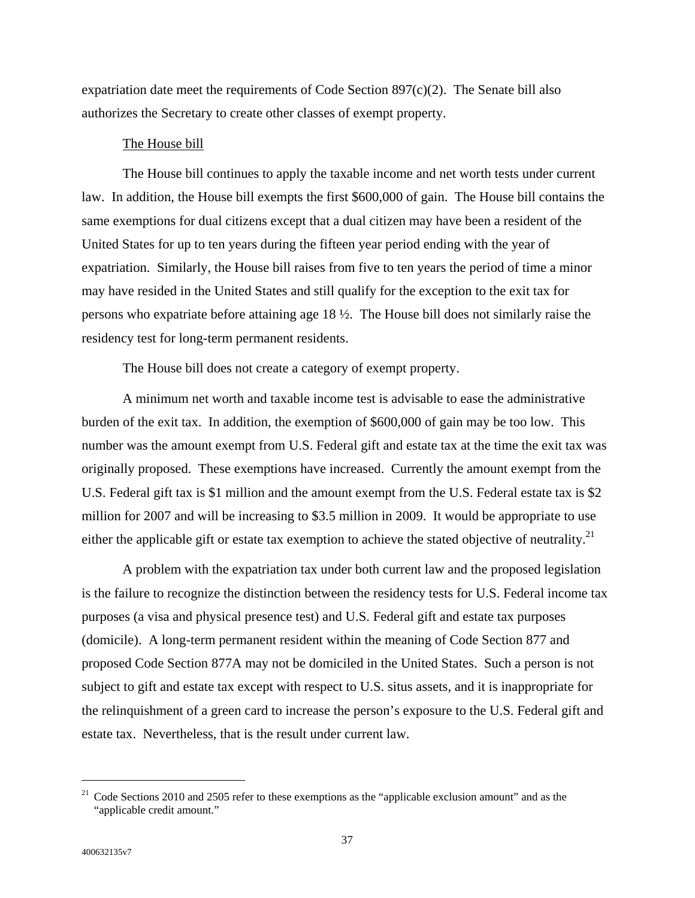expatriation date meet the requirements of Code Section 897(c)(2). The Senate bill also authorizes the Secretary to create other classes of exempt property.

<u>The House bill</u>

The House bill continues to apply the taxable income and net worth tests under current law. In addition, the House bill exempts the first $600,000 of gain. The House bill contains the same exemptions for dual citizens except that a dual citizen may have been a resident of the United States for up to ten years during the fifteen year period ending with the year of expatriation. Similarly, the House bill raises from five to ten years the period of time a minor may have resided in the United States and still qualify for the exception to the exit tax for persons who expatriate before attaining age 18 ½. The House bill does not similarly raise the residency test for long-term permanent residents.

The House bill does not create a category of exempt property.

A minimum net worth and taxable income test is advisable to ease the administrative burden of the exit tax. In addition, the exemption of $600,000 of gain may be too low. This number was the amount exempt from U.S. Federal gift and estate tax at the time the exit tax was originally proposed. These exemptions have increased. Currently the amount exempt from the U.S. Federal gift tax is $1 million and the amount exempt from the U.S. Federal estate tax is $2 million for 2007 and will be increasing to $3.5 million in 2009. It would be appropriate to use either the applicable gift or estate tax exemption to achieve the stated objective of neutrality.[21]

A problem with the expatriation tax under both current law and the proposed legislation is the failure to recognize the distinction between the residency tests for U.S. Federal income tax purposes (a visa and physical presence test) and U.S. Federal gift and estate tax purposes (domicile). A long-term permanent resident within the meaning of Code Section 877 and proposed Code Section 877A may not be domiciled in the United States. Such a person is not subject to gift and estate tax except with respect to U.S. situs assets, and it is inappropriate for the relinquishment of a green card to increase the person's exposure to the U.S. Federal gift and estate tax. Nevertheless, that is the result under current law.

---

[21] Code Sections 2010 and 2505 refer to these exemptions as the "applicable exclusion amount" and as the "applicable credit amount."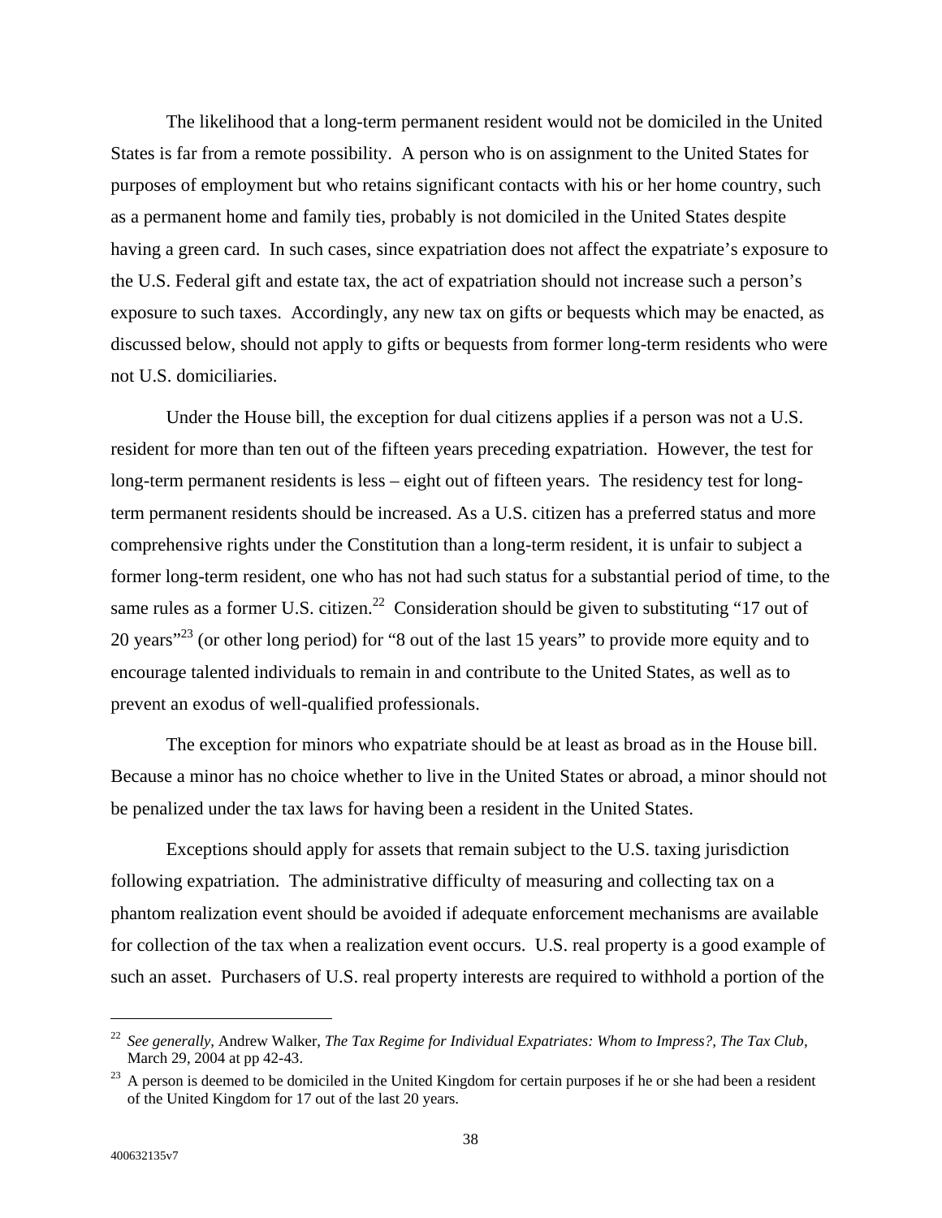The likelihood that a long-term permanent resident would not be domiciled in the United States is far from a remote possibility. A person who is on assignment to the United States for purposes of employment but who retains significant contacts with his or her home country, such as a permanent home and family ties, probably is not domiciled in the United States despite having a green card. In such cases, since expatriation does not affect the expatriate's exposure to the U.S. Federal gift and estate tax, the act of expatriation should not increase such a person's exposure to such taxes. Accordingly, any new tax on gifts or bequests which may be enacted, as discussed below, should not apply to gifts or bequests from former long-term residents who were not U.S. domiciliaries.

Under the House bill, the exception for dual citizens applies if a person was not a U.S. resident for more than ten out of the fifteen years preceding expatriation. However, the test for long-term permanent residents is less – eight out of fifteen years. The residency test for long-term permanent residents should be increased. As a U.S. citizen has a preferred status and more comprehensive rights under the Constitution than a long-term resident, it is unfair to subject a former long-term resident, one who has not had such status for a substantial period of time, to the same rules as a former U.S. citizen.[22] Consideration should be given to substituting "17 out of 20 years"[23] (or other long period) for "8 out of the last 15 years" to provide more equity and to encourage talented individuals to remain in and contribute to the United States, as well as to prevent an exodus of well-qualified professionals.

The exception for minors who expatriate should be at least as broad as in the House bill. Because a minor has no choice whether to live in the United States or abroad, a minor should not be penalized under the tax laws for having been a resident in the United States.

Exceptions should apply for assets that remain subject to the U.S. taxing jurisdiction following expatriation. The administrative difficulty of measuring and collecting tax on a phantom realization event should be avoided if adequate enforcement mechanisms are available for collection of the tax when a realization event occurs. U.S. real property is a good example of such an asset. Purchasers of U.S. real property interests are required to withhold a portion of the

---

[22] *See generally,* Andrew Walker, *The Tax Regime for Individual Expatriates: Whom to Impress?*, *The Tax Club*, March 29, 2004 at pp 42-43.

[23] A person is deemed to be domiciled in the United Kingdom for certain purposes if he or she had been a resident of the United Kingdom for 17 out of the last 20 years.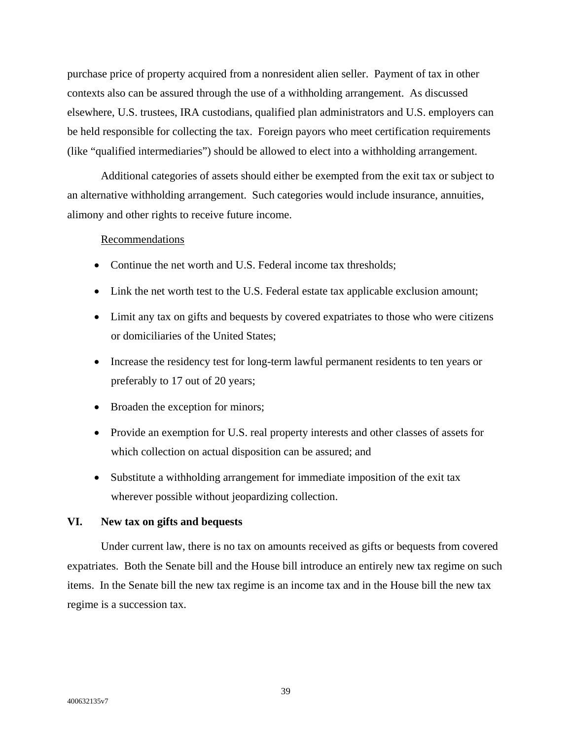purchase price of property acquired from a nonresident alien seller. Payment of tax in other contexts also can be assured through the use of a withholding arrangement. As discussed elsewhere, U.S. trustees, IRA custodians, qualified plan administrators and U.S. employers can be held responsible for collecting the tax. Foreign payors who meet certification requirements (like "qualified intermediaries") should be allowed to elect into a withholding arrangement.

Additional categories of assets should either be exempted from the exit tax or subject to an alternative withholding arrangement. Such categories would include insurance, annuities, alimony and other rights to receive future income.

Recommendations

- Continue the net worth and U.S. Federal income tax thresholds;
- Link the net worth test to the U.S. Federal estate tax applicable exclusion amount;
- Limit any tax on gifts and bequests by covered expatriates to those who were citizens or domiciliaries of the United States;
- Increase the residency test for long-term lawful permanent residents to ten years or preferably to 17 out of 20 years;
- Broaden the exception for minors;
- Provide an exemption for U.S. real property interests and other classes of assets for which collection on actual disposition can be assured; and
- Substitute a withholding arrangement for immediate imposition of the exit tax wherever possible without jeopardizing collection.

## VI. New tax on gifts and bequests

Under current law, there is no tax on amounts received as gifts or bequests from covered expatriates. Both the Senate bill and the House bill introduce an entirely new tax regime on such items. In the Senate bill the new tax regime is an income tax and in the House bill the new tax regime is a succession tax.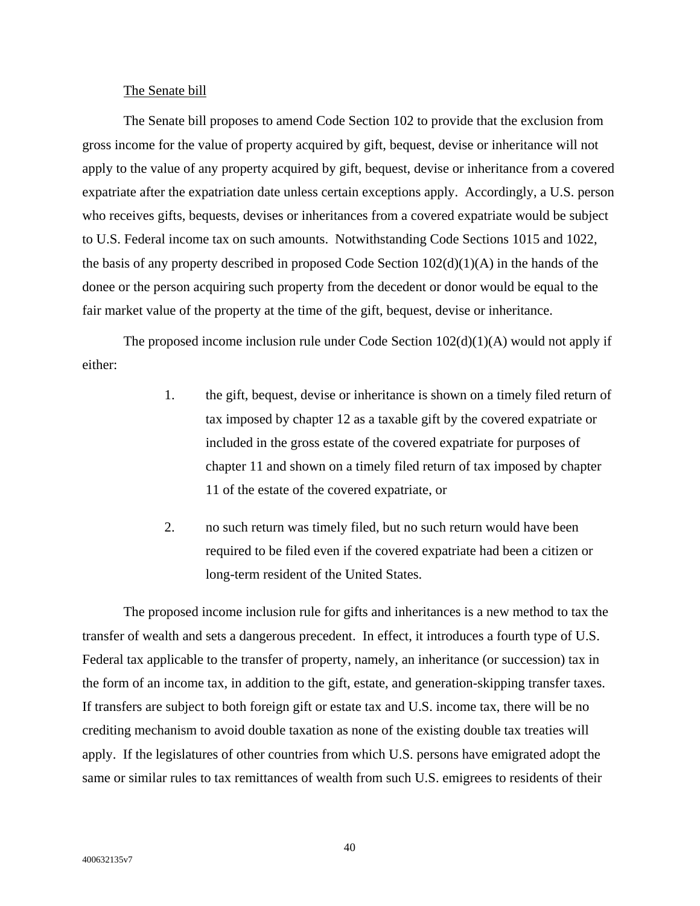The Senate bill

The Senate bill proposes to amend Code Section 102 to provide that the exclusion from gross income for the value of property acquired by gift, bequest, devise or inheritance will not apply to the value of any property acquired by gift, bequest, devise or inheritance from a covered expatriate after the expatriation date unless certain exceptions apply. Accordingly, a U.S. person who receives gifts, bequests, devises or inheritances from a covered expatriate would be subject to U.S. Federal income tax on such amounts. Notwithstanding Code Sections 1015 and 1022, the basis of any property described in proposed Code Section 102(d)(1)(A) in the hands of the donee or the person acquiring such property from the decedent or donor would be equal to the fair market value of the property at the time of the gift, bequest, devise or inheritance.

The proposed income inclusion rule under Code Section 102(d)(1)(A) would not apply if either:

1. the gift, bequest, devise or inheritance is shown on a timely filed return of tax imposed by chapter 12 as a taxable gift by the covered expatriate or included in the gross estate of the covered expatriate for purposes of chapter 11 and shown on a timely filed return of tax imposed by chapter 11 of the estate of the covered expatriate, or

2. no such return was timely filed, but no such return would have been required to be filed even if the covered expatriate had been a citizen or long-term resident of the United States.

The proposed income inclusion rule for gifts and inheritances is a new method to tax the transfer of wealth and sets a dangerous precedent. In effect, it introduces a fourth type of U.S. Federal tax applicable to the transfer of property, namely, an inheritance (or succession) tax in the form of an income tax, in addition to the gift, estate, and generation-skipping transfer taxes. If transfers are subject to both foreign gift or estate tax and U.S. income tax, there will be no crediting mechanism to avoid double taxation as none of the existing double tax treaties will apply. If the legislatures of other countries from which U.S. persons have emigrated adopt the same or similar rules to tax remittances of wealth from such U.S. emigrees to residents of their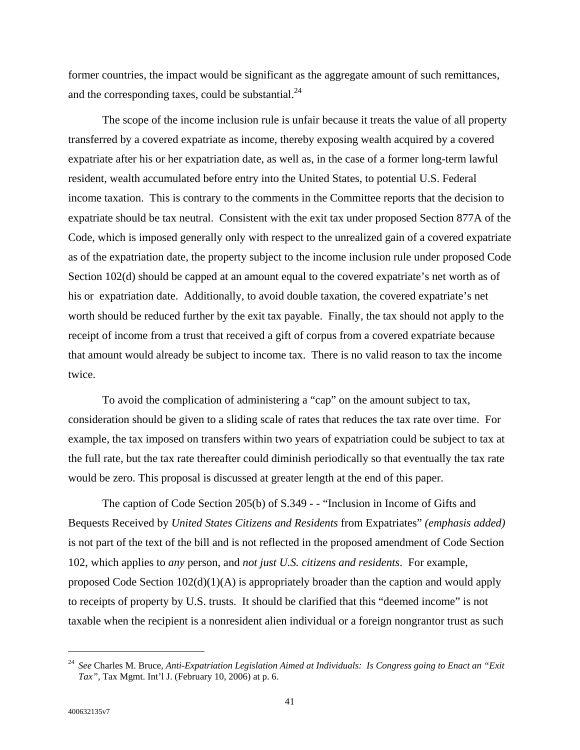former countries, the impact would be significant as the aggregate amount of such remittances, and the corresponding taxes, could be substantial.[24]

The scope of the income inclusion rule is unfair because it treats the value of all property transferred by a covered expatriate as income, thereby exposing wealth acquired by a covered expatriate after his or her expatriation date, as well as, in the case of a former long-term lawful resident, wealth accumulated before entry into the United States, to potential U.S. Federal income taxation. This is contrary to the comments in the Committee reports that the decision to expatriate should be tax neutral. Consistent with the exit tax under proposed Section 877A of the Code, which is imposed generally only with respect to the unrealized gain of a covered expatriate as of the expatriation date, the property subject to the income inclusion rule under proposed Code Section 102(d) should be capped at an amount equal to the covered expatriate's net worth as of his or expatriation date. Additionally, to avoid double taxation, the covered expatriate's net worth should be reduced further by the exit tax payable. Finally, the tax should not apply to the receipt of income from a trust that received a gift of corpus from a covered expatriate because that amount would already be subject to income tax. There is no valid reason to tax the income twice.

To avoid the complication of administering a "cap" on the amount subject to tax, consideration should be given to a sliding scale of rates that reduces the tax rate over time. For example, the tax imposed on transfers within two years of expatriation could be subject to tax at the full rate, but the tax rate thereafter could diminish periodically so that eventually the tax rate would be zero. This proposal is discussed at greater length at the end of this paper.

The caption of Code Section 205(b) of S.349 - - "Inclusion in Income of Gifts and Bequests Received by *United States Citizens and Residents* from Expatriates" *(emphasis added)* is not part of the text of the bill and is not reflected in the proposed amendment of Code Section 102, which applies to *any* person, and *not just U.S. citizens and residents*. For example, proposed Code Section 102(d)(1)(A) is appropriately broader than the caption and would apply to receipts of property by U.S. trusts. It should be clarified that this "deemed income" is not taxable when the recipient is a nonresident alien individual or a foreign nongrantor trust as such

---

[24] *See* Charles M. Bruce, *Anti-Expatriation Legislation Aimed at Individuals: Is Congress going to Enact an "Exit Tax"*, Tax Mgmt. Int'l J. (February 10, 2006) at p. 6.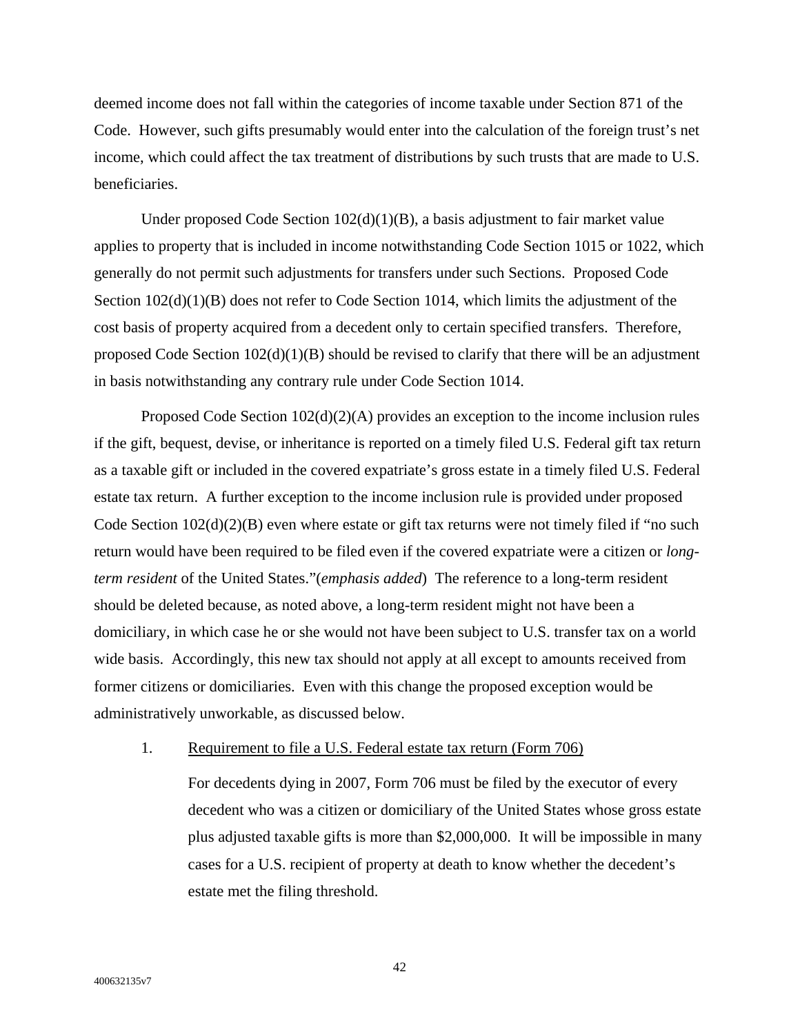deemed income does not fall within the categories of income taxable under Section 871 of the Code. However, such gifts presumably would enter into the calculation of the foreign trust's net income, which could affect the tax treatment of distributions by such trusts that are made to U.S. beneficiaries.

Under proposed Code Section 102(d)(1)(B), a basis adjustment to fair market value applies to property that is included in income notwithstanding Code Section 1015 or 1022, which generally do not permit such adjustments for transfers under such Sections. Proposed Code Section 102(d)(1)(B) does not refer to Code Section 1014, which limits the adjustment of the cost basis of property acquired from a decedent only to certain specified transfers. Therefore, proposed Code Section 102(d)(1)(B) should be revised to clarify that there will be an adjustment in basis notwithstanding any contrary rule under Code Section 1014.

Proposed Code Section 102(d)(2)(A) provides an exception to the income inclusion rules if the gift, bequest, devise, or inheritance is reported on a timely filed U.S. Federal gift tax return as a taxable gift or included in the covered expatriate's gross estate in a timely filed U.S. Federal estate tax return. A further exception to the income inclusion rule is provided under proposed Code Section 102(d)(2)(B) even where estate or gift tax returns were not timely filed if "no such return would have been required to be filed even if the covered expatriate were a citizen or *long-term resident* of the United States."(*emphasis added*) The reference to a long-term resident should be deleted because, as noted above, a long-term resident might not have been a domiciliary, in which case he or she would not have been subject to U.S. transfer tax on a world wide basis. Accordingly, this new tax should not apply at all except to amounts received from former citizens or domiciliaries. Even with this change the proposed exception would be administratively unworkable, as discussed below.

1. <u>Requirement to file a U.S. Federal estate tax return (Form 706)</u>

   For decedents dying in 2007, Form 706 must be filed by the executor of every decedent who was a citizen or domiciliary of the United States whose gross estate plus adjusted taxable gifts is more than $2,000,000. It will be impossible in many cases for a U.S. recipient of property at death to know whether the decedent's estate met the filing threshold.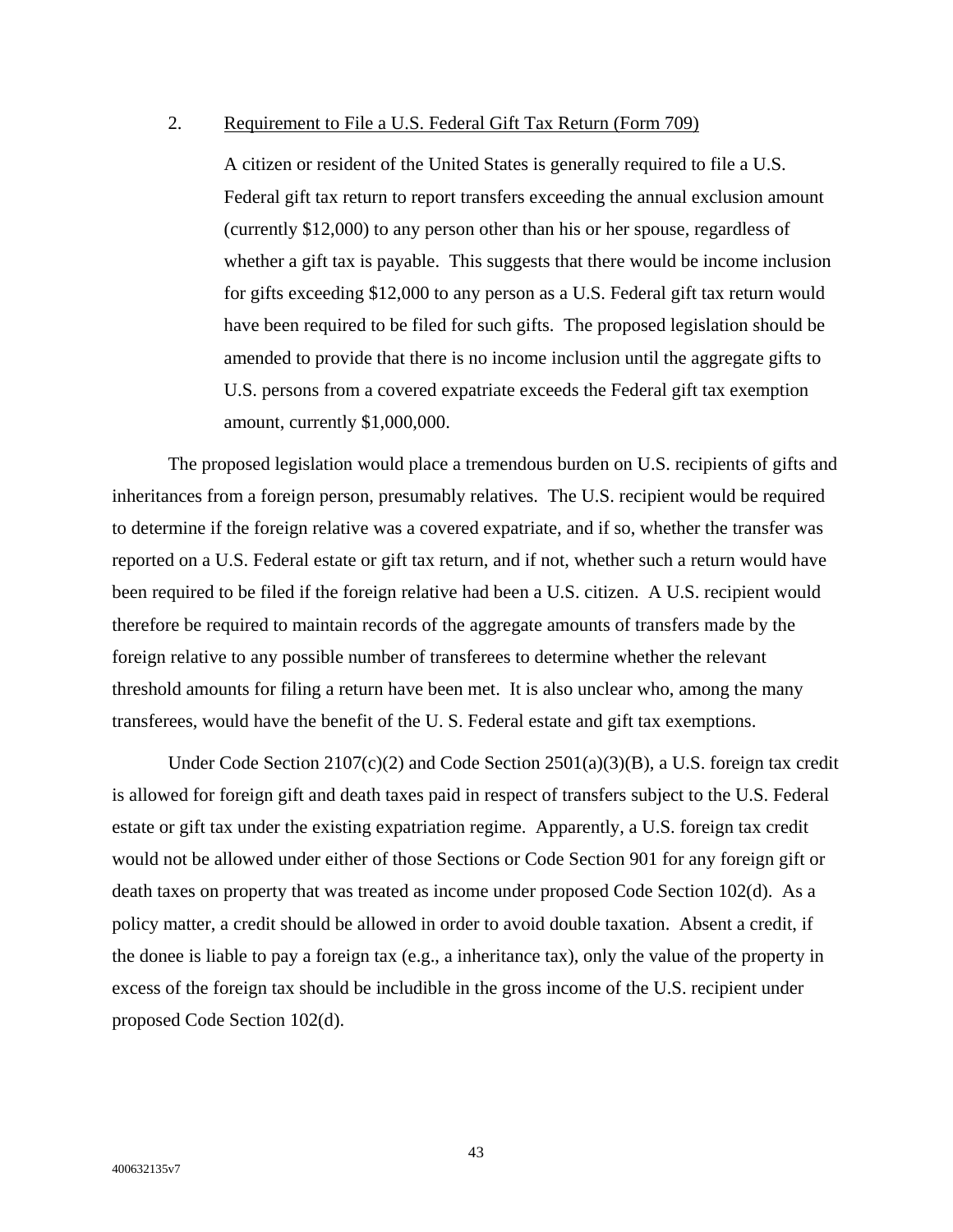2. Requirement to File a U.S. Federal Gift Tax Return (Form 709)

A citizen or resident of the United States is generally required to file a U.S. Federal gift tax return to report transfers exceeding the annual exclusion amount (currently \$12,000) to any person other than his or her spouse, regardless of whether a gift tax is payable. This suggests that there would be income inclusion for gifts exceeding \$12,000 to any person as a U.S. Federal gift tax return would have been required to be filed for such gifts. The proposed legislation should be amended to provide that there is no income inclusion until the aggregate gifts to U.S. persons from a covered expatriate exceeds the Federal gift tax exemption amount, currently \$1,000,000.

The proposed legislation would place a tremendous burden on U.S. recipients of gifts and inheritances from a foreign person, presumably relatives. The U.S. recipient would be required to determine if the foreign relative was a covered expatriate, and if so, whether the transfer was reported on a U.S. Federal estate or gift tax return, and if not, whether such a return would have been required to be filed if the foreign relative had been a U.S. citizen. A U.S. recipient would therefore be required to maintain records of the aggregate amounts of transfers made by the foreign relative to any possible number of transferees to determine whether the relevant threshold amounts for filing a return have been met. It is also unclear who, among the many transferees, would have the benefit of the U. S. Federal estate and gift tax exemptions.

Under Code Section 2107(c)(2) and Code Section 2501(a)(3)(B), a U.S. foreign tax credit is allowed for foreign gift and death taxes paid in respect of transfers subject to the U.S. Federal estate or gift tax under the existing expatriation regime. Apparently, a U.S. foreign tax credit would not be allowed under either of those Sections or Code Section 901 for any foreign gift or death taxes on property that was treated as income under proposed Code Section 102(d). As a policy matter, a credit should be allowed in order to avoid double taxation. Absent a credit, if the donee is liable to pay a foreign tax (e.g., a inheritance tax), only the value of the property in excess of the foreign tax should be includible in the gross income of the U.S. recipient under proposed Code Section 102(d).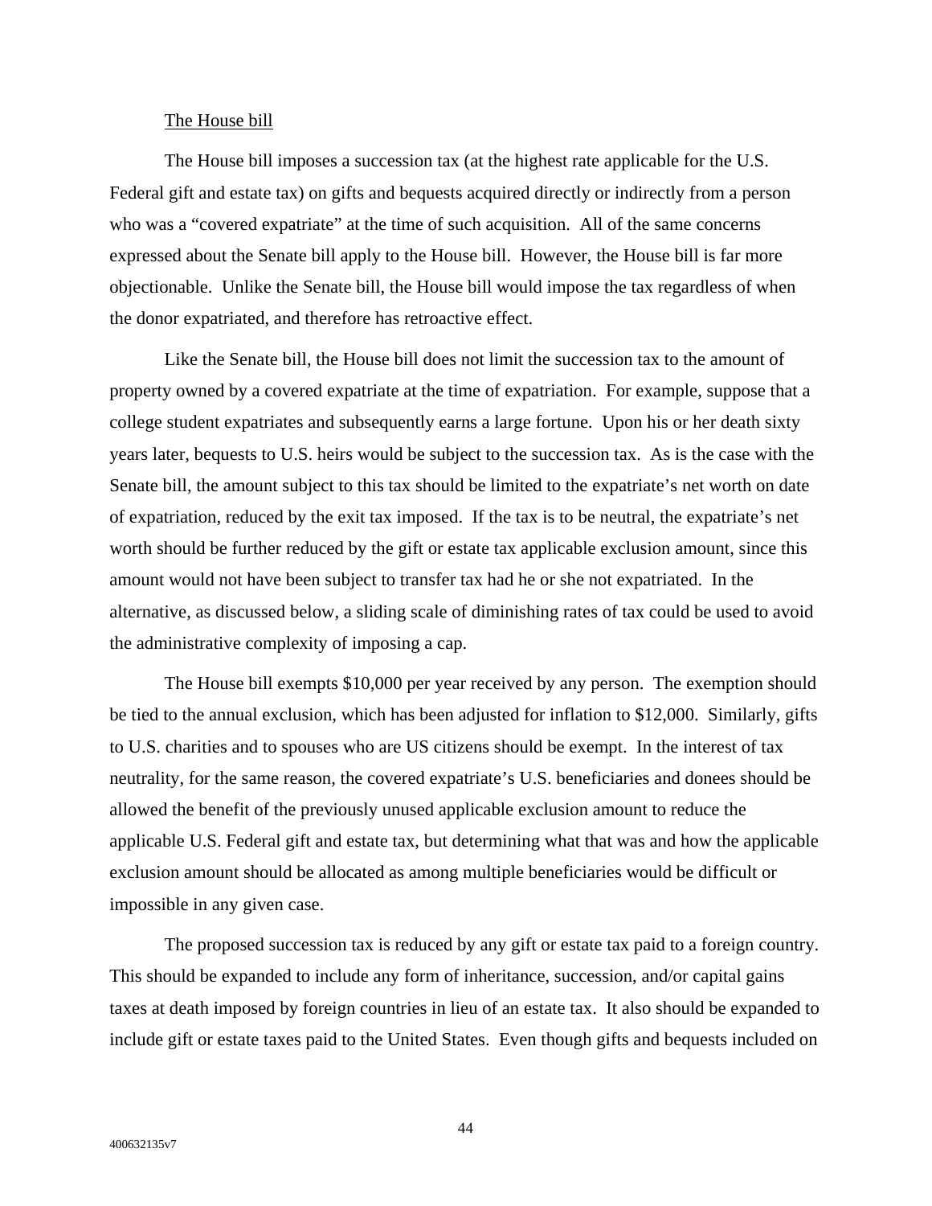The House bill

The House bill imposes a succession tax (at the highest rate applicable for the U.S. Federal gift and estate tax) on gifts and bequests acquired directly or indirectly from a person who was a "covered expatriate" at the time of such acquisition. All of the same concerns expressed about the Senate bill apply to the House bill. However, the House bill is far more objectionable. Unlike the Senate bill, the House bill would impose the tax regardless of when the donor expatriated, and therefore has retroactive effect.

Like the Senate bill, the House bill does not limit the succession tax to the amount of property owned by a covered expatriate at the time of expatriation. For example, suppose that a college student expatriates and subsequently earns a large fortune. Upon his or her death sixty years later, bequests to U.S. heirs would be subject to the succession tax. As is the case with the Senate bill, the amount subject to this tax should be limited to the expatriate's net worth on date of expatriation, reduced by the exit tax imposed. If the tax is to be neutral, the expatriate's net worth should be further reduced by the gift or estate tax applicable exclusion amount, since this amount would not have been subject to transfer tax had he or she not expatriated. In the alternative, as discussed below, a sliding scale of diminishing rates of tax could be used to avoid the administrative complexity of imposing a cap.

The House bill exempts $10,000 per year received by any person. The exemption should be tied to the annual exclusion, which has been adjusted for inflation to $12,000. Similarly, gifts to U.S. charities and to spouses who are US citizens should be exempt. In the interest of tax neutrality, for the same reason, the covered expatriate's U.S. beneficiaries and donees should be allowed the benefit of the previously unused applicable exclusion amount to reduce the applicable U.S. Federal gift and estate tax, but determining what that was and how the applicable exclusion amount should be allocated as among multiple beneficiaries would be difficult or impossible in any given case.

The proposed succession tax is reduced by any gift or estate tax paid to a foreign country. This should be expanded to include any form of inheritance, succession, and/or capital gains taxes at death imposed by foreign countries in lieu of an estate tax. It also should be expanded to include gift or estate taxes paid to the United States. Even though gifts and bequests included on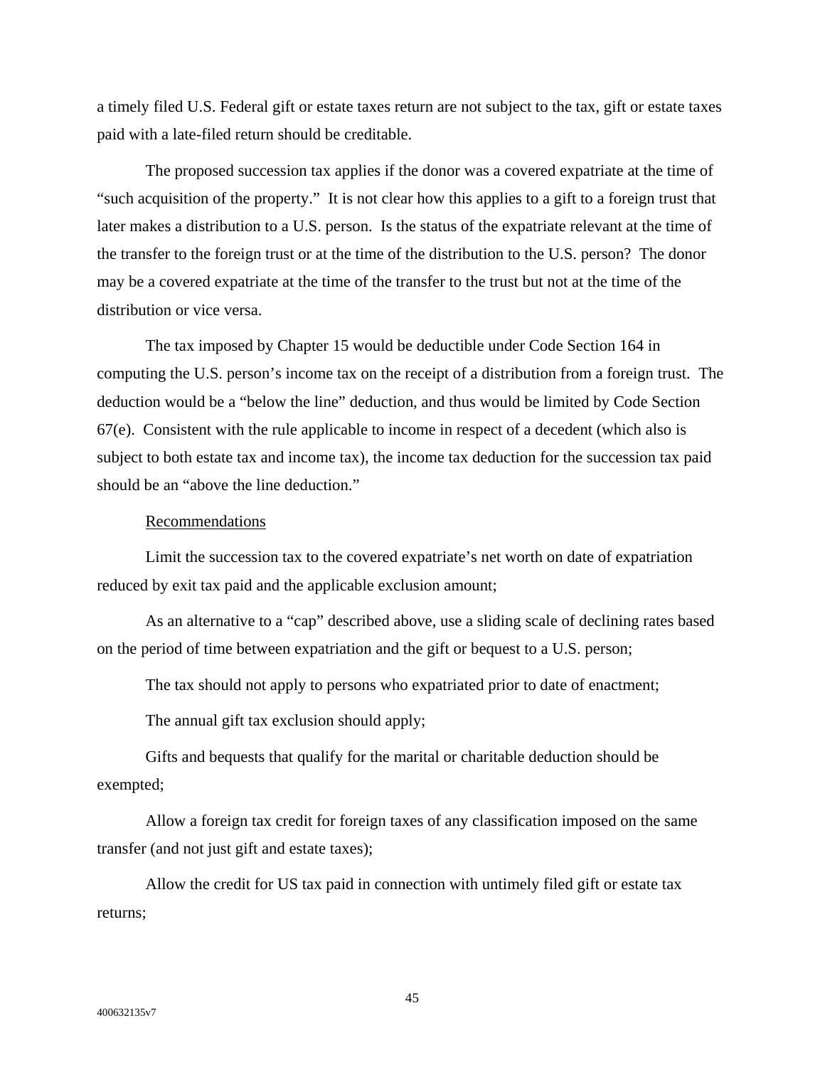a timely filed U.S. Federal gift or estate taxes return are not subject to the tax, gift or estate taxes paid with a late-filed return should be creditable.

The proposed succession tax applies if the donor was a covered expatriate at the time of "such acquisition of the property." It is not clear how this applies to a gift to a foreign trust that later makes a distribution to a U.S. person. Is the status of the expatriate relevant at the time of the transfer to the foreign trust or at the time of the distribution to the U.S. person? The donor may be a covered expatriate at the time of the transfer to the trust but not at the time of the distribution or vice versa.

The tax imposed by Chapter 15 would be deductible under Code Section 164 in computing the U.S. person's income tax on the receipt of a distribution from a foreign trust. The deduction would be a "below the line" deduction, and thus would be limited by Code Section 67(e). Consistent with the rule applicable to income in respect of a decedent (which also is subject to both estate tax and income tax), the income tax deduction for the succession tax paid should be an "above the line deduction."

<u>Recommendations</u>

Limit the succession tax to the covered expatriate's net worth on date of expatriation reduced by exit tax paid and the applicable exclusion amount;

As an alternative to a "cap" described above, use a sliding scale of declining rates based on the period of time between expatriation and the gift or bequest to a U.S. person;

The tax should not apply to persons who expatriated prior to date of enactment;

The annual gift tax exclusion should apply;

Gifts and bequests that qualify for the marital or charitable deduction should be exempted;

Allow a foreign tax credit for foreign taxes of any classification imposed on the same transfer (and not just gift and estate taxes);

Allow the credit for US tax paid in connection with untimely filed gift or estate tax returns;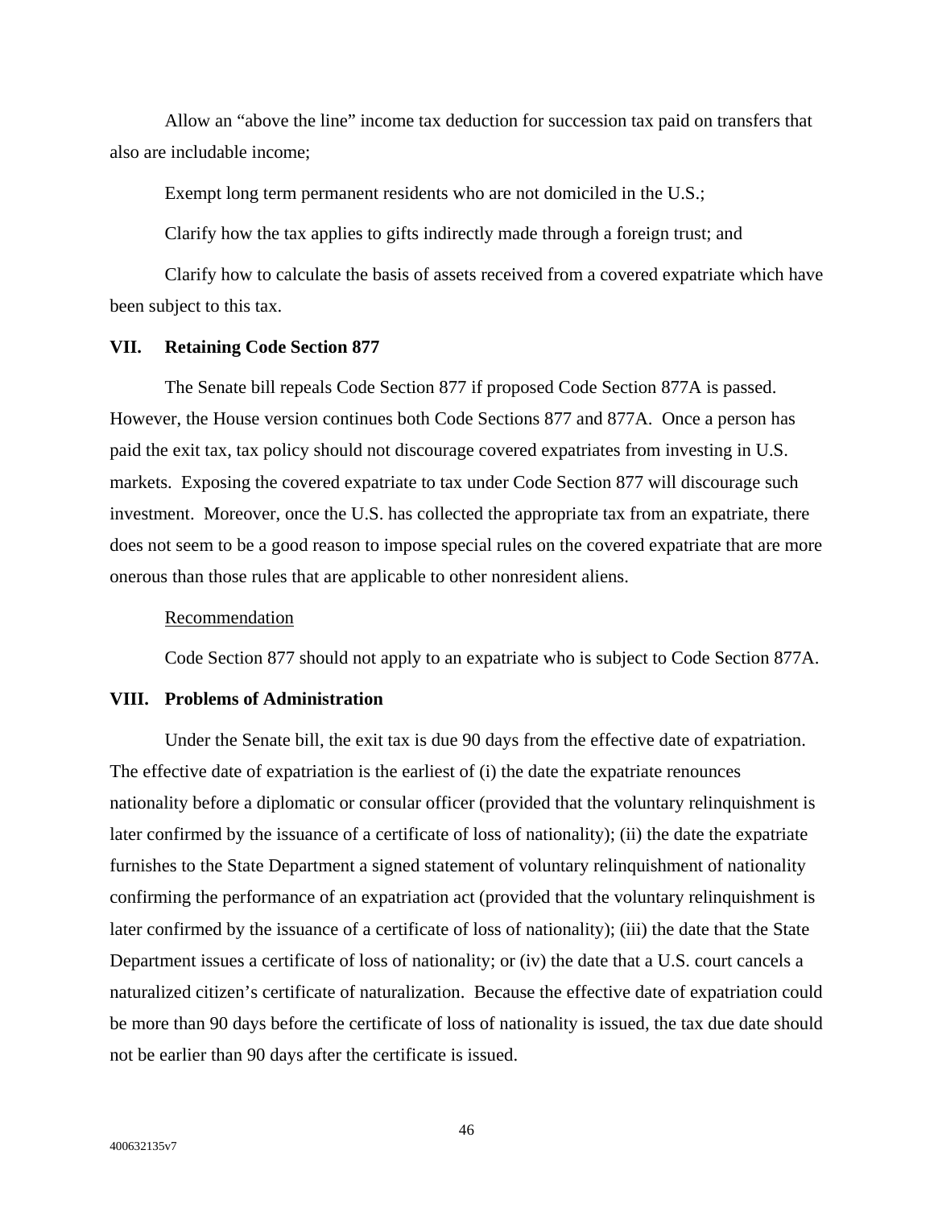Allow an "above the line" income tax deduction for succession tax paid on transfers that also are includable income;

Exempt long term permanent residents who are not domiciled in the U.S.;

Clarify how the tax applies to gifts indirectly made through a foreign trust; and

Clarify how to calculate the basis of assets received from a covered expatriate which have been subject to this tax.

## VII. Retaining Code Section 877

The Senate bill repeals Code Section 877 if proposed Code Section 877A is passed. However, the House version continues both Code Sections 877 and 877A. Once a person has paid the exit tax, tax policy should not discourage covered expatriates from investing in U.S. markets. Exposing the covered expatriate to tax under Code Section 877 will discourage such investment. Moreover, once the U.S. has collected the appropriate tax from an expatriate, there does not seem to be a good reason to impose special rules on the covered expatriate that are more onerous than those rules that are applicable to other nonresident aliens.

Recommendation

Code Section 877 should not apply to an expatriate who is subject to Code Section 877A.

## VIII. Problems of Administration

Under the Senate bill, the exit tax is due 90 days from the effective date of expatriation. The effective date of expatriation is the earliest of (i) the date the expatriate renounces nationality before a diplomatic or consular officer (provided that the voluntary relinquishment is later confirmed by the issuance of a certificate of loss of nationality); (ii) the date the expatriate furnishes to the State Department a signed statement of voluntary relinquishment of nationality confirming the performance of an expatriation act (provided that the voluntary relinquishment is later confirmed by the issuance of a certificate of loss of nationality); (iii) the date that the State Department issues a certificate of loss of nationality; or (iv) the date that a U.S. court cancels a naturalized citizen's certificate of naturalization. Because the effective date of expatriation could be more than 90 days before the certificate of loss of nationality is issued, the tax due date should not be earlier than 90 days after the certificate is issued.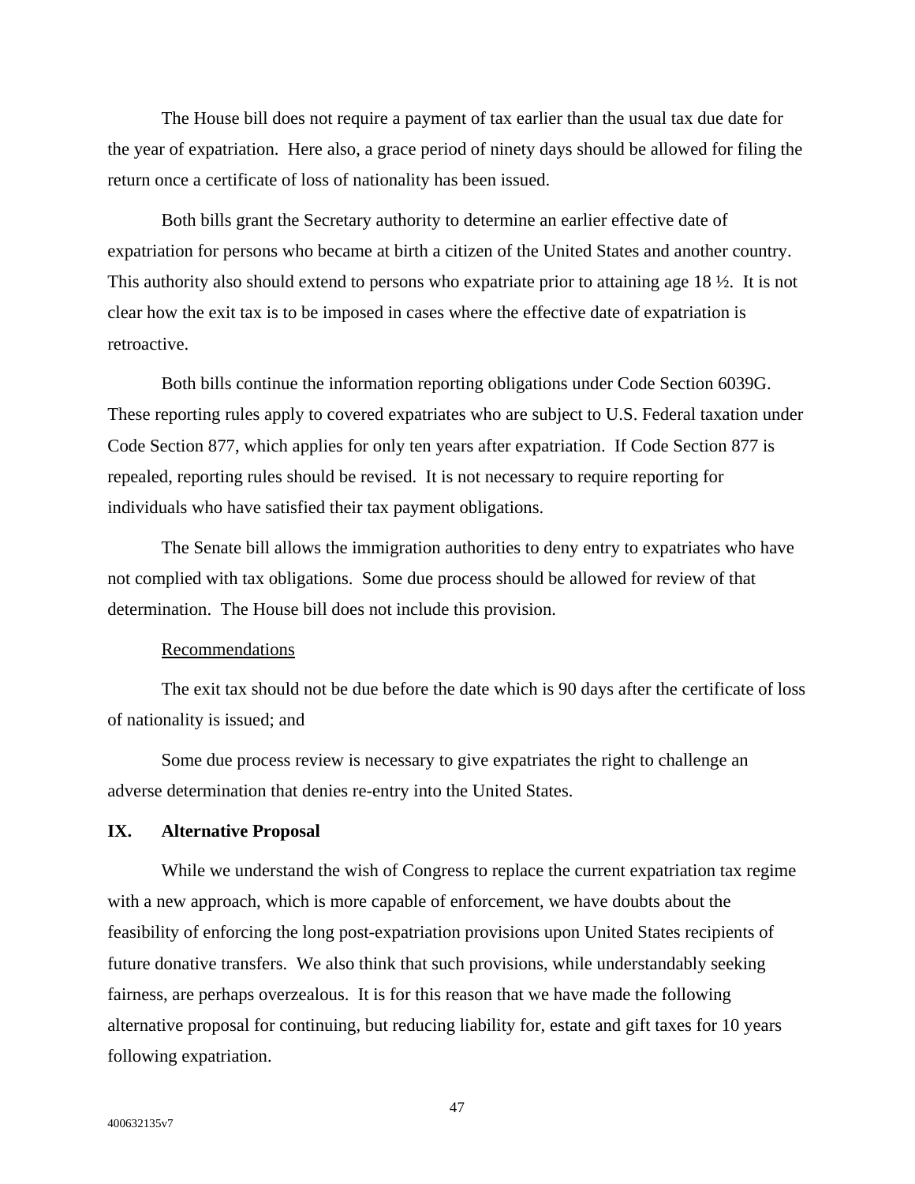The House bill does not require a payment of tax earlier than the usual tax due date for the year of expatriation. Here also, a grace period of ninety days should be allowed for filing the return once a certificate of loss of nationality has been issued.

Both bills grant the Secretary authority to determine an earlier effective date of expatriation for persons who became at birth a citizen of the United States and another country. This authority also should extend to persons who expatriate prior to attaining age 18 ½. It is not clear how the exit tax is to be imposed in cases where the effective date of expatriation is retroactive.

Both bills continue the information reporting obligations under Code Section 6039G. These reporting rules apply to covered expatriates who are subject to U.S. Federal taxation under Code Section 877, which applies for only ten years after expatriation. If Code Section 877 is repealed, reporting rules should be revised. It is not necessary to require reporting for individuals who have satisfied their tax payment obligations.

The Senate bill allows the immigration authorities to deny entry to expatriates who have not complied with tax obligations. Some due process should be allowed for review of that determination. The House bill does not include this provision.

<u>Recommendations</u>

The exit tax should not be due before the date which is 90 days after the certificate of loss of nationality is issued; and

Some due process review is necessary to give expatriates the right to challenge an adverse determination that denies re-entry into the United States.

## IX. Alternative Proposal

While we understand the wish of Congress to replace the current expatriation tax regime with a new approach, which is more capable of enforcement, we have doubts about the feasibility of enforcing the long post-expatriation provisions upon United States recipients of future donative transfers. We also think that such provisions, while understandably seeking fairness, are perhaps overzealous. It is for this reason that we have made the following alternative proposal for continuing, but reducing liability for, estate and gift taxes for 10 years following expatriation.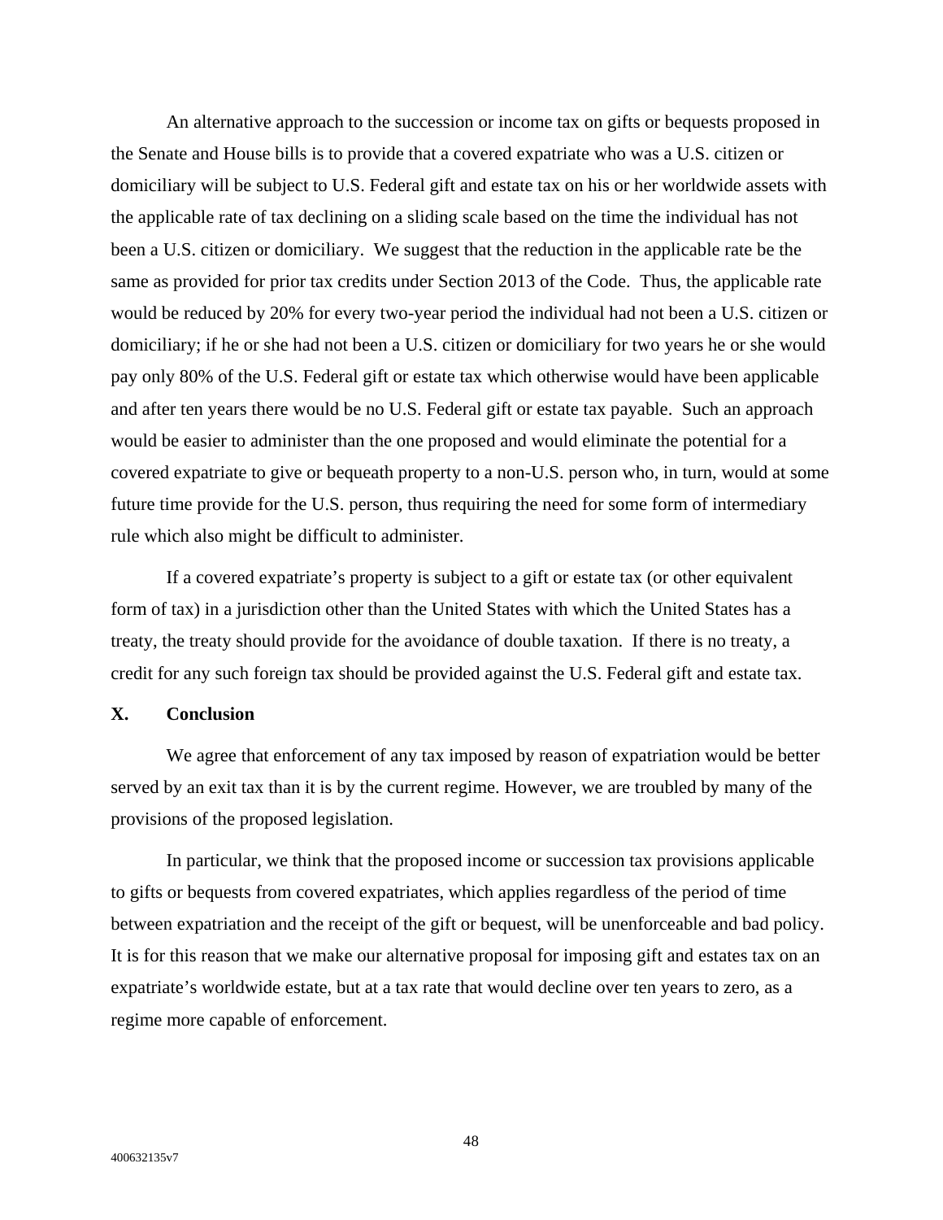An alternative approach to the succession or income tax on gifts or bequests proposed in the Senate and House bills is to provide that a covered expatriate who was a U.S. citizen or domiciliary will be subject to U.S. Federal gift and estate tax on his or her worldwide assets with the applicable rate of tax declining on a sliding scale based on the time the individual has not been a U.S. citizen or domiciliary. We suggest that the reduction in the applicable rate be the same as provided for prior tax credits under Section 2013 of the Code. Thus, the applicable rate would be reduced by 20% for every two-year period the individual had not been a U.S. citizen or domiciliary; if he or she had not been a U.S. citizen or domiciliary for two years he or she would pay only 80% of the U.S. Federal gift or estate tax which otherwise would have been applicable and after ten years there would be no U.S. Federal gift or estate tax payable. Such an approach would be easier to administer than the one proposed and would eliminate the potential for a covered expatriate to give or bequeath property to a non-U.S. person who, in turn, would at some future time provide for the U.S. person, thus requiring the need for some form of intermediary rule which also might be difficult to administer.

If a covered expatriate's property is subject to a gift or estate tax (or other equivalent form of tax) in a jurisdiction other than the United States with which the United States has a treaty, the treaty should provide for the avoidance of double taxation. If there is no treaty, a credit for any such foreign tax should be provided against the U.S. Federal gift and estate tax.

## X. Conclusion

We agree that enforcement of any tax imposed by reason of expatriation would be better served by an exit tax than it is by the current regime. However, we are troubled by many of the provisions of the proposed legislation.

In particular, we think that the proposed income or succession tax provisions applicable to gifts or bequests from covered expatriates, which applies regardless of the period of time between expatriation and the receipt of the gift or bequest, will be unenforceable and bad policy. It is for this reason that we make our alternative proposal for imposing gift and estates tax on an expatriate's worldwide estate, but at a tax rate that would decline over ten years to zero, as a regime more capable of enforcement.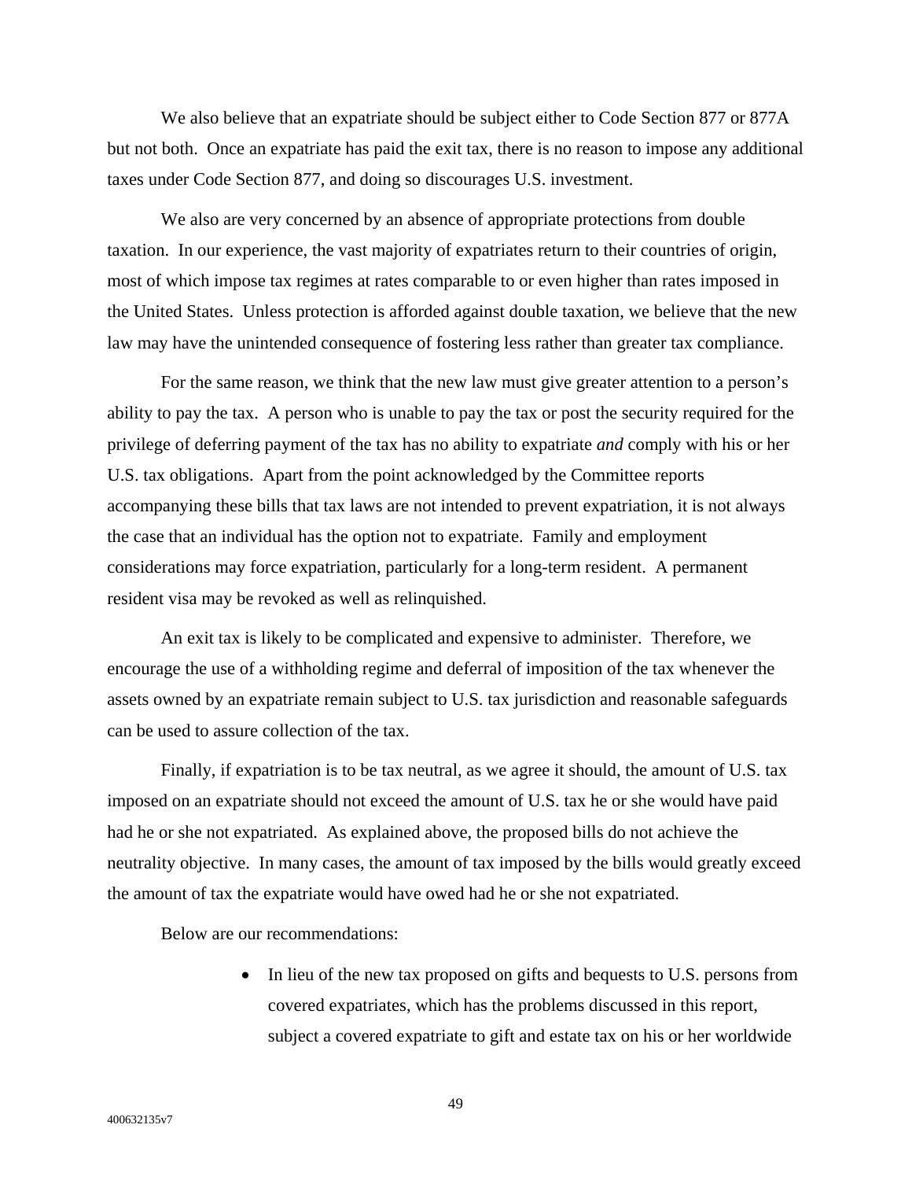We also believe that an expatriate should be subject either to Code Section 877 or 877A but not both. Once an expatriate has paid the exit tax, there is no reason to impose any additional taxes under Code Section 877, and doing so discourages U.S. investment.

We also are very concerned by an absence of appropriate protections from double taxation. In our experience, the vast majority of expatriates return to their countries of origin, most of which impose tax regimes at rates comparable to or even higher than rates imposed in the United States. Unless protection is afforded against double taxation, we believe that the new law may have the unintended consequence of fostering less rather than greater tax compliance.

For the same reason, we think that the new law must give greater attention to a person's ability to pay the tax. A person who is unable to pay the tax or post the security required for the privilege of deferring payment of the tax has no ability to expatriate *and* comply with his or her U.S. tax obligations. Apart from the point acknowledged by the Committee reports accompanying these bills that tax laws are not intended to prevent expatriation, it is not always the case that an individual has the option not to expatriate. Family and employment considerations may force expatriation, particularly for a long-term resident. A permanent resident visa may be revoked as well as relinquished.

An exit tax is likely to be complicated and expensive to administer. Therefore, we encourage the use of a withholding regime and deferral of imposition of the tax whenever the assets owned by an expatriate remain subject to U.S. tax jurisdiction and reasonable safeguards can be used to assure collection of the tax.

Finally, if expatriation is to be tax neutral, as we agree it should, the amount of U.S. tax imposed on an expatriate should not exceed the amount of U.S. tax he or she would have paid had he or she not expatriated. As explained above, the proposed bills do not achieve the neutrality objective. In many cases, the amount of tax imposed by the bills would greatly exceed the amount of tax the expatriate would have owed had he or she not expatriated.

Below are our recommendations:

- In lieu of the new tax proposed on gifts and bequests to U.S. persons from covered expatriates, which has the problems discussed in this report, subject a covered expatriate to gift and estate tax on his or her worldwide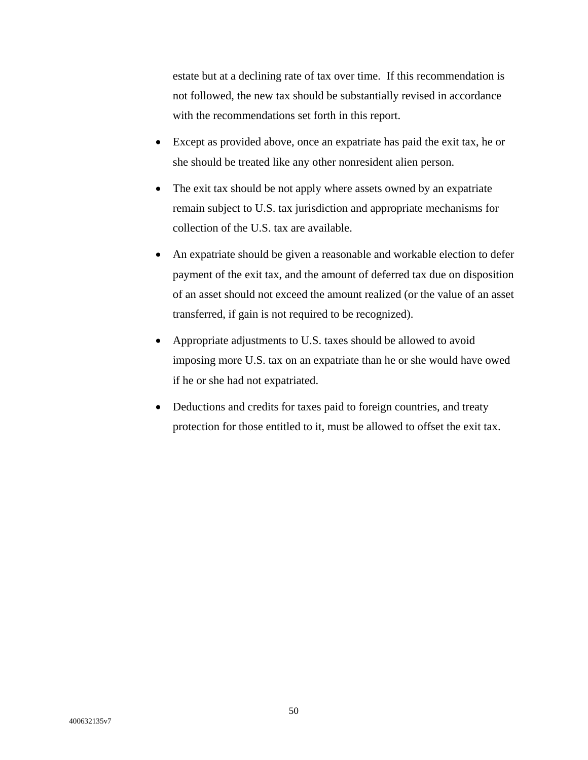estate but at a declining rate of tax over time. If this recommendation is not followed, the new tax should be substantially revised in accordance with the recommendations set forth in this report.

- Except as provided above, once an expatriate has paid the exit tax, he or she should be treated like any other nonresident alien person.
- The exit tax should be not apply where assets owned by an expatriate remain subject to U.S. tax jurisdiction and appropriate mechanisms for collection of the U.S. tax are available.
- An expatriate should be given a reasonable and workable election to defer payment of the exit tax, and the amount of deferred tax due on disposition of an asset should not exceed the amount realized (or the value of an asset transferred, if gain is not required to be recognized).
- Appropriate adjustments to U.S. taxes should be allowed to avoid imposing more U.S. tax on an expatriate than he or she would have owed if he or she had not expatriated.
- Deductions and credits for taxes paid to foreign countries, and treaty protection for those entitled to it, must be allowed to offset the exit tax.